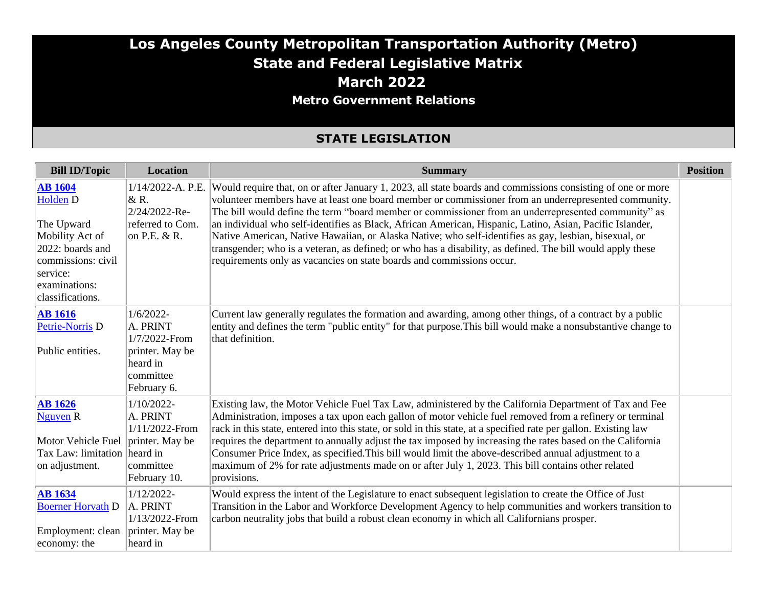# Los Angeles County Metropolitan Transportation Authority (Metro)
# State and Federal Legislative Matrix
# March 2022
### Metro Government Relations

## STATE LEGISLATION

| Bill ID/Topic | Location | Summary | Position |
|---|---|---|---|
| **AB 1604** Holden D <br><br> The Upward Mobility Act of 2022: boards and commissions: civil service: examinations: classifications. | 1/14/2022-A. P.E. & R. 2/24/2022-Re-referred to Com. on P.E. & R. | Would require that, on or after January 1, 2023, all state boards and commissions consisting of one or more volunteer members have at least one board member or commissioner from an underrepresented community. The bill would define the term "board member or commissioner from an underrepresented community" as an individual who self-identifies as Black, African American, Hispanic, Latino, Asian, Pacific Islander, Native American, Native Hawaiian, or Alaska Native; who self-identifies as gay, lesbian, bisexual, or transgender; who is a veteran, as defined; or who has a disability, as defined. The bill would apply these requirements only as vacancies on state boards and commissions occur. | |
| **AB 1616** Petrie-Norris D <br><br> Public entities. | 1/6/2022-A. PRINT 1/7/2022-From printer. May be heard in committee February 6. | Current law generally regulates the formation and awarding, among other things, of a contract by a public entity and defines the term "public entity" for that purpose.This bill would make a nonsubstantive change to that definition. | |
| **AB 1626** Nguyen R <br><br> Motor Vehicle Fuel Tax Law: limitation on adjustment. | 1/10/2022-A. PRINT 1/11/2022-From printer. May be heard in committee February 10. | Existing law, the Motor Vehicle Fuel Tax Law, administered by the California Department of Tax and Fee Administration, imposes a tax upon each gallon of motor vehicle fuel removed from a refinery or terminal rack in this state, entered into this state, or sold in this state, at a specified rate per gallon. Existing law requires the department to annually adjust the tax imposed by increasing the rates based on the California Consumer Price Index, as specified.This bill would limit the above-described annual adjustment to a maximum of 2% for rate adjustments made on or after July 1, 2023. This bill contains other related provisions. | |
| **AB 1634** Boerner Horvath D <br><br> Employment: clean economy: the | 1/12/2022-A. PRINT 1/13/2022-From printer. May be heard in | Would express the intent of the Legislature to enact subsequent legislation to create the Office of Just Transition in the Labor and Workforce Development Agency to help communities and workers transition to carbon neutrality jobs that build a robust clean economy in which all Californians prosper. | |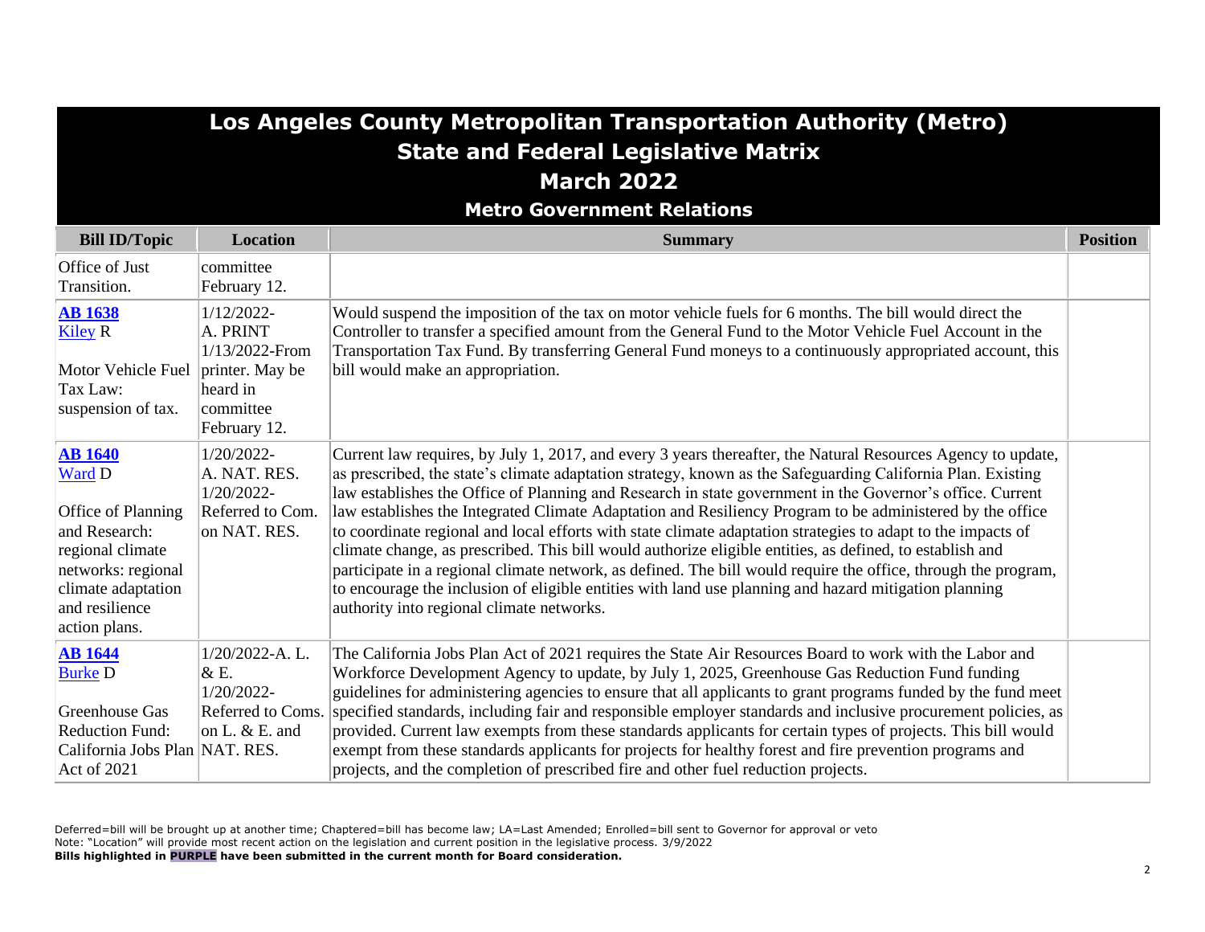# Los Angeles County Metropolitan Transportation Authority (Metro)
## State and Federal Legislative Matrix
## March 2022
### Metro Government Relations

| Bill ID/Topic | Location | Summary | Position |
|---|---|---|---|
| Office of Just Transition. | committee February 12. | | |
| **AB 1638** Kiley R<br><br>Motor Vehicle Fuel Tax Law: suspension of tax. | 1/12/2022-A. PRINT 1/13/2022-From printer. May be heard in committee February 12. | Would suspend the imposition of the tax on motor vehicle fuels for 6 months. The bill would direct the Controller to transfer a specified amount from the General Fund to the Motor Vehicle Fuel Account in the Transportation Tax Fund. By transferring General Fund moneys to a continuously appropriated account, this bill would make an appropriation. | |
| **AB 1640** Ward D<br><br>Office of Planning and Research: regional climate networks: regional climate adaptation and resilience action plans. | 1/20/2022-A. NAT. RES. 1/20/2022-Referred to Com. on NAT. RES. | Current law requires, by July 1, 2017, and every 3 years thereafter, the Natural Resources Agency to update, as prescribed, the state's climate adaptation strategy, known as the Safeguarding California Plan. Existing law establishes the Office of Planning and Research in state government in the Governor's office. Current law establishes the Integrated Climate Adaptation and Resiliency Program to be administered by the office to coordinate regional and local efforts with state climate adaptation strategies to adapt to the impacts of climate change, as prescribed. This bill would authorize eligible entities, as defined, to establish and participate in a regional climate network, as defined. The bill would require the office, through the program, to encourage the inclusion of eligible entities with land use planning and hazard mitigation planning authority into regional climate networks. | |
| **AB 1644** Burke D<br><br>Greenhouse Gas Reduction Fund: California Jobs Plan Act of 2021 | 1/20/2022-A. L. & E. 1/20/2022-Referred to Coms. on L. & E. and NAT. RES. | The California Jobs Plan Act of 2021 requires the State Air Resources Board to work with the Labor and Workforce Development Agency to update, by July 1, 2025, Greenhouse Gas Reduction Fund funding guidelines for administering agencies to ensure that all applicants to grant programs funded by the fund meet specified standards, including fair and responsible employer standards and inclusive procurement policies, as provided. Current law exempts from these standards applicants for certain types of projects. This bill would exempt from these standards applicants for projects for healthy forest and fire prevention programs and projects, and the completion of prescribed fire and other fuel reduction projects. | |

Deferred=bill will be brought up at another time; Chaptered=bill has become law; LA=Last Amended; Enrolled=bill sent to Governor for approval or veto
Note: "Location" will provide most recent action on the legislation and current position in the legislative process. 3/9/2022
**Bills highlighted in PURPLE have been submitted in the current month for Board consideration.**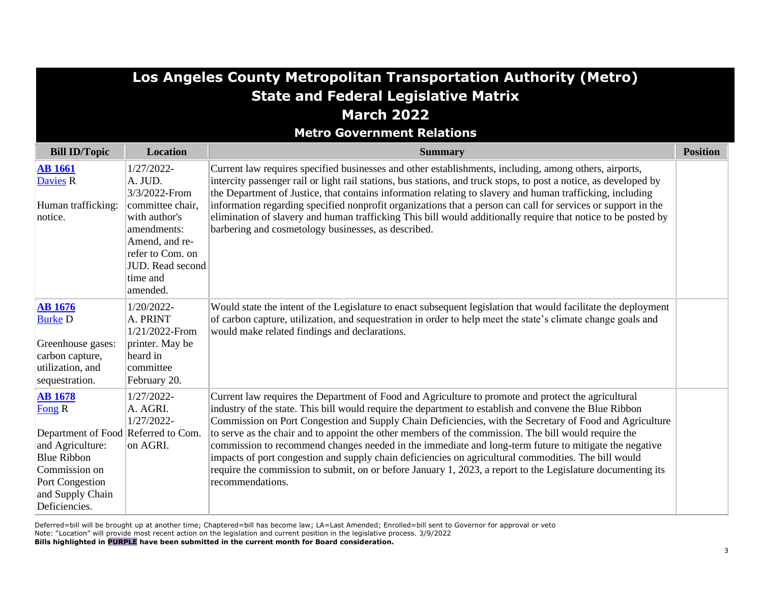# Los Angeles County Metropolitan Transportation Authority (Metro)
## State and Federal Legislative Matrix
## March 2022
### Metro Government Relations

| Bill ID/Topic | Location | Summary | Position |
|---|---|---|---|
| **AB 1661** Davies R  Human trafficking: notice. | 1/27/2022- A. JUD. 3/3/2022-From committee chair, with author's amendments: Amend, and re-refer to Com. on JUD. Read second time and amended. | Current law requires specified businesses and other establishments, including, among others, airports, intercity passenger rail or light rail stations, bus stations, and truck stops, to post a notice, as developed by the Department of Justice, that contains information relating to slavery and human trafficking, including information regarding specified nonprofit organizations that a person can call for services or support in the elimination of slavery and human trafficking This bill would additionally require that notice to be posted by barbering and cosmetology businesses, as described. | |
| **AB 1676** Burke D  Greenhouse gases: carbon capture, utilization, and sequestration. | 1/20/2022- A. PRINT 1/21/2022-From printer. May be heard in committee February 20. | Would state the intent of the Legislature to enact subsequent legislation that would facilitate the deployment of carbon capture, utilization, and sequestration in order to help meet the state's climate change goals and would make related findings and declarations. | |
| **AB 1678** Fong R  Department of Food and Agriculture: Blue Ribbon Commission on Port Congestion and Supply Chain Deficiencies. | 1/27/2022- A. AGRI. 1/27/2022- Referred to Com. on AGRI. | Current law requires the Department of Food and Agriculture to promote and protect the agricultural industry of the state. This bill would require the department to establish and convene the Blue Ribbon Commission on Port Congestion and Supply Chain Deficiencies, with the Secretary of Food and Agriculture to serve as the chair and to appoint the other members of the commission. The bill would require the commission to recommend changes needed in the immediate and long-term future to mitigate the negative impacts of port congestion and supply chain deficiencies on agricultural commodities. The bill would require the commission to submit, on or before January 1, 2023, a report to the Legislature documenting its recommendations. | |

Deferred=bill will be brought up at another time; Chaptered=bill has become law; LA=Last Amended; Enrolled=bill sent to Governor for approval or veto
Note: "Location" will provide most recent action on the legislation and current position in the legislative process. 3/9/2022
**Bills highlighted in PURPLE have been submitted in the current month for Board consideration.**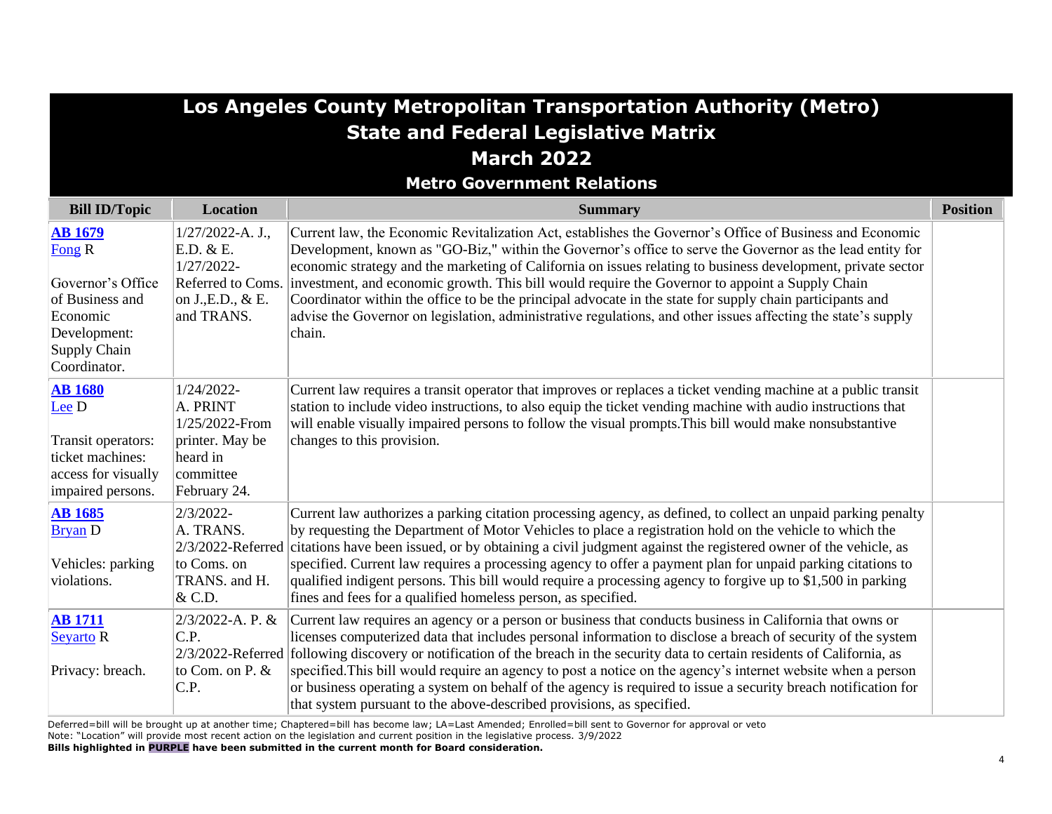# Los Angeles County Metropolitan Transportation Authority (Metro)
## State and Federal Legislative Matrix
## March 2022
### Metro Government Relations

| Bill ID/Topic | Location | Summary | Position |
|---|---|---|---|
| **AB 1679**<br>Fong R<br><br>Governor's Office of Business and Economic Development: Supply Chain Coordinator. | 1/27/2022-A. J., E.D. & E.<br>1/27/2022-Referred to Coms. on J.,E.D., & E. and TRANS. | Current law, the Economic Revitalization Act, establishes the Governor's Office of Business and Economic Development, known as "GO-Biz," within the Governor's office to serve the Governor as the lead entity for economic strategy and the marketing of California on issues relating to business development, private sector investment, and economic growth. This bill would require the Governor to appoint a Supply Chain Coordinator within the office to be the principal advocate in the state for supply chain participants and advise the Governor on legislation, administrative regulations, and other issues affecting the state's supply chain. | |
| **AB 1680**<br>Lee D<br><br>Transit operators: ticket machines: access for visually impaired persons. | 1/24/2022-A. PRINT<br>1/25/2022-From printer. May be heard in committee February 24. | Current law requires a transit operator that improves or replaces a ticket vending machine at a public transit station to include video instructions, to also equip the ticket vending machine with audio instructions that will enable visually impaired persons to follow the visual prompts.This bill would make nonsubstantive changes to this provision. | |
| **AB 1685**<br>Bryan D<br><br>Vehicles: parking violations. | 2/3/2022-A. TRANS.<br>2/3/2022-Referred to Coms. on TRANS. and H. & C.D. | Current law authorizes a parking citation processing agency, as defined, to collect an unpaid parking penalty by requesting the Department of Motor Vehicles to place a registration hold on the vehicle to which the citations have been issued, or by obtaining a civil judgment against the registered owner of the vehicle, as specified. Current law requires a processing agency to offer a payment plan for unpaid parking citations to qualified indigent persons. This bill would require a processing agency to forgive up to $1,500 in parking fines and fees for a qualified homeless person, as specified. | |
| **AB 1711**<br>Seyarto R<br><br>Privacy: breach. | 2/3/2022-A. P. & C.P.<br>2/3/2022-Referred to Com. on P. & C.P. | Current law requires an agency or a person or business that conducts business in California that owns or licenses computerized data that includes personal information to disclose a breach of security of the system following discovery or notification of the breach in the security data to certain residents of California, as specified.This bill would require an agency to post a notice on the agency's internet website when a person or business operating a system on behalf of the agency is required to issue a security breach notification for that system pursuant to the above-described provisions, as specified. | |

Deferred=bill will be brought up at another time; Chaptered=bill has become law; LA=Last Amended; Enrolled=bill sent to Governor for approval or veto
Note: "Location" will provide most recent action on the legislation and current position in the legislative process. 3/9/2022
**Bills highlighted in PURPLE have been submitted in the current month for Board consideration.**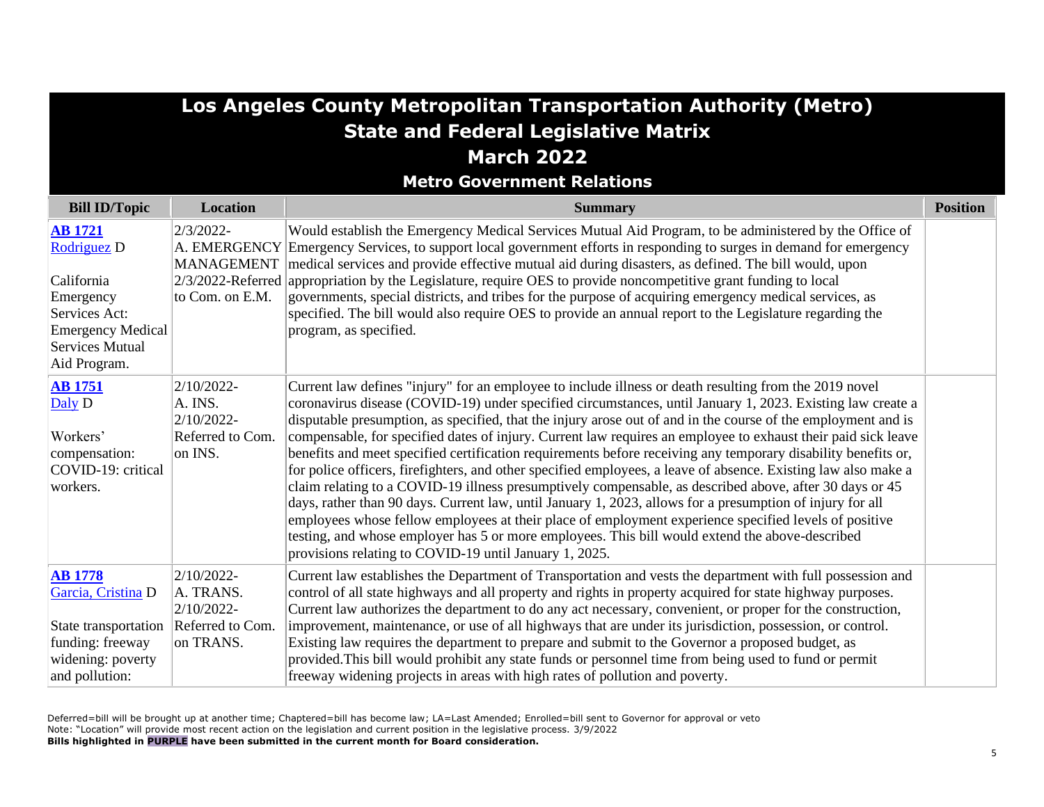# Los Angeles County Metropolitan Transportation Authority (Metro)
## State and Federal Legislative Matrix
## March 2022
### Metro Government Relations

| Bill ID/Topic | Location | Summary | Position |
|---|---|---|---|
| **AB 1721**<br>Rodriguez D<br><br>California Emergency Services Act: Emergency Medical Services Mutual Aid Program. | 2/3/2022-<br>A. EMERGENCY MANAGEMENT<br>2/3/2022-Referred to Com. on E.M. | Would establish the Emergency Medical Services Mutual Aid Program, to be administered by the Office of Emergency Services, to support local government efforts in responding to surges in demand for emergency medical services and provide effective mutual aid during disasters, as defined. The bill would, upon appropriation by the Legislature, require OES to provide noncompetitive grant funding to local governments, special districts, and tribes for the purpose of acquiring emergency medical services, as specified. The bill would also require OES to provide an annual report to the Legislature regarding the program, as specified. | |
| **AB 1751**<br>Daly D<br><br>Workers' compensation: COVID-19: critical workers. | 2/10/2022-<br>A. INS.<br>2/10/2022-<br>Referred to Com. on INS. | Current law defines "injury" for an employee to include illness or death resulting from the 2019 novel coronavirus disease (COVID-19) under specified circumstances, until January 1, 2023. Existing law create a disputable presumption, as specified, that the injury arose out of and in the course of the employment and is compensable, for specified dates of injury. Current law requires an employee to exhaust their paid sick leave benefits and meet specified certification requirements before receiving any temporary disability benefits or, for police officers, firefighters, and other specified employees, a leave of absence. Existing law also make a claim relating to a COVID-19 illness presumptively compensable, as described above, after 30 days or 45 days, rather than 90 days. Current law, until January 1, 2023, allows for a presumption of injury for all employees whose fellow employees at their place of employment experience specified levels of positive testing, and whose employer has 5 or more employees. This bill would extend the above-described provisions relating to COVID-19 until January 1, 2025. | |
| **AB 1778**<br>Garcia, Cristina D<br><br>State transportation funding: freeway widening: poverty and pollution: | 2/10/2022-<br>A. TRANS.<br>2/10/2022-<br>Referred to Com. on TRANS. | Current law establishes the Department of Transportation and vests the department with full possession and control of all state highways and all property and rights in property acquired for state highway purposes. Current law authorizes the department to do any act necessary, convenient, or proper for the construction, improvement, maintenance, or use of all highways that are under its jurisdiction, possession, or control. Existing law requires the department to prepare and submit to the Governor a proposed budget, as provided.This bill would prohibit any state funds or personnel time from being used to fund or permit freeway widening projects in areas with high rates of pollution and poverty. | |

Deferred=bill will be brought up at another time; Chaptered=bill has become law; LA=Last Amended; Enrolled=bill sent to Governor for approval or veto
Note: "Location" will provide most recent action on the legislation and current position in the legislative process. 3/9/2022
**Bills highlighted in PURPLE have been submitted in the current month for Board consideration.**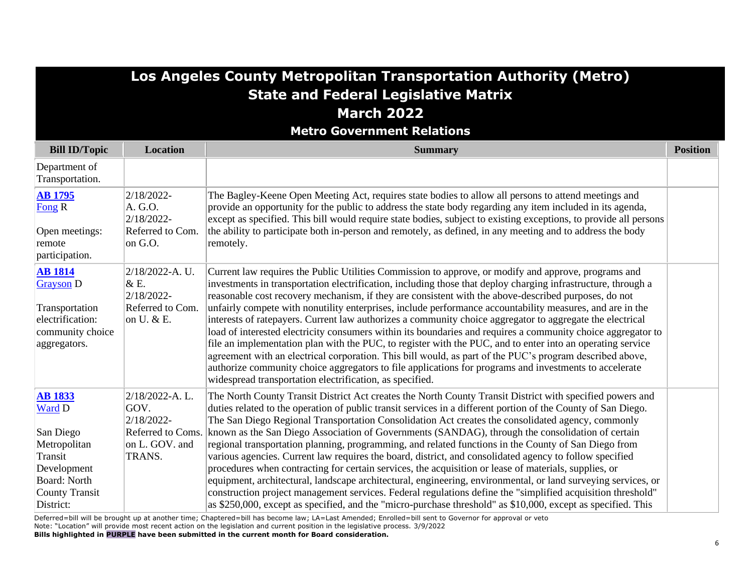# Los Angeles County Metropolitan Transportation Authority (Metro)
## State and Federal Legislative Matrix
## March 2022
### Metro Government Relations

| Bill ID/Topic | Location | Summary | Position |
|---|---|---|---|
| Department of Transportation. | | | |
| **AB 1795** Fong R<br><br>Open meetings: remote participation. | 2/18/2022-A. G.O.<br>2/18/2022-Referred to Com. on G.O. | The Bagley-Keene Open Meeting Act, requires state bodies to allow all persons to attend meetings and provide an opportunity for the public to address the state body regarding any item included in its agenda, except as specified. This bill would require state bodies, subject to existing exceptions, to provide all persons the ability to participate both in-person and remotely, as defined, in any meeting and to address the body remotely. | |
| **AB 1814** Grayson D<br><br>Transportation electrification: community choice aggregators. | 2/18/2022-A. U. & E.<br>2/18/2022-Referred to Com. on U. & E. | Current law requires the Public Utilities Commission to approve, or modify and approve, programs and investments in transportation electrification, including those that deploy charging infrastructure, through a reasonable cost recovery mechanism, if they are consistent with the above-described purposes, do not unfairly compete with nonutility enterprises, include performance accountability measures, and are in the interests of ratepayers. Current law authorizes a community choice aggregator to aggregate the electrical load of interested electricity consumers within its boundaries and requires a community choice aggregator to file an implementation plan with the PUC, to register with the PUC, and to enter into an operating service agreement with an electrical corporation. This bill would, as part of the PUC's program described above, authorize community choice aggregators to file applications for programs and investments to accelerate widespread transportation electrification, as specified. | |
| **AB 1833** Ward D<br><br>San Diego Metropolitan Transit Development Board: North County Transit District: | 2/18/2022-A. L. GOV.<br>2/18/2022-Referred to Coms. on L. GOV. and TRANS. | The North County Transit District Act creates the North County Transit District with specified powers and duties related to the operation of public transit services in a different portion of the County of San Diego. The San Diego Regional Transportation Consolidation Act creates the consolidated agency, commonly known as the San Diego Association of Governments (SANDAG), through the consolidation of certain regional transportation planning, programming, and related functions in the County of San Diego from various agencies. Current law requires the board, district, and consolidated agency to follow specified procedures when contracting for certain services, the acquisition or lease of materials, supplies, or equipment, architectural, landscape architectural, engineering, environmental, or land surveying services, or construction project management services. Federal regulations define the "simplified acquisition threshold" as $250,000, except as specified, and the "micro-purchase threshold" as $10,000, except as specified. This | |

Deferred=bill will be brought up at another time; Chaptered=bill has become law; LA=Last Amended; Enrolled=bill sent to Governor for approval or veto
Note: "Location" will provide most recent action on the legislation and current position in the legislative process. 3/9/2022
**Bills highlighted in PURPLE have been submitted in the current month for Board consideration.**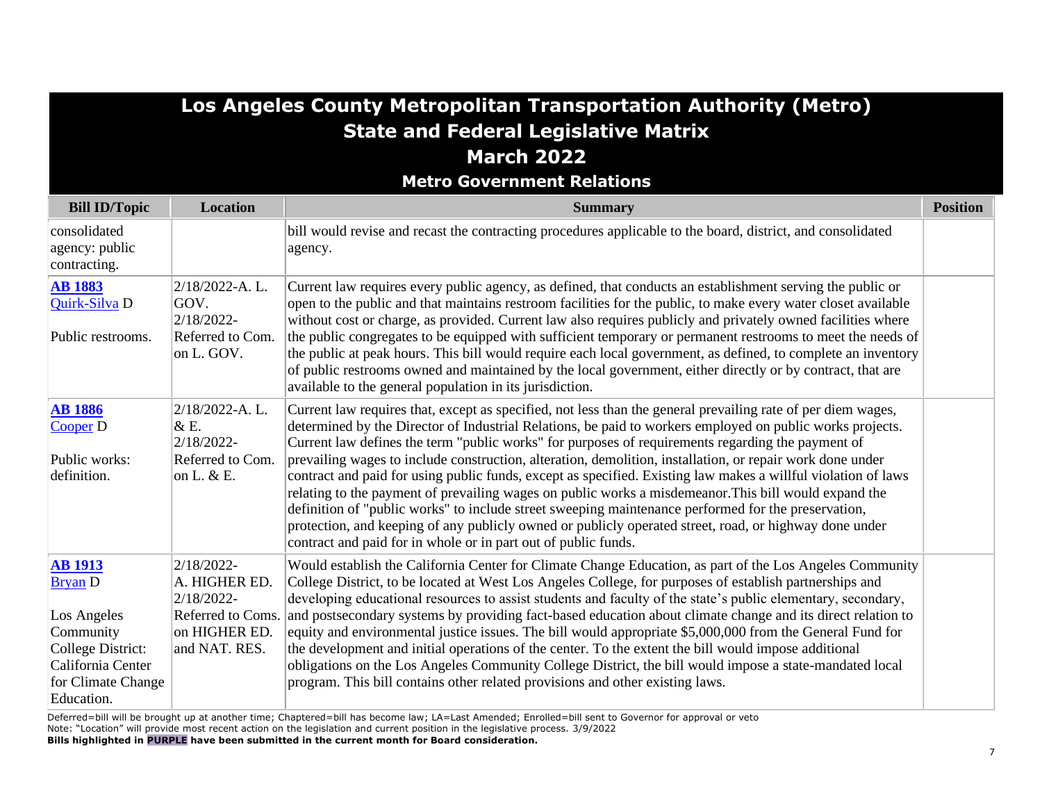# Los Angeles County Metropolitan Transportation Authority (Metro)
## State and Federal Legislative Matrix
## March 2022
### Metro Government Relations

| Bill ID/Topic | Location | Summary | Position |
|---|---|---|---|
| consolidated agency: public contracting. | | bill would revise and recast the contracting procedures applicable to the board, district, and consolidated agency. | |
| **AB 1883** Quirk-Silva D<br><br>Public restrooms. | 2/18/2022-A. L. GOV.<br>2/18/2022-Referred to Com. on L. GOV. | Current law requires every public agency, as defined, that conducts an establishment serving the public or open to the public and that maintains restroom facilities for the public, to make every water closet available without cost or charge, as provided. Current law also requires publicly and privately owned facilities where the public congregates to be equipped with sufficient temporary or permanent restrooms to meet the needs of the public at peak hours. This bill would require each local government, as defined, to complete an inventory of public restrooms owned and maintained by the local government, either directly or by contract, that are available to the general population in its jurisdiction. | |
| **AB 1886** Cooper D<br><br>Public works: definition. | 2/18/2022-A. L. & E.<br>2/18/2022-Referred to Com. on L. & E. | Current law requires that, except as specified, not less than the general prevailing rate of per diem wages, determined by the Director of Industrial Relations, be paid to workers employed on public works projects. Current law defines the term "public works" for purposes of requirements regarding the payment of prevailing wages to include construction, alteration, demolition, installation, or repair work done under contract and paid for using public funds, except as specified. Existing law makes a willful violation of laws relating to the payment of prevailing wages on public works a misdemeanor.This bill would expand the definition of "public works" to include street sweeping maintenance performed for the preservation, protection, and keeping of any publicly owned or publicly operated street, road, or highway done under contract and paid for in whole or in part out of public funds. | |
| **AB 1913** Bryan D<br><br>Los Angeles Community College District: California Center for Climate Change Education. | 2/18/2022-A. HIGHER ED.<br>2/18/2022-Referred to Coms. on HIGHER ED. and NAT. RES. | Would establish the California Center for Climate Change Education, as part of the Los Angeles Community College District, to be located at West Los Angeles College, for purposes of establish partnerships and developing educational resources to assist students and faculty of the state's public elementary, secondary, and postsecondary systems by providing fact-based education about climate change and its direct relation to equity and environmental justice issues. The bill would appropriate $5,000,000 from the General Fund for the development and initial operations of the center. To the extent the bill would impose additional obligations on the Los Angeles Community College District, the bill would impose a state-mandated local program. This bill contains other related provisions and other existing laws. | |

Deferred=bill will be brought up at another time; Chaptered=bill has become law; LA=Last Amended; Enrolled=bill sent to Governor for approval or veto
Note: "Location" will provide most recent action on the legislation and current position in the legislative process. 3/9/2022
**Bills highlighted in PURPLE have been submitted in the current month for Board consideration.**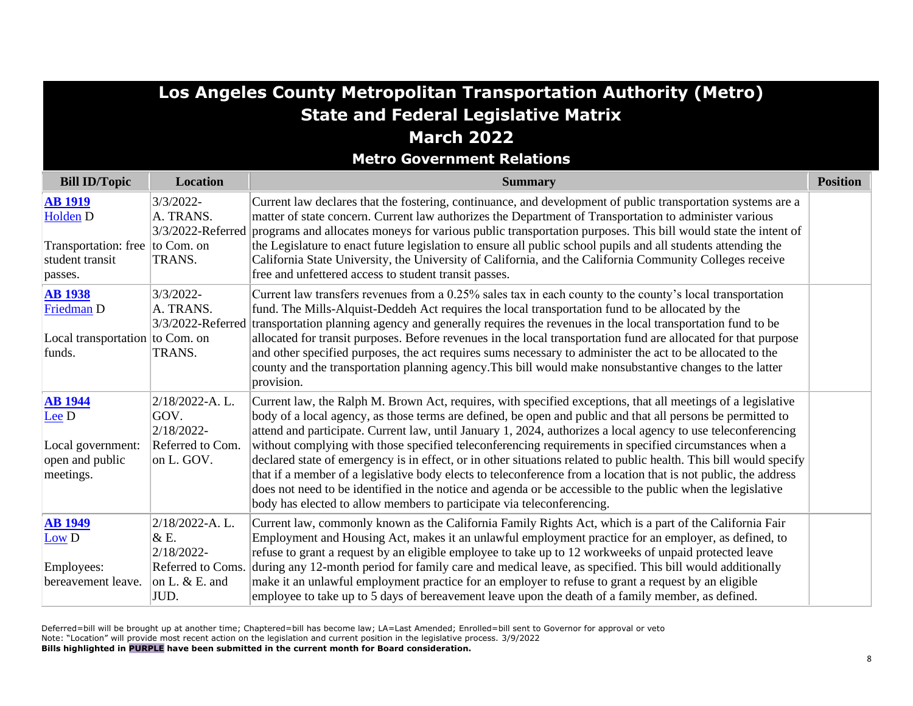# Los Angeles County Metropolitan Transportation Authority (Metro)
## State and Federal Legislative Matrix
## March 2022
### Metro Government Relations

| Bill ID/Topic | Location | Summary | Position |
|---|---|---|---|
| **AB 1919**<br>Holden D<br><br>Transportation: free student transit passes. | 3/3/2022-A. TRANS.<br>3/3/2022-Referred to Com. on TRANS. | Current law declares that the fostering, continuance, and development of public transportation systems are a matter of state concern. Current law authorizes the Department of Transportation to administer various programs and allocates moneys for various public transportation purposes. This bill would state the intent of the Legislature to enact future legislation to ensure all public school pupils and all students attending the California State University, the University of California, and the California Community Colleges receive free and unfettered access to student transit passes. | |
| **AB 1938**<br>Friedman D<br><br>Local transportation funds. | 3/3/2022-A. TRANS.<br>3/3/2022-Referred to Com. on TRANS. | Current law transfers revenues from a 0.25% sales tax in each county to the county's local transportation fund. The Mills-Alquist-Deddeh Act requires the local transportation fund to be allocated by the transportation planning agency and generally requires the revenues in the local transportation fund to be allocated for transit purposes. Before revenues in the local transportation fund are allocated for that purpose and other specified purposes, the act requires sums necessary to administer the act to be allocated to the county and the transportation planning agency.This bill would make nonsubstantive changes to the latter provision. | |
| **AB 1944**<br>Lee D<br><br>Local government: open and public meetings. | 2/18/2022-A. L. GOV.<br>2/18/2022-Referred to Com. on L. GOV. | Current law, the Ralph M. Brown Act, requires, with specified exceptions, that all meetings of a legislative body of a local agency, as those terms are defined, be open and public and that all persons be permitted to attend and participate. Current law, until January 1, 2024, authorizes a local agency to use teleconferencing without complying with those specified teleconferencing requirements in specified circumstances when a declared state of emergency is in effect, or in other situations related to public health. This bill would specify that if a member of a legislative body elects to teleconference from a location that is not public, the address does not need to be identified in the notice and agenda or be accessible to the public when the legislative body has elected to allow members to participate via teleconferencing. | |
| **AB 1949**<br>Low D<br><br>Employees: bereavement leave. | 2/18/2022-A. L. & E.<br>2/18/2022-Referred to Coms. on L. & E. and JUD. | Current law, commonly known as the California Family Rights Act, which is a part of the California Fair Employment and Housing Act, makes it an unlawful employment practice for an employer, as defined, to refuse to grant a request by an eligible employee to take up to 12 workweeks of unpaid protected leave during any 12-month period for family care and medical leave, as specified. This bill would additionally make it an unlawful employment practice for an employer to refuse to grant a request by an eligible employee to take up to 5 days of bereavement leave upon the death of a family member, as defined. | |

Deferred=bill will be brought up at another time; Chaptered=bill has become law; LA=Last Amended; Enrolled=bill sent to Governor for approval or veto
Note: "Location" will provide most recent action on the legislation and current position in the legislative process. 3/9/2022
**Bills highlighted in PURPLE have been submitted in the current month for Board consideration.**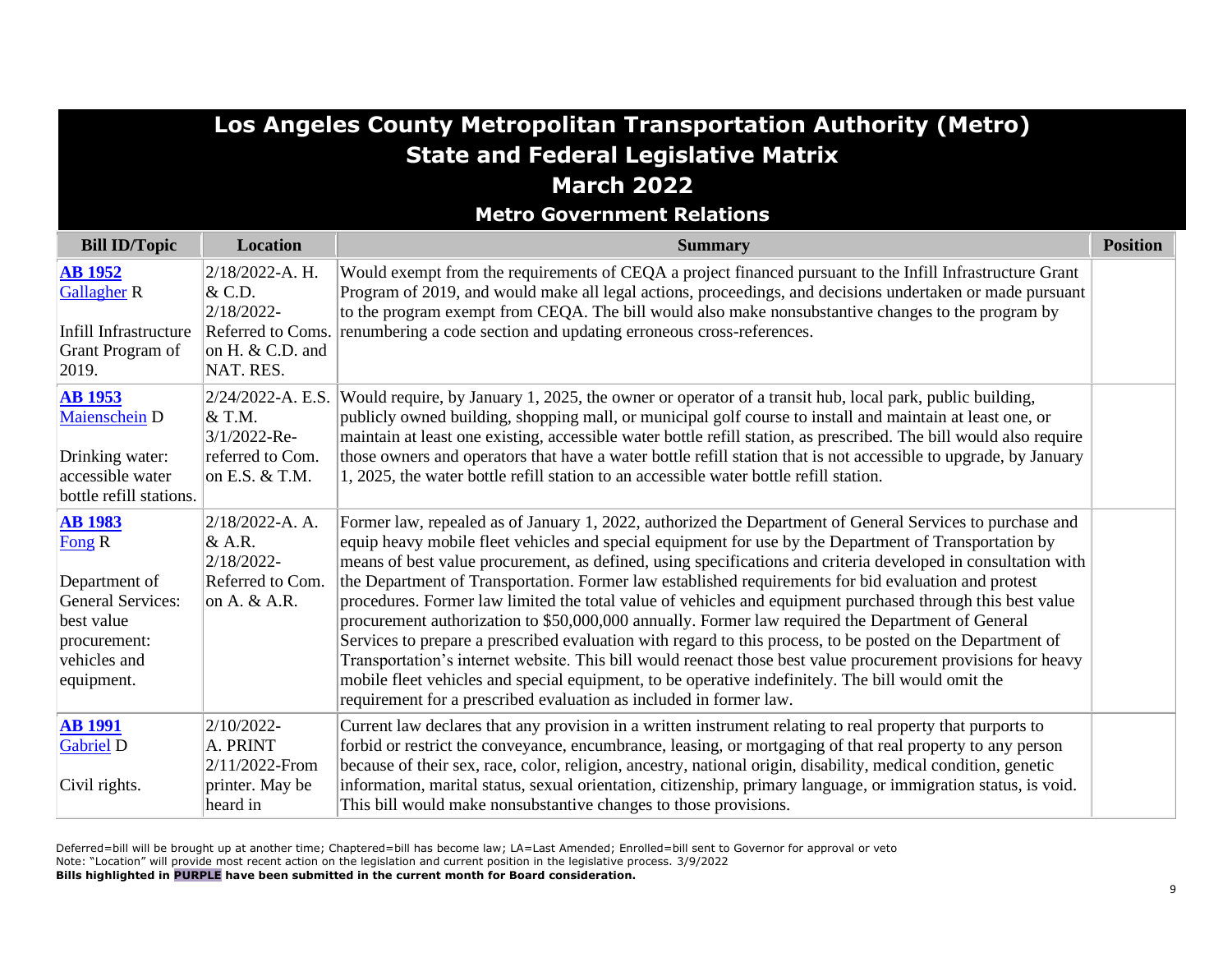# Los Angeles County Metropolitan Transportation Authority (Metro)
## State and Federal Legislative Matrix
## March 2022
### Metro Government Relations

| Bill ID/Topic | Location | Summary | Position |
|---|---|---|---|
| **AB 1952** Gallagher R<br><br>Infill Infrastructure Grant Program of 2019. | 2/18/2022-A. H. & C.D. 2/18/2022-Referred to Coms. on H. & C.D. and NAT. RES. | Would exempt from the requirements of CEQA a project financed pursuant to the Infill Infrastructure Grant Program of 2019, and would make all legal actions, proceedings, and decisions undertaken or made pursuant to the program exempt from CEQA. The bill would also make nonsubstantive changes to the program by renumbering a code section and updating erroneous cross-references. | |
| **AB 1953** Maienschein D<br><br>Drinking water: accessible water bottle refill stations. | 2/24/2022-A. E.S. & T.M. 3/1/2022-Re-referred to Com. on E.S. & T.M. | Would require, by January 1, 2025, the owner or operator of a transit hub, local park, public building, publicly owned building, shopping mall, or municipal golf course to install and maintain at least one, or maintain at least one existing, accessible water bottle refill station, as prescribed. The bill would also require those owners and operators that have a water bottle refill station that is not accessible to upgrade, by January 1, 2025, the water bottle refill station to an accessible water bottle refill station. | |
| **AB 1983** Fong R<br><br>Department of General Services: best value procurement: vehicles and equipment. | 2/18/2022-A. A. & A.R. 2/18/2022-Referred to Com. on A. & A.R. | Former law, repealed as of January 1, 2022, authorized the Department of General Services to purchase and equip heavy mobile fleet vehicles and special equipment for use by the Department of Transportation by means of best value procurement, as defined, using specifications and criteria developed in consultation with the Department of Transportation. Former law established requirements for bid evaluation and protest procedures. Former law limited the total value of vehicles and equipment purchased through this best value procurement authorization to $50,000,000 annually. Former law required the Department of General Services to prepare a prescribed evaluation with regard to this process, to be posted on the Department of Transportation's internet website. This bill would reenact those best value procurement provisions for heavy mobile fleet vehicles and special equipment, to be operative indefinitely. The bill would omit the requirement for a prescribed evaluation as included in former law. | |
| **AB 1991** Gabriel D<br><br>Civil rights. | 2/10/2022-A. PRINT 2/11/2022-From printer. May be heard in | Current law declares that any provision in a written instrument relating to real property that purports to forbid or restrict the conveyance, encumbrance, leasing, or mortgaging of that real property to any person because of their sex, race, color, religion, ancestry, national origin, disability, medical condition, genetic information, marital status, sexual orientation, citizenship, primary language, or immigration status, is void. This bill would make nonsubstantive changes to those provisions. | |

Deferred=bill will be brought up at another time; Chaptered=bill has become law; LA=Last Amended; Enrolled=bill sent to Governor for approval or veto
Note: "Location" will provide most recent action on the legislation and current position in the legislative process. 3/9/2022
**Bills highlighted in PURPLE have been submitted in the current month for Board consideration.**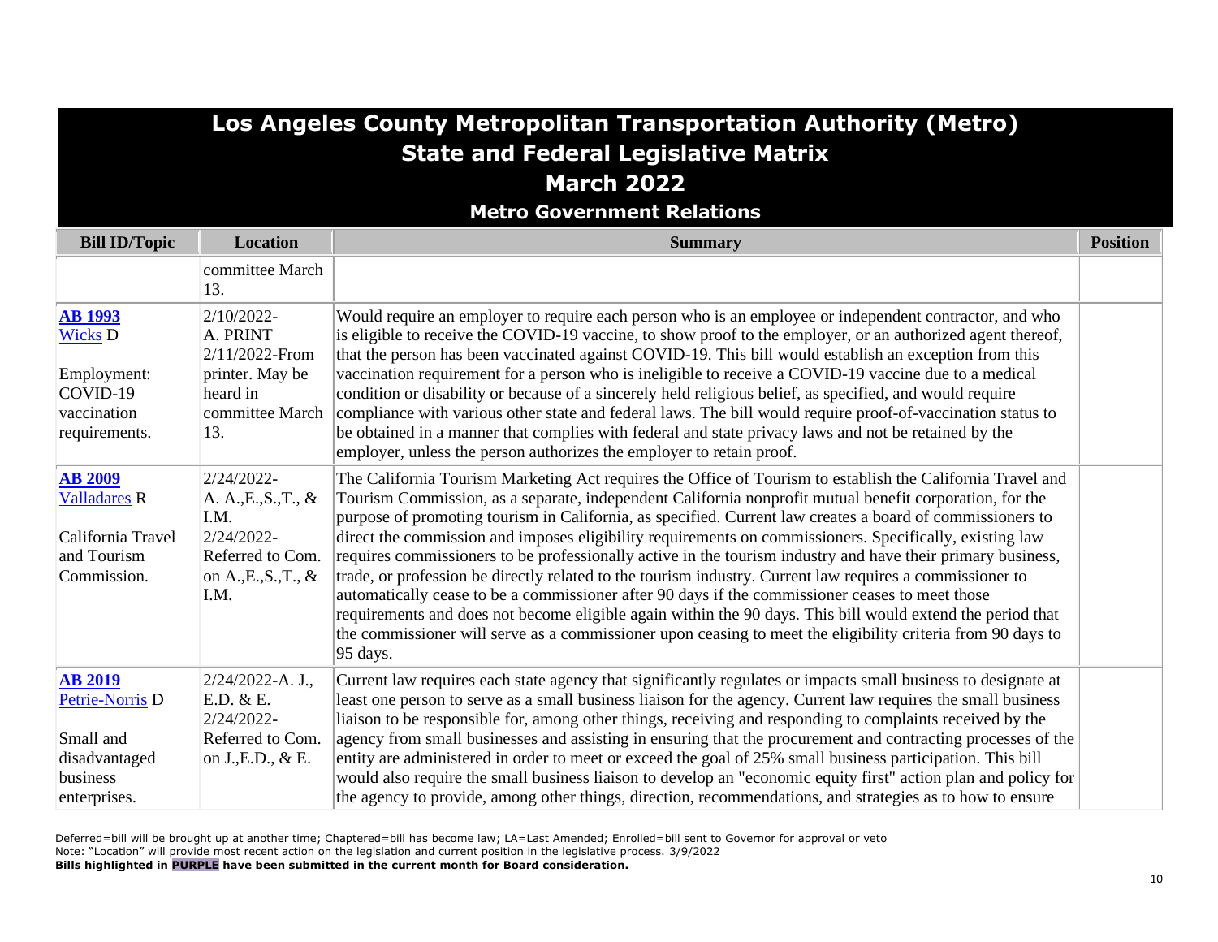# Los Angeles County Metropolitan Transportation Authority (Metro)
## State and Federal Legislative Matrix
## March 2022
### Metro Government Relations

| Bill ID/Topic | Location | Summary | Position |
|---|---|---|---|
| | committee March 13. | | |
| **AB 1993** Wicks D<br><br>Employment: COVID-19 vaccination requirements. | 2/10/2022- A. PRINT 2/11/2022-From printer. May be heard in committee March 13. | Would require an employer to require each person who is an employee or independent contractor, and who is eligible to receive the COVID-19 vaccine, to show proof to the employer, or an authorized agent thereof, that the person has been vaccinated against COVID-19. This bill would establish an exception from this vaccination requirement for a person who is ineligible to receive a COVID-19 vaccine due to a medical condition or disability or because of a sincerely held religious belief, as specified, and would require compliance with various other state and federal laws. The bill would require proof-of-vaccination status to be obtained in a manner that complies with federal and state privacy laws and not be retained by the employer, unless the person authorizes the employer to retain proof. | |
| **AB 2009** Valladares R<br><br>California Travel and Tourism Commission. | 2/24/2022- A. A.,E.,S.,T., & I.M. 2/24/2022- Referred to Com. on A.,E.,S.,T., & I.M. | The California Tourism Marketing Act requires the Office of Tourism to establish the California Travel and Tourism Commission, as a separate, independent California nonprofit mutual benefit corporation, for the purpose of promoting tourism in California, as specified. Current law creates a board of commissioners to direct the commission and imposes eligibility requirements on commissioners. Specifically, existing law requires commissioners to be professionally active in the tourism industry and have their primary business, trade, or profession be directly related to the tourism industry. Current law requires a commissioner to automatically cease to be a commissioner after 90 days if the commissioner ceases to meet those requirements and does not become eligible again within the 90 days. This bill would extend the period that the commissioner will serve as a commissioner upon ceasing to meet the eligibility criteria from 90 days to 95 days. | |
| **AB 2019** Petrie-Norris D<br><br>Small and disadvantaged business enterprises. | 2/24/2022-A. J., E.D. & E. 2/24/2022- Referred to Com. on J.,E.D., & E. | Current law requires each state agency that significantly regulates or impacts small business to designate at least one person to serve as a small business liaison for the agency. Current law requires the small business liaison to be responsible for, among other things, receiving and responding to complaints received by the agency from small businesses and assisting in ensuring that the procurement and contracting processes of the entity are administered in order to meet or exceed the goal of 25% small business participation. This bill would also require the small business liaison to develop an "economic equity first" action plan and policy for the agency to provide, among other things, direction, recommendations, and strategies as to how to ensure | |

Deferred=bill will be brought up at another time; Chaptered=bill has become law; LA=Last Amended; Enrolled=bill sent to Governor for approval or veto
Note: "Location" will provide most recent action on the legislation and current position in the legislative process. 3/9/2022
**Bills highlighted in PURPLE have been submitted in the current month for Board consideration.**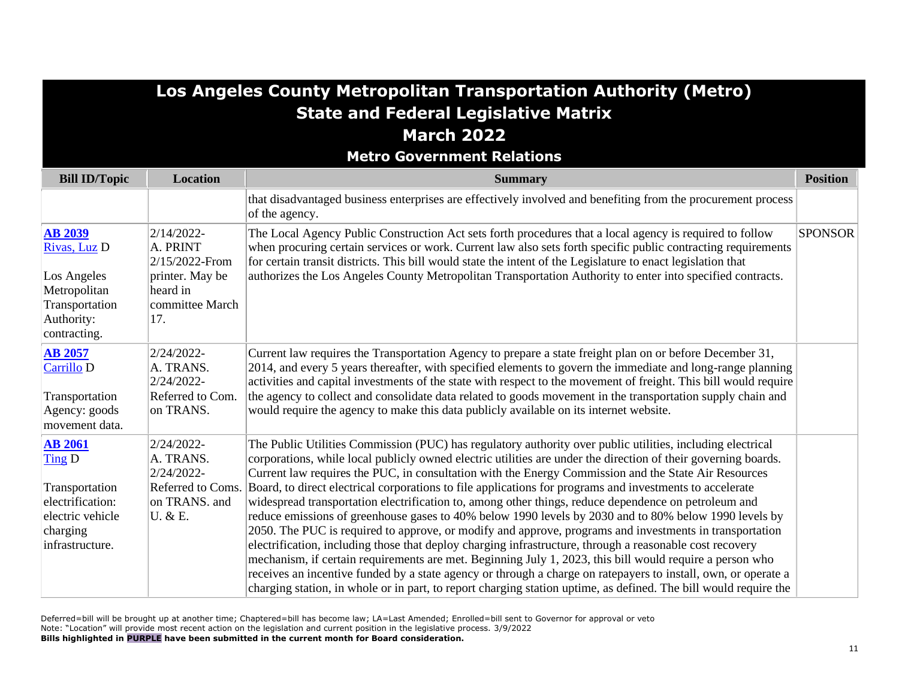# Los Angeles County Metropolitan Transportation Authority (Metro)
## State and Federal Legislative Matrix
## March 2022
### Metro Government Relations

| Bill ID/Topic | Location | Summary | Position |
|---|---|---|---|
| | | that disadvantaged business enterprises are effectively involved and benefiting from the procurement process of the agency. | |
| **AB 2039** Rivas, Luz D<br><br>Los Angeles Metropolitan Transportation Authority: contracting. | 2/14/2022-A. PRINT 2/15/2022-From printer. May be heard in committee March 17. | The Local Agency Public Construction Act sets forth procedures that a local agency is required to follow when procuring certain services or work. Current law also sets forth specific public contracting requirements for certain transit districts. This bill would state the intent of the Legislature to enact legislation that authorizes the Los Angeles County Metropolitan Transportation Authority to enter into specified contracts. | SPONSOR |
| **AB 2057** Carrillo D<br><br>Transportation Agency: goods movement data. | 2/24/2022-A. TRANS. 2/24/2022-Referred to Com. on TRANS. | Current law requires the Transportation Agency to prepare a state freight plan on or before December 31, 2014, and every 5 years thereafter, with specified elements to govern the immediate and long-range planning activities and capital investments of the state with respect to the movement of freight. This bill would require the agency to collect and consolidate data related to goods movement in the transportation supply chain and would require the agency to make this data publicly available on its internet website. | |
| **AB 2061** Ting D<br><br>Transportation electrification: electric vehicle charging infrastructure. | 2/24/2022-A. TRANS. 2/24/2022-Referred to Coms. on TRANS. and U. & E. | The Public Utilities Commission (PUC) has regulatory authority over public utilities, including electrical corporations, while local publicly owned electric utilities are under the direction of their governing boards. Current law requires the PUC, in consultation with the Energy Commission and the State Air Resources Board, to direct electrical corporations to file applications for programs and investments to accelerate widespread transportation electrification to, among other things, reduce dependence on petroleum and reduce emissions of greenhouse gases to 40% below 1990 levels by 2030 and to 80% below 1990 levels by 2050. The PUC is required to approve, or modify and approve, programs and investments in transportation electrification, including those that deploy charging infrastructure, through a reasonable cost recovery mechanism, if certain requirements are met. Beginning July 1, 2023, this bill would require a person who receives an incentive funded by a state agency or through a charge on ratepayers to install, own, or operate a charging station, in whole or in part, to report charging station uptime, as defined. The bill would require the | |

Deferred=bill will be brought up at another time; Chaptered=bill has become law; LA=Last Amended; Enrolled=bill sent to Governor for approval or veto
Note: "Location" will provide most recent action on the legislation and current position in the legislative process. 3/9/2022
**Bills highlighted in PURPLE have been submitted in the current month for Board consideration.**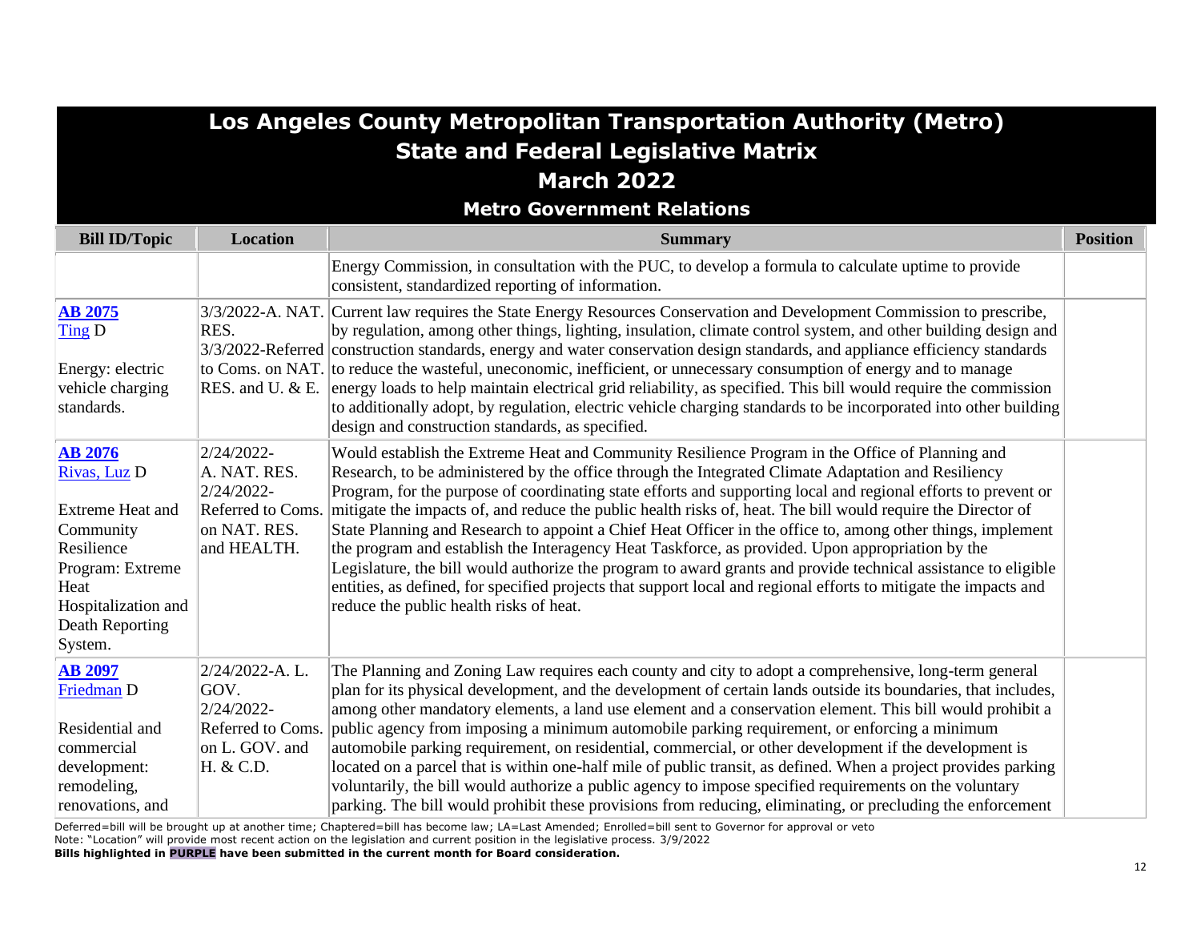# Los Angeles County Metropolitan Transportation Authority (Metro)
## State and Federal Legislative Matrix
## March 2022
### Metro Government Relations

| Bill ID/Topic | Location | Summary | Position |
|---|---|---|---|
| | | Energy Commission, in consultation with the PUC, to develop a formula to calculate uptime to provide consistent, standardized reporting of information. | |
| **AB 2075**<br>Ting D<br><br>Energy: electric vehicle charging standards. | 3/3/2022-A. NAT. RES.<br>3/3/2022-Referred to Coms. on NAT. RES. and U. & E. | Current law requires the State Energy Resources Conservation and Development Commission to prescribe, by regulation, among other things, lighting, insulation, climate control system, and other building design and construction standards, energy and water conservation design standards, and appliance efficiency standards to reduce the wasteful, uneconomic, inefficient, or unnecessary consumption of energy and to manage energy loads to help maintain electrical grid reliability, as specified. This bill would require the commission to additionally adopt, by regulation, electric vehicle charging standards to be incorporated into other building design and construction standards, as specified. | |
| **AB 2076**<br>Rivas, Luz D<br><br>Extreme Heat and Community Resilience Program: Extreme Heat Hospitalization and Death Reporting System. | 2/24/2022-A. NAT. RES.<br>2/24/2022-Referred to Coms. on NAT. RES. and HEALTH. | Would establish the Extreme Heat and Community Resilience Program in the Office of Planning and Research, to be administered by the office through the Integrated Climate Adaptation and Resiliency Program, for the purpose of coordinating state efforts and supporting local and regional efforts to prevent or mitigate the impacts of, and reduce the public health risks of, heat. The bill would require the Director of State Planning and Research to appoint a Chief Heat Officer in the office to, among other things, implement the program and establish the Interagency Heat Taskforce, as provided. Upon appropriation by the Legislature, the bill would authorize the program to award grants and provide technical assistance to eligible entities, as defined, for specified projects that support local and regional efforts to mitigate the impacts and reduce the public health risks of heat. | |
| **AB 2097**<br>Friedman D<br><br>Residential and commercial development: remodeling, renovations, and | 2/24/2022-A. L. GOV.<br>2/24/2022-Referred to Coms. on L. GOV. and H. & C.D. | The Planning and Zoning Law requires each county and city to adopt a comprehensive, long-term general plan for its physical development, and the development of certain lands outside its boundaries, that includes, among other mandatory elements, a land use element and a conservation element. This bill would prohibit a public agency from imposing a minimum automobile parking requirement, or enforcing a minimum automobile parking requirement, on residential, commercial, or other development if the development is located on a parcel that is within one-half mile of public transit, as defined. When a project provides parking voluntarily, the bill would authorize a public agency to impose specified requirements on the voluntary parking. The bill would prohibit these provisions from reducing, eliminating, or precluding the enforcement | |

Deferred=bill will be brought up at another time; Chaptered=bill has become law; LA=Last Amended; Enrolled=bill sent to Governor for approval or veto
Note: "Location" will provide most recent action on the legislation and current position in the legislative process. 3/9/2022
**Bills highlighted in PURPLE have been submitted in the current month for Board consideration.**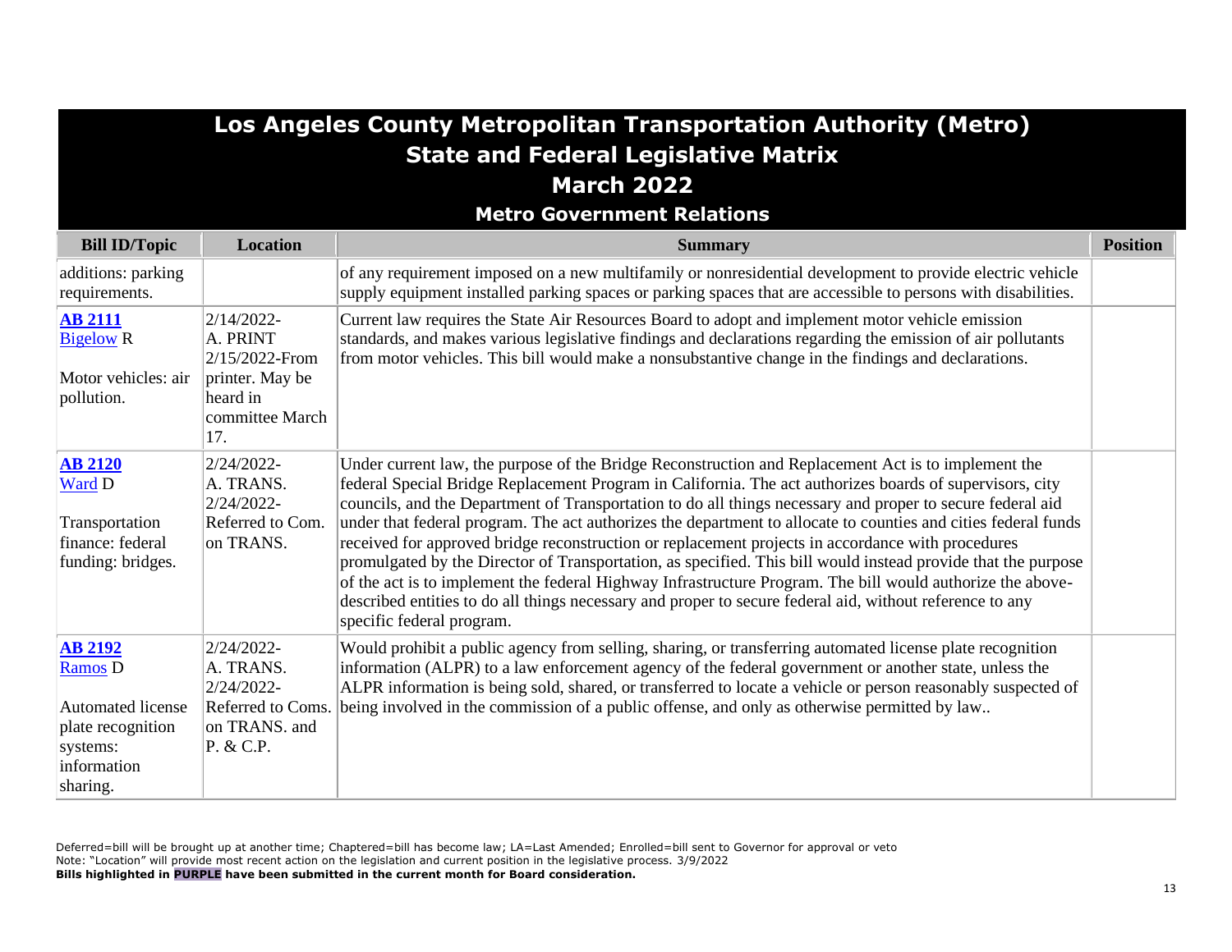# Los Angeles County Metropolitan Transportation Authority (Metro)
## State and Federal Legislative Matrix
## March 2022
### Metro Government Relations

| Bill ID/Topic | Location | Summary | Position |
|---|---|---|---|
| additions: parking requirements. | | of any requirement imposed on a new multifamily or nonresidential development to provide electric vehicle supply equipment installed parking spaces or parking spaces that are accessible to persons with disabilities. | |
| **AB 2111** Bigelow R<br><br>Motor vehicles: air pollution. | 2/14/2022-A. PRINT 2/15/2022-From printer. May be heard in committee March 17. | Current law requires the State Air Resources Board to adopt and implement motor vehicle emission standards, and makes various legislative findings and declarations regarding the emission of air pollutants from motor vehicles. This bill would make a nonsubstantive change in the findings and declarations. | |
| **AB 2120** Ward D<br><br>Transportation finance: federal funding: bridges. | 2/24/2022-A. TRANS. 2/24/2022-Referred to Com. on TRANS. | Under current law, the purpose of the Bridge Reconstruction and Replacement Act is to implement the federal Special Bridge Replacement Program in California. The act authorizes boards of supervisors, city councils, and the Department of Transportation to do all things necessary and proper to secure federal aid under that federal program. The act authorizes the department to allocate to counties and cities federal funds received for approved bridge reconstruction or replacement projects in accordance with procedures promulgated by the Director of Transportation, as specified. This bill would instead provide that the purpose of the act is to implement the federal Highway Infrastructure Program. The bill would authorize the above-described entities to do all things necessary and proper to secure federal aid, without reference to any specific federal program. | |
| **AB 2192** Ramos D<br><br>Automated license plate recognition systems: information sharing. | 2/24/2022-A. TRANS. 2/24/2022-Referred to Coms. on TRANS. and P. & C.P. | Would prohibit a public agency from selling, sharing, or transferring automated license plate recognition information (ALPR) to a law enforcement agency of the federal government or another state, unless the ALPR information is being sold, shared, or transferred to locate a vehicle or person reasonably suspected of being involved in the commission of a public offense, and only as otherwise permitted by law.. | |

Deferred=bill will be brought up at another time; Chaptered=bill has become law; LA=Last Amended; Enrolled=bill sent to Governor for approval or veto
Note: "Location" will provide most recent action on the legislation and current position in the legislative process. 3/9/2022
**Bills highlighted in PURPLE have been submitted in the current month for Board consideration.**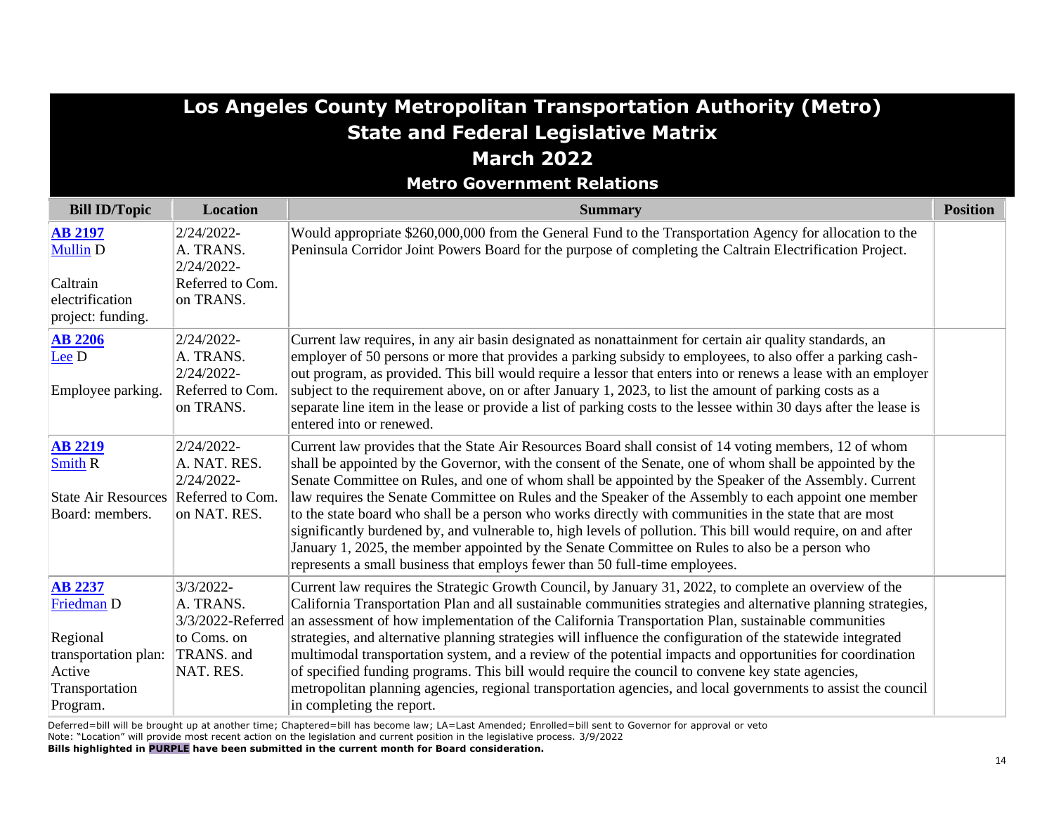# Los Angeles County Metropolitan Transportation Authority (Metro)
## State and Federal Legislative Matrix
## March 2022
### Metro Government Relations

| Bill ID/Topic | Location | Summary | Position |
|---|---|---|---|
| **AB 2197** Mullin D<br><br>Caltrain electrification project: funding. | 2/24/2022-A. TRANS.<br>2/24/2022-Referred to Com. on TRANS. | Would appropriate $260,000,000 from the General Fund to the Transportation Agency for allocation to the Peninsula Corridor Joint Powers Board for the purpose of completing the Caltrain Electrification Project. | |
| **AB 2206** Lee D<br><br>Employee parking. | 2/24/2022-A. TRANS.<br>2/24/2022-Referred to Com. on TRANS. | Current law requires, in any air basin designated as nonattainment for certain air quality standards, an employer of 50 persons or more that provides a parking subsidy to employees, to also offer a parking cash-out program, as provided. This bill would require a lessor that enters into or renews a lease with an employer subject to the requirement above, on or after January 1, 2023, to list the amount of parking costs as a separate line item in the lease or provide a list of parking costs to the lessee within 30 days after the lease is entered into or renewed. | |
| **AB 2219** Smith R<br><br>State Air Resources Board: members. | 2/24/2022-A. NAT. RES.<br>2/24/2022-Referred to Com. on NAT. RES. | Current law provides that the State Air Resources Board shall consist of 14 voting members, 12 of whom shall be appointed by the Governor, with the consent of the Senate, one of whom shall be appointed by the Senate Committee on Rules, and one of whom shall be appointed by the Speaker of the Assembly. Current law requires the Senate Committee on Rules and the Speaker of the Assembly to each appoint one member to the state board who shall be a person who works directly with communities in the state that are most significantly burdened by, and vulnerable to, high levels of pollution. This bill would require, on and after January 1, 2025, the member appointed by the Senate Committee on Rules to also be a person who represents a small business that employs fewer than 50 full-time employees. | |
| **AB 2237** Friedman D<br><br>Regional transportation plan: Active Transportation Program. | 3/3/2022-A. TRANS.<br>3/3/2022-Referred to Coms. on TRANS. and NAT. RES. | Current law requires the Strategic Growth Council, by January 31, 2022, to complete an overview of the California Transportation Plan and all sustainable communities strategies and alternative planning strategies, an assessment of how implementation of the California Transportation Plan, sustainable communities strategies, and alternative planning strategies will influence the configuration of the statewide integrated multimodal transportation system, and a review of the potential impacts and opportunities for coordination of specified funding programs. This bill would require the council to convene key state agencies, metropolitan planning agencies, regional transportation agencies, and local governments to assist the council in completing the report. | |

Deferred=bill will be brought up at another time; Chaptered=bill has become law; LA=Last Amended; Enrolled=bill sent to Governor for approval or veto
Note: "Location" will provide most recent action on the legislation and current position in the legislative process. 3/9/2022
**Bills highlighted in PURPLE have been submitted in the current month for Board consideration.**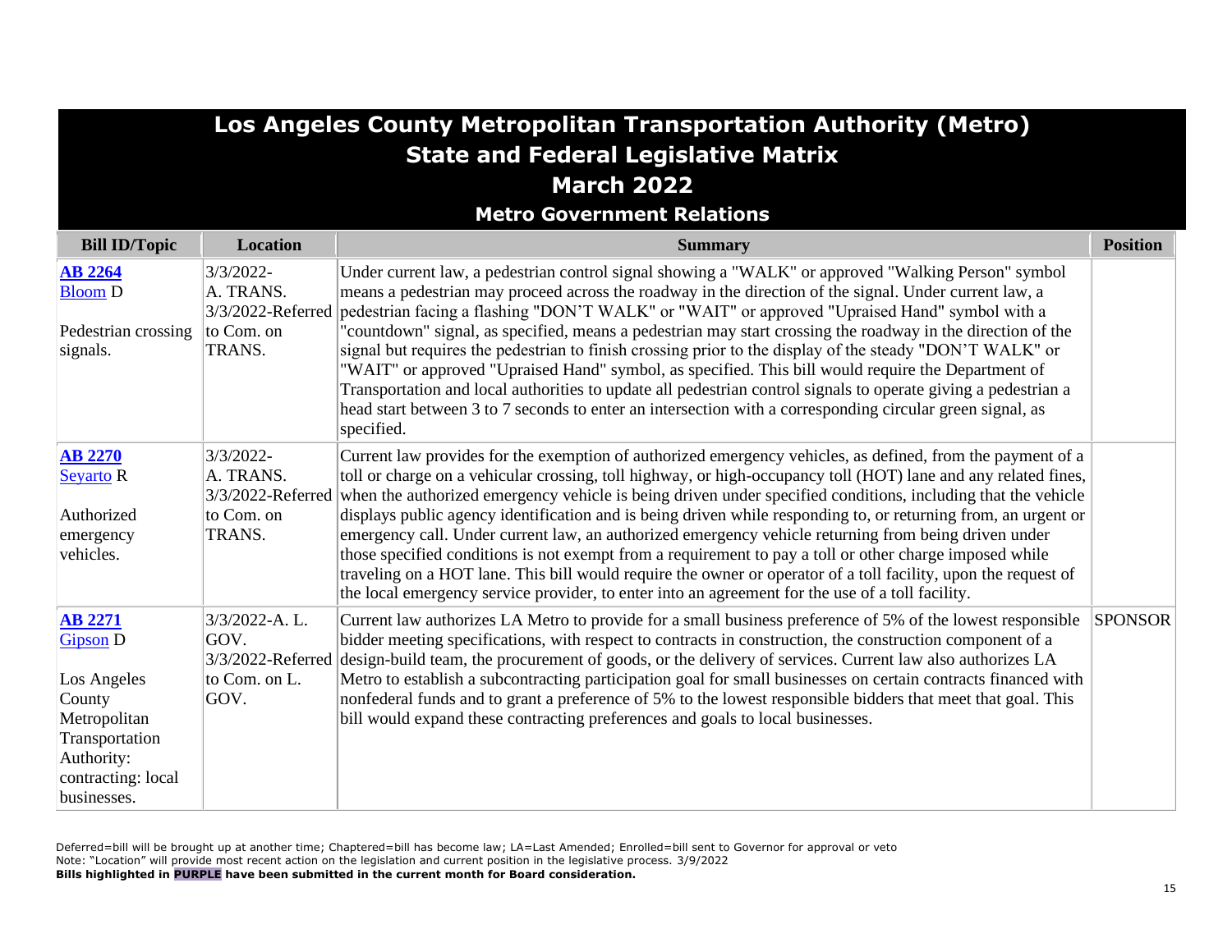# Los Angeles County Metropolitan Transportation Authority (Metro)
## State and Federal Legislative Matrix
## March 2022
### Metro Government Relations

| Bill ID/Topic | Location | Summary | Position |
|---|---|---|---|
| **AB 2264** Bloom D<br><br>Pedestrian crossing signals. | 3/3/2022-A. TRANS.<br>3/3/2022-Referred to Com. on TRANS. | Under current law, a pedestrian control signal showing a "WALK" or approved "Walking Person" symbol means a pedestrian may proceed across the roadway in the direction of the signal. Under current law, a pedestrian facing a flashing "DON'T WALK" or "WAIT" or approved "Upraised Hand" symbol with a "countdown" signal, as specified, means a pedestrian may start crossing the roadway in the direction of the signal but requires the pedestrian to finish crossing prior to the display of the steady "DON'T WALK" or "WAIT" or approved "Upraised Hand" symbol, as specified. This bill would require the Department of Transportation and local authorities to update all pedestrian control signals to operate giving a pedestrian a head start between 3 to 7 seconds to enter an intersection with a corresponding circular green signal, as specified. | |
| **AB 2270** Seyarto R<br><br>Authorized emergency vehicles. | 3/3/2022-A. TRANS.<br>3/3/2022-Referred to Com. on TRANS. | Current law provides for the exemption of authorized emergency vehicles, as defined, from the payment of a toll or charge on a vehicular crossing, toll highway, or high-occupancy toll (HOT) lane and any related fines, when the authorized emergency vehicle is being driven under specified conditions, including that the vehicle displays public agency identification and is being driven while responding to, or returning from, an urgent or emergency call. Under current law, an authorized emergency vehicle returning from being driven under those specified conditions is not exempt from a requirement to pay a toll or other charge imposed while traveling on a HOT lane. This bill would require the owner or operator of a toll facility, upon the request of the local emergency service provider, to enter into an agreement for the use of a toll facility. | |
| **AB 2271** Gipson D<br><br>Los Angeles County Metropolitan Transportation Authority: contracting: local businesses. | 3/3/2022-A. L. GOV.<br>3/3/2022-Referred to Com. on L. GOV. | Current law authorizes LA Metro to provide for a small business preference of 5% of the lowest responsible bidder meeting specifications, with respect to contracts in construction, the construction component of a design-build team, the procurement of goods, or the delivery of services. Current law also authorizes LA Metro to establish a subcontracting participation goal for small businesses on certain contracts financed with nonfederal funds and to grant a preference of 5% to the lowest responsible bidders that meet that goal. This bill would expand these contracting preferences and goals to local businesses. | SPONSOR |

Deferred=bill will be brought up at another time; Chaptered=bill has become law; LA=Last Amended; Enrolled=bill sent to Governor for approval or veto
Note: "Location" will provide most recent action on the legislation and current position in the legislative process. 3/9/2022
**Bills highlighted in PURPLE have been submitted in the current month for Board consideration.**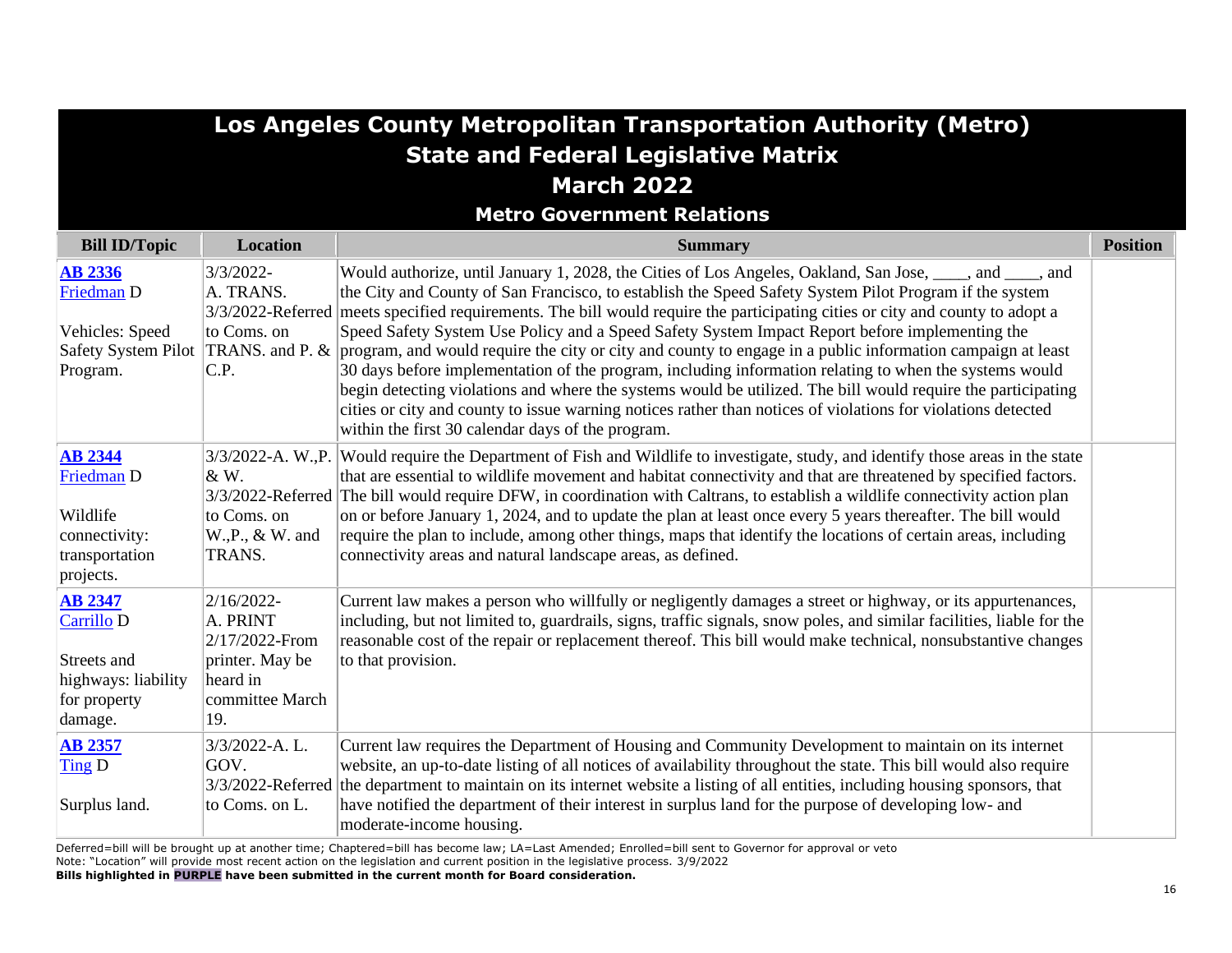# Los Angeles County Metropolitan Transportation Authority (Metro)
# State and Federal Legislative Matrix
# March 2022
## Metro Government Relations

| Bill ID/Topic | Location | Summary | Position |
|---|---|---|---|
| **AB 2336** Friedman D<br><br>Vehicles: Speed Safety System Pilot Program. | 3/3/2022-A. TRANS. 3/3/2022-Referred to Coms. on TRANS. and P. & C.P. | Would authorize, until January 1, 2028, the Cities of Los Angeles, Oakland, San Jose, ____, and ____, and the City and County of San Francisco, to establish the Speed Safety System Pilot Program if the system meets specified requirements. The bill would require the participating cities or city and county to adopt a Speed Safety System Use Policy and a Speed Safety System Impact Report before implementing the program, and would require the city or city and county to engage in a public information campaign at least 30 days before implementation of the program, including information relating to when the systems would begin detecting violations and where the systems would be utilized. The bill would require the participating cities or city and county to issue warning notices rather than notices of violations for violations detected within the first 30 calendar days of the program. | |
| **AB 2344** Friedman D<br><br>Wildlife connectivity: transportation projects. | 3/3/2022-A. W.,P. & W. 3/3/2022-Referred to Coms. on W.,P., & W. and TRANS. | Would require the Department of Fish and Wildlife to investigate, study, and identify those areas in the state that are essential to wildlife movement and habitat connectivity and that are threatened by specified factors. The bill would require DFW, in coordination with Caltrans, to establish a wildlife connectivity action plan on or before January 1, 2024, and to update the plan at least once every 5 years thereafter. The bill would require the plan to include, among other things, maps that identify the locations of certain areas, including connectivity areas and natural landscape areas, as defined. | |
| **AB 2347** Carrillo D<br><br>Streets and highways: liability for property damage. | 2/16/2022-A. PRINT 2/17/2022-From printer. May be heard in committee March 19. | Current law makes a person who willfully or negligently damages a street or highway, or its appurtenances, including, but not limited to, guardrails, signs, traffic signals, snow poles, and similar facilities, liable for the reasonable cost of the repair or replacement thereof. This bill would make technical, nonsubstantive changes to that provision. | |
| **AB 2357** Ting D<br><br>Surplus land. | 3/3/2022-A. L. GOV. 3/3/2022-Referred to Coms. on L. | Current law requires the Department of Housing and Community Development to maintain on its internet website, an up-to-date listing of all notices of availability throughout the state. This bill would also require the department to maintain on its internet website a listing of all entities, including housing sponsors, that have notified the department of their interest in surplus land for the purpose of developing low- and moderate-income housing. | |

Deferred=bill will be brought up at another time; Chaptered=bill has become law; LA=Last Amended; Enrolled=bill sent to Governor for approval or veto
Note: "Location" will provide most recent action on the legislation and current position in the legislative process. 3/9/2022
**Bills highlighted in PURPLE have been submitted in the current month for Board consideration.**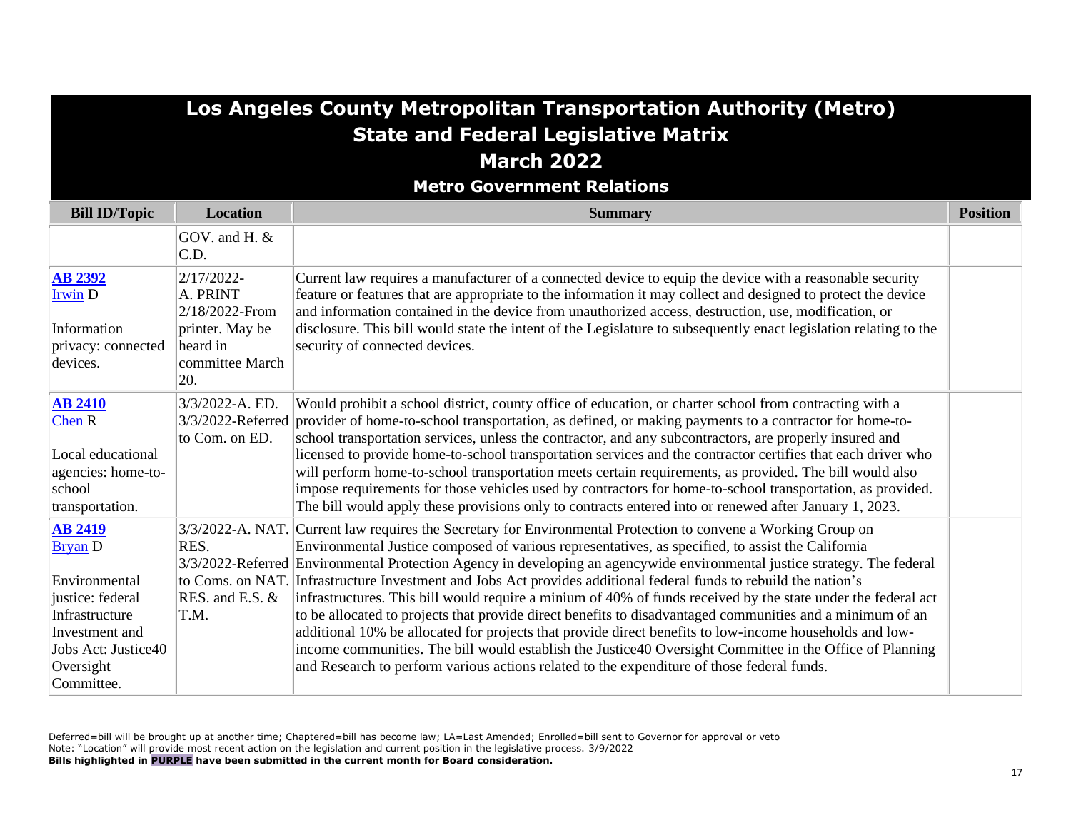# Los Angeles County Metropolitan Transportation Authority (Metro)
## State and Federal Legislative Matrix
## March 2022
### Metro Government Relations

| Bill ID/Topic | Location | Summary | Position |
|---|---|---|---|
| | GOV. and H. & C.D. | | |
| **AB 2392** Irwin D<br><br>Information privacy: connected devices. | 2/17/2022-A. PRINT 2/18/2022-From printer. May be heard in committee March 20. | Current law requires a manufacturer of a connected device to equip the device with a reasonable security feature or features that are appropriate to the information it may collect and designed to protect the device and information contained in the device from unauthorized access, destruction, use, modification, or disclosure. This bill would state the intent of the Legislature to subsequently enact legislation relating to the security of connected devices. | |
| **AB 2410** Chen R<br><br>Local educational agencies: home-to-school transportation. | 3/3/2022-A. ED. 3/3/2022-Referred to Com. on ED. | Would prohibit a school district, county office of education, or charter school from contracting with a provider of home-to-school transportation, as defined, or making payments to a contractor for home-to-school transportation services, unless the contractor, and any subcontractors, are properly insured and licensed to provide home-to-school transportation services and the contractor certifies that each driver who will perform home-to-school transportation meets certain requirements, as provided. The bill would also impose requirements for those vehicles used by contractors for home-to-school transportation, as provided. The bill would apply these provisions only to contracts entered into or renewed after January 1, 2023. | |
| **AB 2419** Bryan D<br><br>Environmental justice: federal Infrastructure Investment and Jobs Act: Justice40 Oversight Committee. | 3/3/2022-A. NAT. RES. 3/3/2022-Referred to Coms. on NAT. RES. and E.S. & T.M. | Current law requires the Secretary for Environmental Protection to convene a Working Group on Environmental Justice composed of various representatives, as specified, to assist the California Environmental Protection Agency in developing an agencywide environmental justice strategy. The federal Infrastructure Investment and Jobs Act provides additional federal funds to rebuild the nation's infrastructures. This bill would require a minium of 40% of funds received by the state under the federal act to be allocated to projects that provide direct benefits to disadvantaged communities and a minimum of an additional 10% be allocated for projects that provide direct benefits to low-income households and low-income communities. The bill would establish the Justice40 Oversight Committee in the Office of Planning and Research to perform various actions related to the expenditure of those federal funds. | |

Deferred=bill will be brought up at another time; Chaptered=bill has become law; LA=Last Amended; Enrolled=bill sent to Governor for approval or veto
Note: "Location" will provide most recent action on the legislation and current position in the legislative process. 3/9/2022
**Bills highlighted in PURPLE have been submitted in the current month for Board consideration.**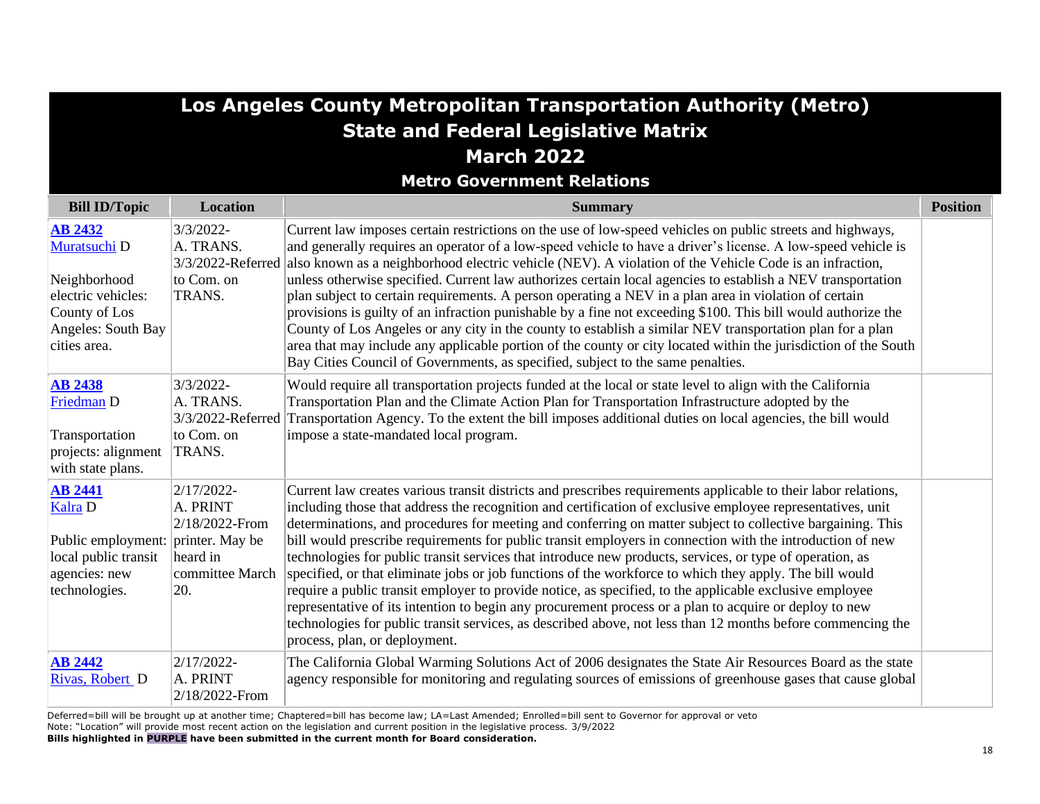# Los Angeles County Metropolitan Transportation Authority (Metro)
## State and Federal Legislative Matrix
## March 2022
### Metro Government Relations

| Bill ID/Topic | Location | Summary | Position |
|---|---|---|---|
| **AB 2432** Muratsuchi D<br><br>Neighborhood electric vehicles: County of Los Angeles: South Bay cities area. | 3/3/2022-A. TRANS. 3/3/2022-Referred to Com. on TRANS. | Current law imposes certain restrictions on the use of low-speed vehicles on public streets and highways, and generally requires an operator of a low-speed vehicle to have a driver's license. A low-speed vehicle is also known as a neighborhood electric vehicle (NEV). A violation of the Vehicle Code is an infraction, unless otherwise specified. Current law authorizes certain local agencies to establish a NEV transportation plan subject to certain requirements. A person operating a NEV in a plan area in violation of certain provisions is guilty of an infraction punishable by a fine not exceeding $100. This bill would authorize the County of Los Angeles or any city in the county to establish a similar NEV transportation plan for a plan area that may include any applicable portion of the county or city located within the jurisdiction of the South Bay Cities Council of Governments, as specified, subject to the same penalties. | |
| **AB 2438** Friedman D<br><br>Transportation projects: alignment with state plans. | 3/3/2022-A. TRANS. 3/3/2022-Referred to Com. on TRANS. | Would require all transportation projects funded at the local or state level to align with the California Transportation Plan and the Climate Action Plan for Transportation Infrastructure adopted by the Transportation Agency. To the extent the bill imposes additional duties on local agencies, the bill would impose a state-mandated local program. | |
| **AB 2441** Kalra D<br><br>Public employment: local public transit agencies: new technologies. | 2/17/2022-A. PRINT 2/18/2022-From printer. May be heard in committee March 20. | Current law creates various transit districts and prescribes requirements applicable to their labor relations, including those that address the recognition and certification of exclusive employee representatives, unit determinations, and procedures for meeting and conferring on matter subject to collective bargaining. This bill would prescribe requirements for public transit employers in connection with the introduction of new technologies for public transit services that introduce new products, services, or type of operation, as specified, or that eliminate jobs or job functions of the workforce to which they apply. The bill would require a public transit employer to provide notice, as specified, to the applicable exclusive employee representative of its intention to begin any procurement process or a plan to acquire or deploy to new technologies for public transit services, as described above, not less than 12 months before commencing the process, plan, or deployment. | |
| **AB 2442** Rivas, Robert D | 2/17/2022-A. PRINT 2/18/2022-From | The California Global Warming Solutions Act of 2006 designates the State Air Resources Board as the state agency responsible for monitoring and regulating sources of emissions of greenhouse gases that cause global | |

Deferred=bill will be brought up at another time; Chaptered=bill has become law; LA=Last Amended; Enrolled=bill sent to Governor for approval or veto
Note: "Location" will provide most recent action on the legislation and current position in the legislative process. 3/9/2022
**Bills highlighted in PURPLE have been submitted in the current month for Board consideration.**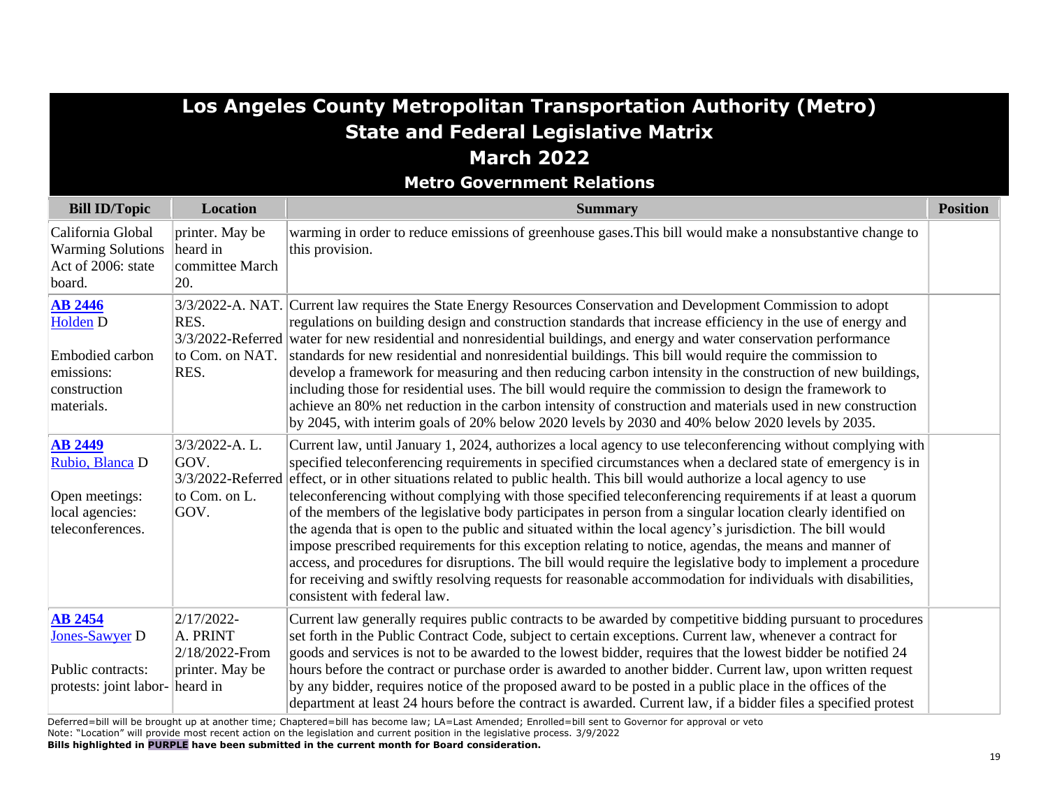# Los Angeles County Metropolitan Transportation Authority (Metro)
## State and Federal Legislative Matrix
## March 2022
### Metro Government Relations

| Bill ID/Topic | Location | Summary | Position |
|---|---|---|---|
| California Global Warming Solutions Act of 2006: state board. | printer. May be heard in committee March 20. | warming in order to reduce emissions of greenhouse gases.This bill would make a nonsubstantive change to this provision. | |
| **AB 2446** Holden D<br><br>Embodied carbon emissions: construction materials. | 3/3/2022-A. NAT. RES.<br>3/3/2022-Referred to Com. on NAT. RES. | Current law requires the State Energy Resources Conservation and Development Commission to adopt regulations on building design and construction standards that increase efficiency in the use of energy and water for new residential and nonresidential buildings, and energy and water conservation performance standards for new residential and nonresidential buildings. This bill would require the commission to develop a framework for measuring and then reducing carbon intensity in the construction of new buildings, including those for residential uses. The bill would require the commission to design the framework to achieve an 80% net reduction in the carbon intensity of construction and materials used in new construction by 2045, with interim goals of 20% below 2020 levels by 2030 and 40% below 2020 levels by 2035. | |
| **AB 2449** Rubio, Blanca D<br><br>Open meetings: local agencies: teleconferences. | 3/3/2022-A. L. GOV.<br>3/3/2022-Referred to Com. on L. GOV. | Current law, until January 1, 2024, authorizes a local agency to use teleconferencing without complying with specified teleconferencing requirements in specified circumstances when a declared state of emergency is in effect, or in other situations related to public health. This bill would authorize a local agency to use teleconferencing without complying with those specified teleconferencing requirements if at least a quorum of the members of the legislative body participates in person from a singular location clearly identified on the agenda that is open to the public and situated within the local agency's jurisdiction. The bill would impose prescribed requirements for this exception relating to notice, agendas, the means and manner of access, and procedures for disruptions. The bill would require the legislative body to implement a procedure for receiving and swiftly resolving requests for reasonable accommodation for individuals with disabilities, consistent with federal law. | |
| **AB 2454** Jones-Sawyer D<br><br>Public contracts: protests: joint labor- | 2/17/2022-A. PRINT<br>2/18/2022-From printer. May be heard in | Current law generally requires public contracts to be awarded by competitive bidding pursuant to procedures set forth in the Public Contract Code, subject to certain exceptions. Current law, whenever a contract for goods and services is not to be awarded to the lowest bidder, requires that the lowest bidder be notified 24 hours before the contract or purchase order is awarded to another bidder. Current law, upon written request by any bidder, requires notice of the proposed award to be posted in a public place in the offices of the department at least 24 hours before the contract is awarded. Current law, if a bidder files a specified protest | |

Deferred=bill will be brought up at another time; Chaptered=bill has become law; LA=Last Amended; Enrolled=bill sent to Governor for approval or veto
Note: "Location" will provide most recent action on the legislation and current position in the legislative process. 3/9/2022
**Bills highlighted in PURPLE have been submitted in the current month for Board consideration.**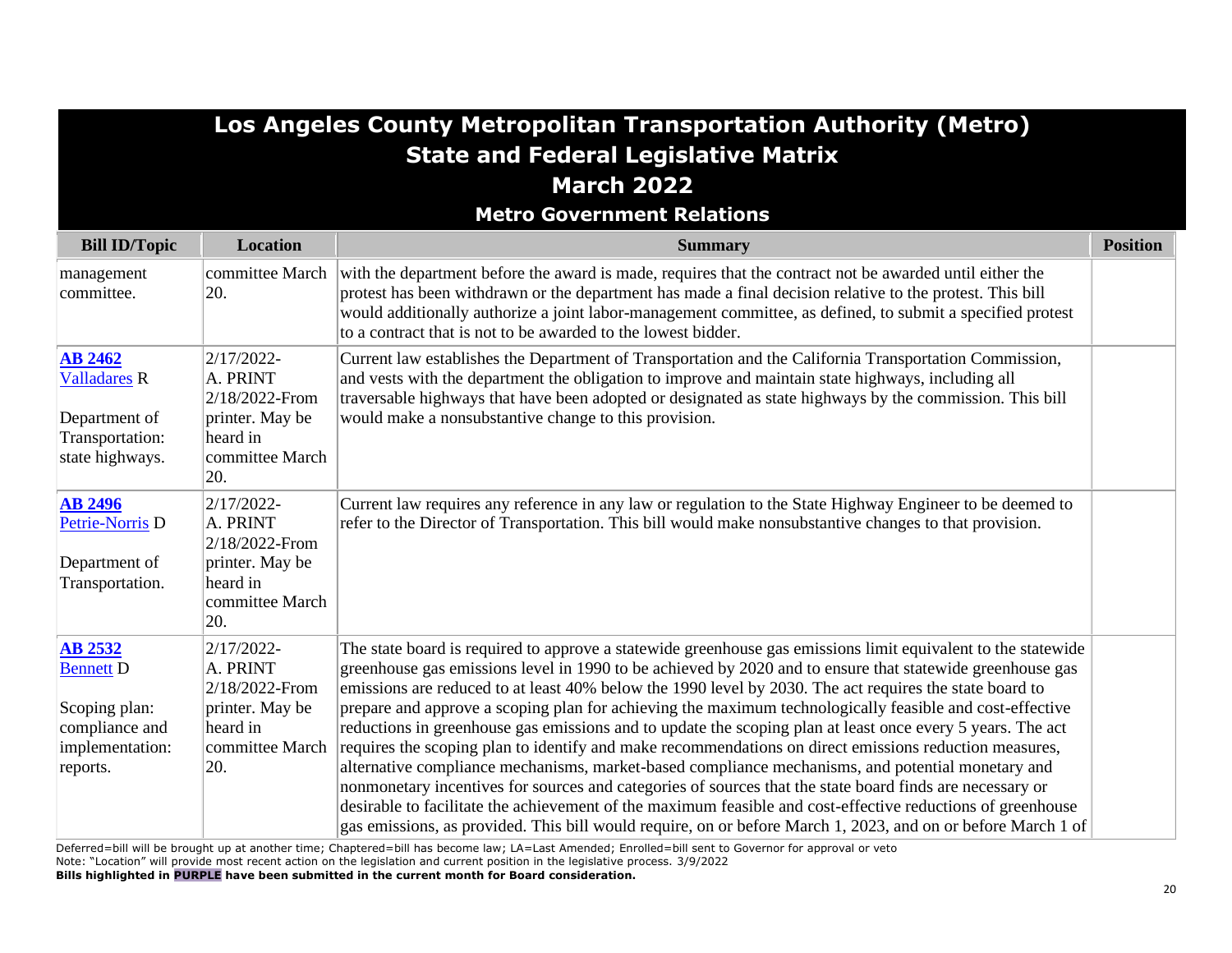# Los Angeles County Metropolitan Transportation Authority (Metro)
## State and Federal Legislative Matrix
## March 2022
### Metro Government Relations

| Bill ID/Topic | Location | Summary | Position |
|---|---|---|---|
| management committee. | committee March 20. | with the department before the award is made, requires that the contract not be awarded until either the protest has been withdrawn or the department has made a final decision relative to the protest. This bill would additionally authorize a joint labor-management committee, as defined, to submit a specified protest to a contract that is not to be awarded to the lowest bidder. | |
| **AB 2462** Valladares R<br><br>Department of Transportation: state highways. | 2/17/2022- A. PRINT 2/18/2022-From printer. May be heard in committee March 20. | Current law establishes the Department of Transportation and the California Transportation Commission, and vests with the department the obligation to improve and maintain state highways, including all traversable highways that have been adopted or designated as state highways by the commission. This bill would make a nonsubstantive change to this provision. | |
| **AB 2496** Petrie-Norris D<br><br>Department of Transportation. | 2/17/2022- A. PRINT 2/18/2022-From printer. May be heard in committee March 20. | Current law requires any reference in any law or regulation to the State Highway Engineer to be deemed to refer to the Director of Transportation. This bill would make nonsubstantive changes to that provision. | |
| **AB 2532** Bennett D<br><br>Scoping plan: compliance and implementation: reports. | 2/17/2022- A. PRINT 2/18/2022-From printer. May be heard in committee March 20. | The state board is required to approve a statewide greenhouse gas emissions limit equivalent to the statewide greenhouse gas emissions level in 1990 to be achieved by 2020 and to ensure that statewide greenhouse gas emissions are reduced to at least 40% below the 1990 level by 2030. The act requires the state board to prepare and approve a scoping plan for achieving the maximum technologically feasible and cost-effective reductions in greenhouse gas emissions and to update the scoping plan at least once every 5 years. The act requires the scoping plan to identify and make recommendations on direct emissions reduction measures, alternative compliance mechanisms, market-based compliance mechanisms, and potential monetary and nonmonetary incentives for sources and categories of sources that the state board finds are necessary or desirable to facilitate the achievement of the maximum feasible and cost-effective reductions of greenhouse gas emissions, as provided. This bill would require, on or before March 1, 2023, and on or before March 1 of | |

Deferred=bill will be brought up at another time; Chaptered=bill has become law; LA=Last Amended; Enrolled=bill sent to Governor for approval or veto
Note: "Location" will provide most recent action on the legislation and current position in the legislative process. 3/9/2022
**Bills highlighted in PURPLE have been submitted in the current month for Board consideration.**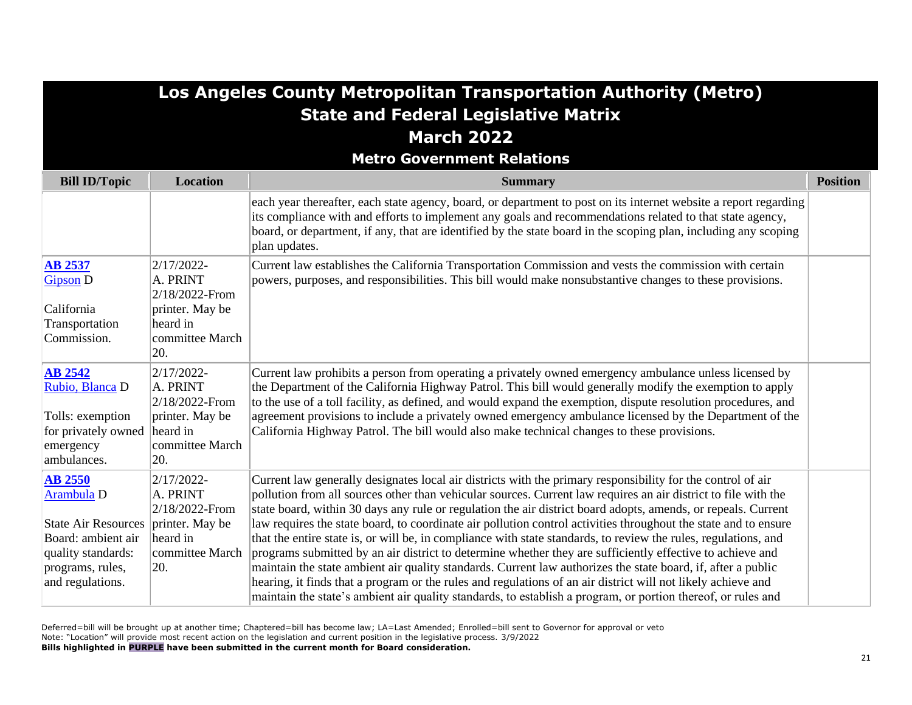# Los Angeles County Metropolitan Transportation Authority (Metro)
## State and Federal Legislative Matrix
## March 2022
### Metro Government Relations

| Bill ID/Topic | Location | Summary | Position |
|---|---|---|---|
| | | each year thereafter, each state agency, board, or department to post on its internet website a report regarding its compliance with and efforts to implement any goals and recommendations related to that state agency, board, or department, if any, that are identified by the state board in the scoping plan, including any scoping plan updates. | |
| **AB 2537** Gipson D<br><br>California Transportation Commission. | 2/17/2022-A. PRINT 2/18/2022-From printer. May be heard in committee March 20. | Current law establishes the California Transportation Commission and vests the commission with certain powers, purposes, and responsibilities. This bill would make nonsubstantive changes to these provisions. | |
| **AB 2542** Rubio, Blanca D<br><br>Tolls: exemption for privately owned emergency ambulances. | 2/17/2022-A. PRINT 2/18/2022-From printer. May be heard in committee March 20. | Current law prohibits a person from operating a privately owned emergency ambulance unless licensed by the Department of the California Highway Patrol. This bill would generally modify the exemption to apply to the use of a toll facility, as defined, and would expand the exemption, dispute resolution procedures, and agreement provisions to include a privately owned emergency ambulance licensed by the Department of the California Highway Patrol. The bill would also make technical changes to these provisions. | |
| **AB 2550** Arambula D<br><br>State Air Resources Board: ambient air quality standards: programs, rules, and regulations. | 2/17/2022-A. PRINT 2/18/2022-From printer. May be heard in committee March 20. | Current law generally designates local air districts with the primary responsibility for the control of air pollution from all sources other than vehicular sources. Current law requires an air district to file with the state board, within 30 days any rule or regulation the air district board adopts, amends, or repeals. Current law requires the state board, to coordinate air pollution control activities throughout the state and to ensure that the entire state is, or will be, in compliance with state standards, to review the rules, regulations, and programs submitted by an air district to determine whether they are sufficiently effective to achieve and maintain the state ambient air quality standards. Current law authorizes the state board, if, after a public hearing, it finds that a program or the rules and regulations of an air district will not likely achieve and maintain the state's ambient air quality standards, to establish a program, or portion thereof, or rules and | |

Deferred=bill will be brought up at another time; Chaptered=bill has become law; LA=Last Amended; Enrolled=bill sent to Governor for approval or veto
Note: "Location" will provide most recent action on the legislation and current position in the legislative process. 3/9/2022
**Bills highlighted in PURPLE have been submitted in the current month for Board consideration.**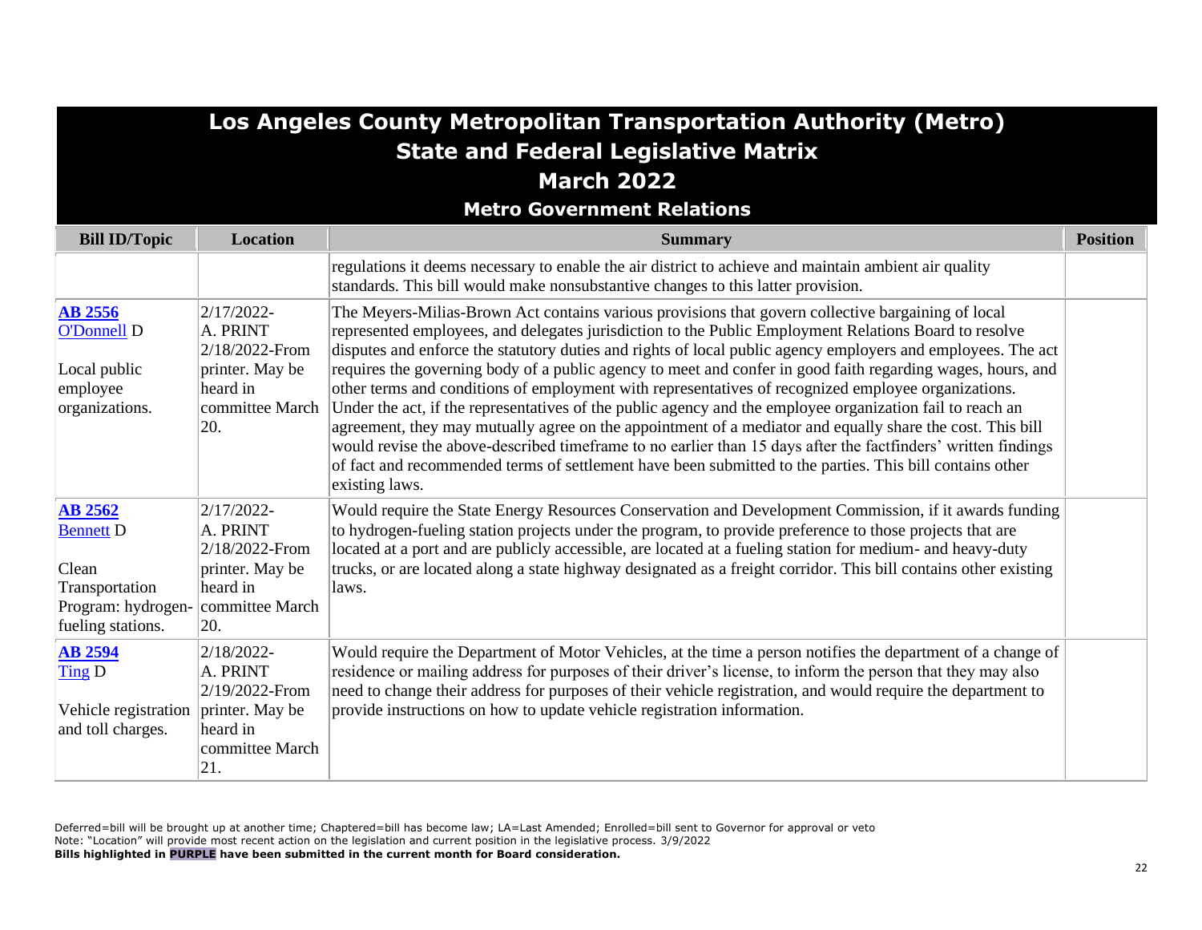# Los Angeles County Metropolitan Transportation Authority (Metro)
## State and Federal Legislative Matrix
## March 2022
### Metro Government Relations

| Bill ID/Topic | Location | Summary | Position |
|---|---|---|---|
| | | regulations it deems necessary to enable the air district to achieve and maintain ambient air quality standards. This bill would make nonsubstantive changes to this latter provision. | |
| **AB 2556** O'Donnell D<br><br>Local public employee organizations. | 2/17/2022-A. PRINT 2/18/2022-From printer. May be heard in committee March 20. | The Meyers-Milias-Brown Act contains various provisions that govern collective bargaining of local represented employees, and delegates jurisdiction to the Public Employment Relations Board to resolve disputes and enforce the statutory duties and rights of local public agency employers and employees. The act requires the governing body of a public agency to meet and confer in good faith regarding wages, hours, and other terms and conditions of employment with representatives of recognized employee organizations. Under the act, if the representatives of the public agency and the employee organization fail to reach an agreement, they may mutually agree on the appointment of a mediator and equally share the cost. This bill would revise the above-described timeframe to no earlier than 15 days after the factfinders' written findings of fact and recommended terms of settlement have been submitted to the parties. This bill contains other existing laws. | |
| **AB 2562** Bennett D<br><br>Clean Transportation Program: hydrogen-fueling stations. | 2/17/2022-A. PRINT 2/18/2022-From printer. May be heard in committee March 20. | Would require the State Energy Resources Conservation and Development Commission, if it awards funding to hydrogen-fueling station projects under the program, to provide preference to those projects that are located at a port and are publicly accessible, are located at a fueling station for medium- and heavy-duty trucks, or are located along a state highway designated as a freight corridor. This bill contains other existing laws. | |
| **AB 2594** Ting D<br><br>Vehicle registration and toll charges. | 2/18/2022-A. PRINT 2/19/2022-From printer. May be heard in committee March 21. | Would require the Department of Motor Vehicles, at the time a person notifies the department of a change of residence or mailing address for purposes of their driver's license, to inform the person that they may also need to change their address for purposes of their vehicle registration, and would require the department to provide instructions on how to update vehicle registration information. | |

Deferred=bill will be brought up at another time; Chaptered=bill has become law; LA=Last Amended; Enrolled=bill sent to Governor for approval or veto
Note: "Location" will provide most recent action on the legislation and current position in the legislative process. 3/9/2022
**Bills highlighted in PURPLE have been submitted in the current month for Board consideration.**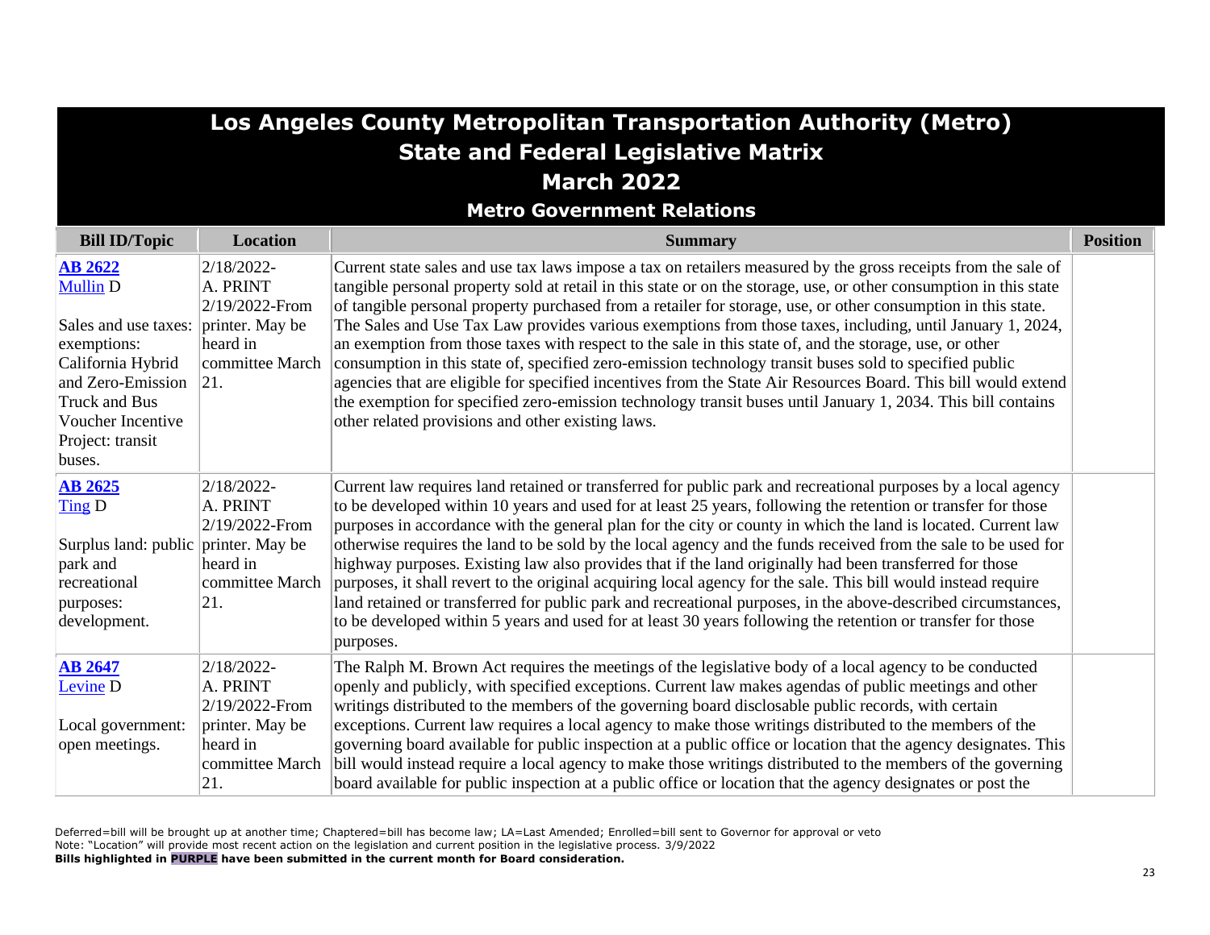# Los Angeles County Metropolitan Transportation Authority (Metro)
## State and Federal Legislative Matrix
## March 2022
### Metro Government Relations

| Bill ID/Topic | Location | Summary | Position |
|---|---|---|---|
| **AB 2622** Mullin D<br><br>Sales and use taxes: exemptions: California Hybrid and Zero-Emission Truck and Bus Voucher Incentive Project: transit buses. | 2/18/2022-A. PRINT 2/19/2022-From printer. May be heard in committee March 21. | Current state sales and use tax laws impose a tax on retailers measured by the gross receipts from the sale of tangible personal property sold at retail in this state or on the storage, use, or other consumption in this state of tangible personal property purchased from a retailer for storage, use, or other consumption in this state. The Sales and Use Tax Law provides various exemptions from those taxes, including, until January 1, 2024, an exemption from those taxes with respect to the sale in this state of, and the storage, use, or other consumption in this state of, specified zero-emission technology transit buses sold to specified public agencies that are eligible for specified incentives from the State Air Resources Board. This bill would extend the exemption for specified zero-emission technology transit buses until January 1, 2034. This bill contains other related provisions and other existing laws. | |
| **AB 2625** Ting D<br><br>Surplus land: public park and recreational purposes: development. | 2/18/2022-A. PRINT 2/19/2022-From printer. May be heard in committee March 21. | Current law requires land retained or transferred for public park and recreational purposes by a local agency to be developed within 10 years and used for at least 25 years, following the retention or transfer for those purposes in accordance with the general plan for the city or county in which the land is located. Current law otherwise requires the land to be sold by the local agency and the funds received from the sale to be used for highway purposes. Existing law also provides that if the land originally had been transferred for those purposes, it shall revert to the original acquiring local agency for the sale. This bill would instead require land retained or transferred for public park and recreational purposes, in the above-described circumstances, to be developed within 5 years and used for at least 30 years following the retention or transfer for those purposes. | |
| **AB 2647** Levine D<br><br>Local government: open meetings. | 2/18/2022-A. PRINT 2/19/2022-From printer. May be heard in committee March 21. | The Ralph M. Brown Act requires the meetings of the legislative body of a local agency to be conducted openly and publicly, with specified exceptions. Current law makes agendas of public meetings and other writings distributed to the members of the governing board disclosable public records, with certain exceptions. Current law requires a local agency to make those writings distributed to the members of the governing board available for public inspection at a public office or location that the agency designates. This bill would instead require a local agency to make those writings distributed to the members of the governing board available for public inspection at a public office or location that the agency designates or post the | |

Deferred=bill will be brought up at another time; Chaptered=bill has become law; LA=Last Amended; Enrolled=bill sent to Governor for approval or veto
Note: "Location" will provide most recent action on the legislation and current position in the legislative process. 3/9/2022
**Bills highlighted in PURPLE have been submitted in the current month for Board consideration.**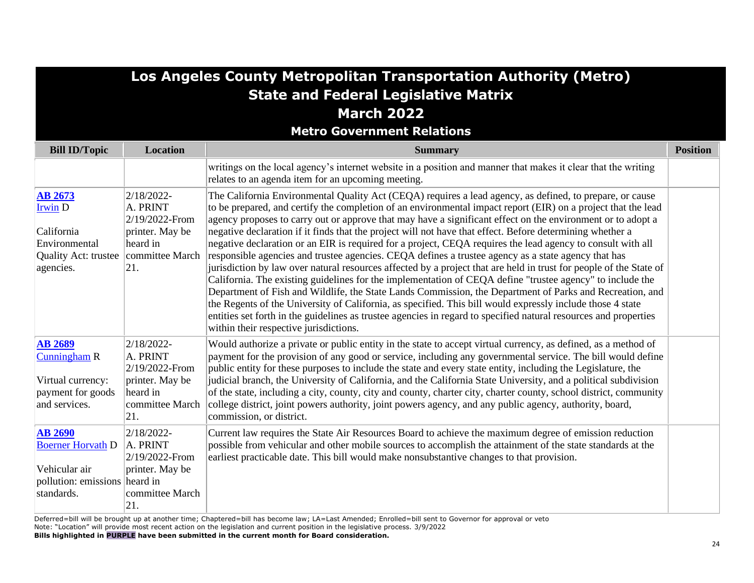# Los Angeles County Metropolitan Transportation Authority (Metro)
## State and Federal Legislative Matrix
## March 2022
### Metro Government Relations

| Bill ID/Topic | Location | Summary | Position |
|---|---|---|---|
| | | writings on the local agency's internet website in a position and manner that makes it clear that the writing relates to an agenda item for an upcoming meeting. | |
| **AB 2673** Irwin D<br><br>California Environmental Quality Act: trustee agencies. | 2/18/2022-A. PRINT 2/19/2022-From printer. May be heard in committee March 21. | The California Environmental Quality Act (CEQA) requires a lead agency, as defined, to prepare, or cause to be prepared, and certify the completion of an environmental impact report (EIR) on a project that the lead agency proposes to carry out or approve that may have a significant effect on the environment or to adopt a negative declaration if it finds that the project will not have that effect. Before determining whether a negative declaration or an EIR is required for a project, CEQA requires the lead agency to consult with all responsible agencies and trustee agencies. CEQA defines a trustee agency as a state agency that has jurisdiction by law over natural resources affected by a project that are held in trust for people of the State of California. The existing guidelines for the implementation of CEQA define "trustee agency" to include the Department of Fish and Wildlife, the State Lands Commission, the Department of Parks and Recreation, and the Regents of the University of California, as specified. This bill would expressly include those 4 state entities set forth in the guidelines as trustee agencies in regard to specified natural resources and properties within their respective jurisdictions. | |
| **AB 2689** Cunningham R<br><br>Virtual currency: payment for goods and services. | 2/18/2022-A. PRINT 2/19/2022-From printer. May be heard in committee March 21. | Would authorize a private or public entity in the state to accept virtual currency, as defined, as a method of payment for the provision of any good or service, including any governmental service. The bill would define public entity for these purposes to include the state and every state entity, including the Legislature, the judicial branch, the University of California, and the California State University, and a political subdivision of the state, including a city, county, city and county, charter city, charter county, school district, community college district, joint powers authority, joint powers agency, and any public agency, authority, board, commission, or district. | |
| **AB 2690** Boerner Horvath D<br><br>Vehicular air pollution: emissions standards. | 2/18/2022-A. PRINT 2/19/2022-From printer. May be heard in committee March 21. | Current law requires the State Air Resources Board to achieve the maximum degree of emission reduction possible from vehicular and other mobile sources to accomplish the attainment of the state standards at the earliest practicable date. This bill would make nonsubstantive changes to that provision. | |

Deferred=bill will be brought up at another time; Chaptered=bill has become law; LA=Last Amended; Enrolled=bill sent to Governor for approval or veto
Note: "Location" will provide most recent action on the legislation and current position in the legislative process. 3/9/2022
**Bills highlighted in PURPLE have been submitted in the current month for Board consideration.**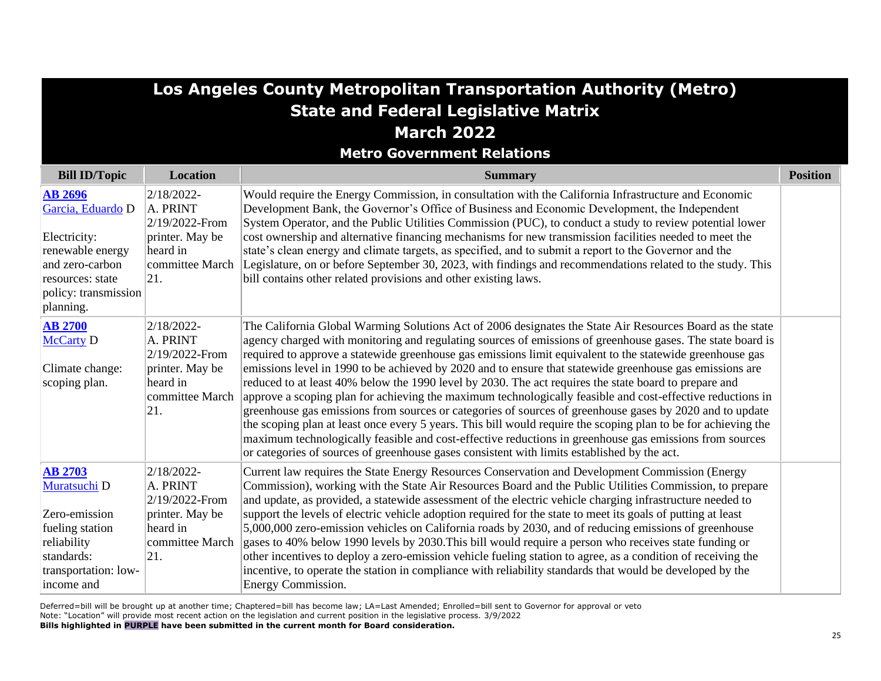# Los Angeles County Metropolitan Transportation Authority (Metro)
## State and Federal Legislative Matrix
## March 2022
### Metro Government Relations

| Bill ID/Topic | Location | Summary | Position |
|---|---|---|---|
| **AB 2696** Garcia, Eduardo D<br><br>Electricity: renewable energy and zero-carbon resources: state policy: transmission planning. | 2/18/2022-A. PRINT 2/19/2022-From printer. May be heard in committee March 21. | Would require the Energy Commission, in consultation with the California Infrastructure and Economic Development Bank, the Governor's Office of Business and Economic Development, the Independent System Operator, and the Public Utilities Commission (PUC), to conduct a study to review potential lower cost ownership and alternative financing mechanisms for new transmission facilities needed to meet the state's clean energy and climate targets, as specified, and to submit a report to the Governor and the Legislature, on or before September 30, 2023, with findings and recommendations related to the study. This bill contains other related provisions and other existing laws. | |
| **AB 2700** McCarty D<br><br>Climate change: scoping plan. | 2/18/2022-A. PRINT 2/19/2022-From printer. May be heard in committee March 21. | The California Global Warming Solutions Act of 2006 designates the State Air Resources Board as the state agency charged with monitoring and regulating sources of emissions of greenhouse gases. The state board is required to approve a statewide greenhouse gas emissions limit equivalent to the statewide greenhouse gas emissions level in 1990 to be achieved by 2020 and to ensure that statewide greenhouse gas emissions are reduced to at least 40% below the 1990 level by 2030. The act requires the state board to prepare and approve a scoping plan for achieving the maximum technologically feasible and cost-effective reductions in greenhouse gas emissions from sources or categories of sources of greenhouse gases by 2020 and to update the scoping plan at least once every 5 years. This bill would require the scoping plan to be for achieving the maximum technologically feasible and cost-effective reductions in greenhouse gas emissions from sources or categories of sources of greenhouse gases consistent with limits established by the act. | |
| **AB 2703** Muratsuchi D<br><br>Zero-emission fueling station reliability standards: transportation: low-income and | 2/18/2022-A. PRINT 2/19/2022-From printer. May be heard in committee March 21. | Current law requires the State Energy Resources Conservation and Development Commission (Energy Commission), working with the State Air Resources Board and the Public Utilities Commission, to prepare and update, as provided, a statewide assessment of the electric vehicle charging infrastructure needed to support the levels of electric vehicle adoption required for the state to meet its goals of putting at least 5,000,000 zero-emission vehicles on California roads by 2030, and of reducing emissions of greenhouse gases to 40% below 1990 levels by 2030.This bill would require a person who receives state funding or other incentives to deploy a zero-emission vehicle fueling station to agree, as a condition of receiving the incentive, to operate the station in compliance with reliability standards that would be developed by the Energy Commission. | |

Deferred=bill will be brought up at another time; Chaptered=bill has become law; LA=Last Amended; Enrolled=bill sent to Governor for approval or veto
Note: "Location" will provide most recent action on the legislation and current position in the legislative process. 3/9/2022
**Bills highlighted in PURPLE have been submitted in the current month for Board consideration.**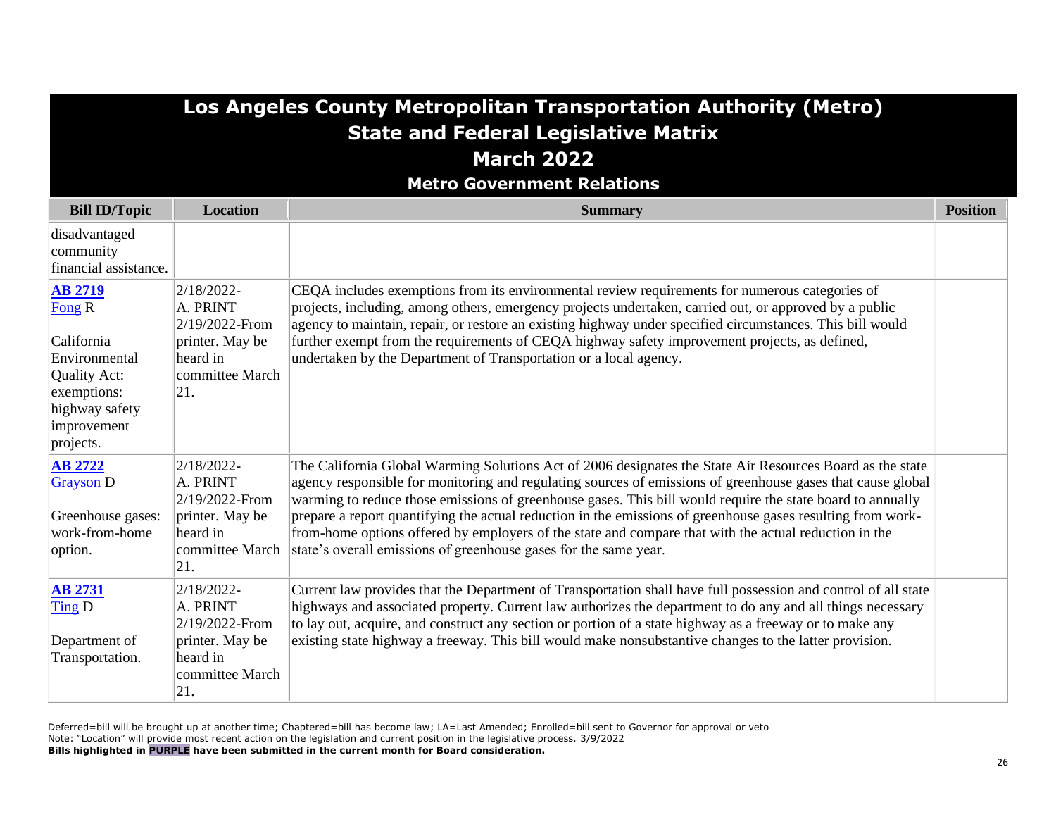# Los Angeles County Metropolitan Transportation Authority (Metro)
## State and Federal Legislative Matrix
## March 2022
### Metro Government Relations

| Bill ID/Topic | Location | Summary | Position |
|---|---|---|---|
| disadvantaged community financial assistance. | | | |
| **AB 2719** Fong R<br><br>California Environmental Quality Act: exemptions: highway safety improvement projects. | 2/18/2022- A. PRINT 2/19/2022-From printer. May be heard in committee March 21. | CEQA includes exemptions from its environmental review requirements for numerous categories of projects, including, among others, emergency projects undertaken, carried out, or approved by a public agency to maintain, repair, or restore an existing highway under specified circumstances. This bill would further exempt from the requirements of CEQA highway safety improvement projects, as defined, undertaken by the Department of Transportation or a local agency. | |
| **AB 2722** Grayson D<br><br>Greenhouse gases: work-from-home option. | 2/18/2022- A. PRINT 2/19/2022-From printer. May be heard in committee March 21. | The California Global Warming Solutions Act of 2006 designates the State Air Resources Board as the state agency responsible for monitoring and regulating sources of emissions of greenhouse gases that cause global warming to reduce those emissions of greenhouse gases. This bill would require the state board to annually prepare a report quantifying the actual reduction in the emissions of greenhouse gases resulting from work-from-home options offered by employers of the state and compare that with the actual reduction in the state's overall emissions of greenhouse gases for the same year. | |
| **AB 2731** Ting D<br><br>Department of Transportation. | 2/18/2022- A. PRINT 2/19/2022-From printer. May be heard in committee March 21. | Current law provides that the Department of Transportation shall have full possession and control of all state highways and associated property. Current law authorizes the department to do any and all things necessary to lay out, acquire, and construct any section or portion of a state highway as a freeway or to make any existing state highway a freeway. This bill would make nonsubstantive changes to the latter provision. | |

Deferred=bill will be brought up at another time; Chaptered=bill has become law; LA=Last Amended; Enrolled=bill sent to Governor for approval or veto
Note: "Location" will provide most recent action on the legislation and current position in the legislative process. 3/9/2022
**Bills highlighted in PURPLE have been submitted in the current month for Board consideration.**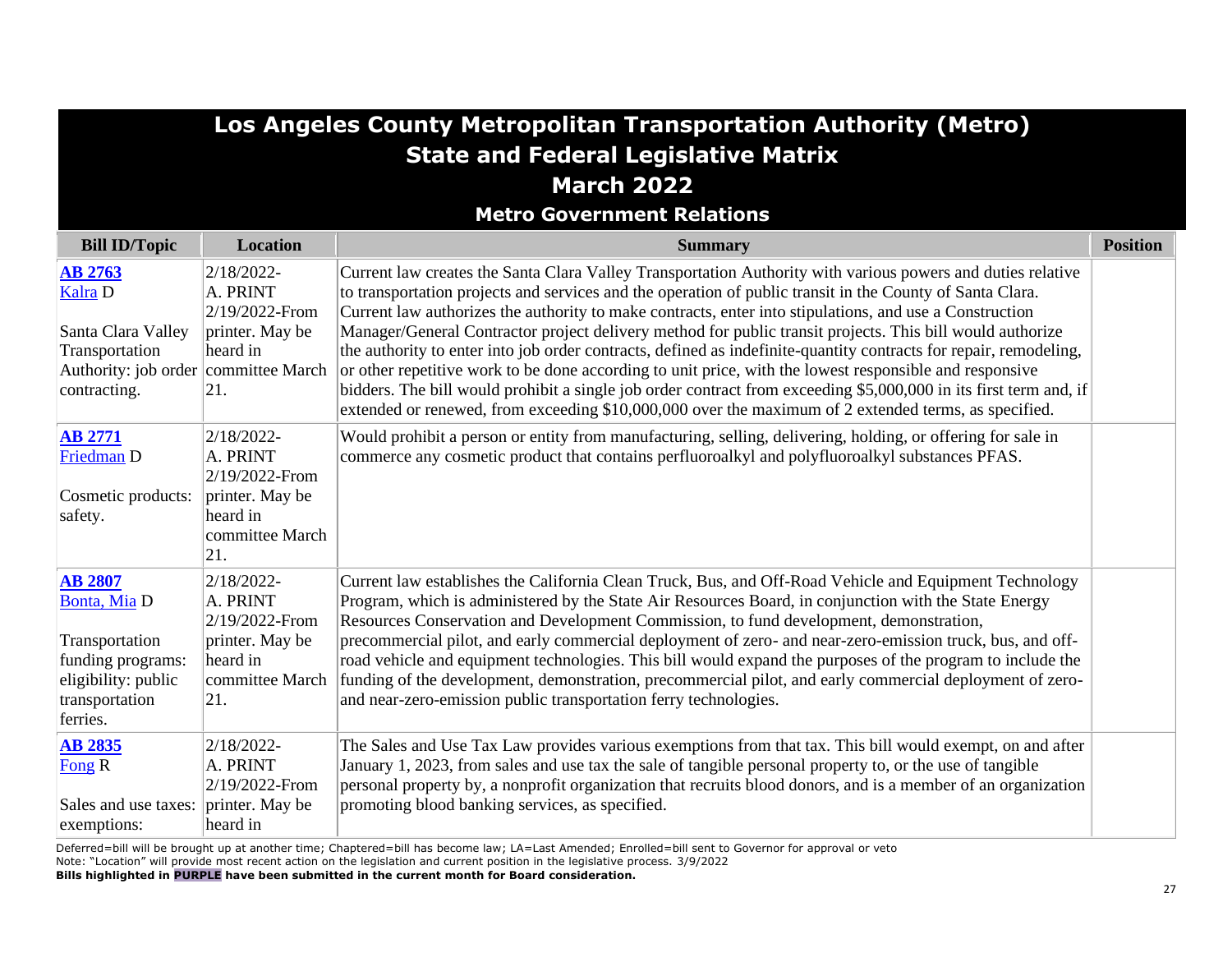# Los Angeles County Metropolitan Transportation Authority (Metro)
## State and Federal Legislative Matrix
## March 2022
### Metro Government Relations

| Bill ID/Topic | Location | Summary | Position |
|---|---|---|---|
| **AB 2763** Kalra D<br><br>Santa Clara Valley Transportation Authority: job order contracting. | 2/18/2022-A. PRINT 2/19/2022-From printer. May be heard in committee March 21. | Current law creates the Santa Clara Valley Transportation Authority with various powers and duties relative to transportation projects and services and the operation of public transit in the County of Santa Clara. Current law authorizes the authority to make contracts, enter into stipulations, and use a Construction Manager/General Contractor project delivery method for public transit projects. This bill would authorize the authority to enter into job order contracts, defined as indefinite-quantity contracts for repair, remodeling, or other repetitive work to be done according to unit price, with the lowest responsible and responsive bidders. The bill would prohibit a single job order contract from exceeding $5,000,000 in its first term and, if extended or renewed, from exceeding $10,000,000 over the maximum of 2 extended terms, as specified. | |
| **AB 2771** Friedman D<br><br>Cosmetic products: safety. | 2/18/2022-A. PRINT 2/19/2022-From printer. May be heard in committee March 21. | Would prohibit a person or entity from manufacturing, selling, delivering, holding, or offering for sale in commerce any cosmetic product that contains perfluoroalkyl and polyfluoroalkyl substances PFAS. | |
| **AB 2807** Bonta, Mia D<br><br>Transportation funding programs: eligibility: public transportation ferries. | 2/18/2022-A. PRINT 2/19/2022-From printer. May be heard in committee March 21. | Current law establishes the California Clean Truck, Bus, and Off-Road Vehicle and Equipment Technology Program, which is administered by the State Air Resources Board, in conjunction with the State Energy Resources Conservation and Development Commission, to fund development, demonstration, precommercial pilot, and early commercial deployment of zero- and near-zero-emission truck, bus, and off-road vehicle and equipment technologies. This bill would expand the purposes of the program to include the funding of the development, demonstration, precommercial pilot, and early commercial deployment of zero- and near-zero-emission public transportation ferry technologies. | |
| **AB 2835** Fong R<br><br>Sales and use taxes: exemptions: | 2/18/2022-A. PRINT 2/19/2022-From printer. May be heard in | The Sales and Use Tax Law provides various exemptions from that tax. This bill would exempt, on and after January 1, 2023, from sales and use tax the sale of tangible personal property to, or the use of tangible personal property by, a nonprofit organization that recruits blood donors, and is a member of an organization promoting blood banking services, as specified. | |

Deferred=bill will be brought up at another time; Chaptered=bill has become law; LA=Last Amended; Enrolled=bill sent to Governor for approval or veto
Note: "Location" will provide most recent action on the legislation and current position in the legislative process. 3/9/2022
**Bills highlighted in PURPLE have been submitted in the current month for Board consideration.**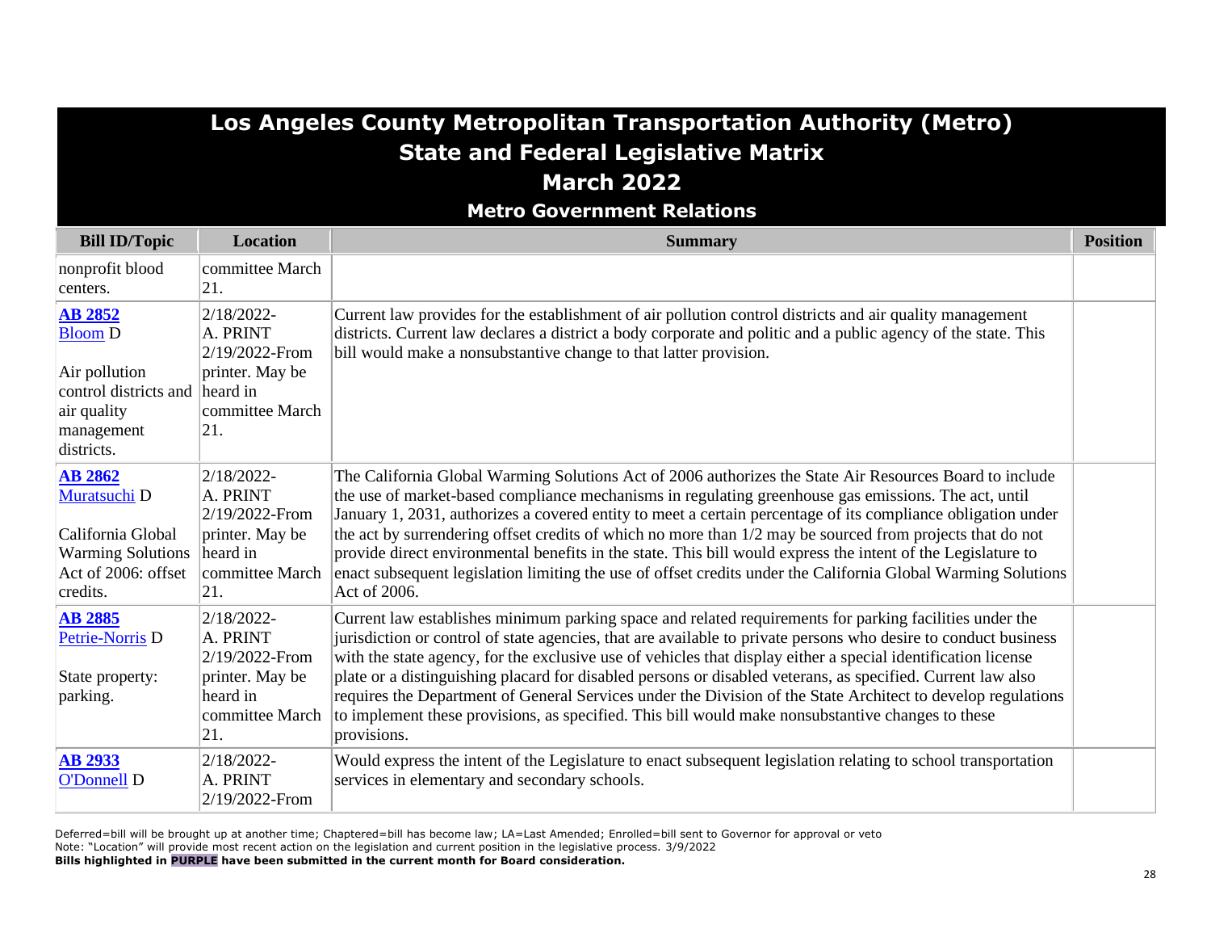# Los Angeles County Metropolitan Transportation Authority (Metro)
## State and Federal Legislative Matrix
## March 2022
### Metro Government Relations

| Bill ID/Topic | Location | Summary | Position |
|---|---|---|---|
| nonprofit blood centers. | committee March 21. | | |
| **AB 2852** Bloom D<br><br>Air pollution control districts and air quality management districts. | 2/18/2022-A. PRINT 2/19/2022-From printer. May be heard in committee March 21. | Current law provides for the establishment of air pollution control districts and air quality management districts. Current law declares a district a body corporate and politic and a public agency of the state. This bill would make a nonsubstantive change to that latter provision. | |
| **AB 2862** Muratsuchi D<br><br>California Global Warming Solutions Act of 2006: offset credits. | 2/18/2022-A. PRINT 2/19/2022-From printer. May be heard in committee March 21. | The California Global Warming Solutions Act of 2006 authorizes the State Air Resources Board to include the use of market-based compliance mechanisms in regulating greenhouse gas emissions. The act, until January 1, 2031, authorizes a covered entity to meet a certain percentage of its compliance obligation under the act by surrendering offset credits of which no more than 1/2 may be sourced from projects that do not provide direct environmental benefits in the state. This bill would express the intent of the Legislature to enact subsequent legislation limiting the use of offset credits under the California Global Warming Solutions Act of 2006. | |
| **AB 2885** Petrie-Norris D<br><br>State property: parking. | 2/18/2022-A. PRINT 2/19/2022-From printer. May be heard in committee March 21. | Current law establishes minimum parking space and related requirements for parking facilities under the jurisdiction or control of state agencies, that are available to private persons who desire to conduct business with the state agency, for the exclusive use of vehicles that display either a special identification license plate or a distinguishing placard for disabled persons or disabled veterans, as specified. Current law also requires the Department of General Services under the Division of the State Architect to develop regulations to implement these provisions, as specified. This bill would make nonsubstantive changes to these provisions. | |
| **AB 2933** O'Donnell D | 2/18/2022-A. PRINT 2/19/2022-From | Would express the intent of the Legislature to enact subsequent legislation relating to school transportation services in elementary and secondary schools. | |

Deferred=bill will be brought up at another time; Chaptered=bill has become law; LA=Last Amended; Enrolled=bill sent to Governor for approval or veto
Note: "Location" will provide most recent action on the legislation and current position in the legislative process. 3/9/2022
**Bills highlighted in PURPLE have been submitted in the current month for Board consideration.**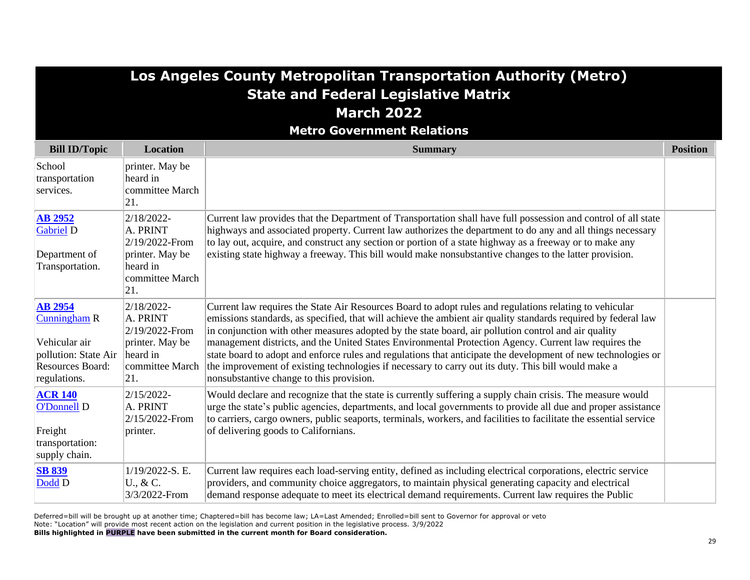# Los Angeles County Metropolitan Transportation Authority (Metro)
## State and Federal Legislative Matrix
## March 2022
### Metro Government Relations

| Bill ID/Topic | Location | Summary | Position |
|---|---|---|---|
| School transportation services. | printer. May be heard in committee March 21. | | |
| **AB 2952** Gabriel D<br><br>Department of Transportation. | 2/18/2022-A. PRINT 2/19/2022-From printer. May be heard in committee March 21. | Current law provides that the Department of Transportation shall have full possession and control of all state highways and associated property. Current law authorizes the department to do any and all things necessary to lay out, acquire, and construct any section or portion of a state highway as a freeway or to make any existing state highway a freeway. This bill would make nonsubstantive changes to the latter provision. | |
| **AB 2954** Cunningham R<br><br>Vehicular air pollution: State Air Resources Board: regulations. | 2/18/2022-A. PRINT 2/19/2022-From printer. May be heard in committee March 21. | Current law requires the State Air Resources Board to adopt rules and regulations relating to vehicular emissions standards, as specified, that will achieve the ambient air quality standards required by federal law in conjunction with other measures adopted by the state board, air pollution control and air quality management districts, and the United States Environmental Protection Agency. Current law requires the state board to adopt and enforce rules and regulations that anticipate the development of new technologies or the improvement of existing technologies if necessary to carry out its duty. This bill would make a nonsubstantive change to this provision. | |
| **ACR 140** O'Donnell D<br><br>Freight transportation: supply chain. | 2/15/2022-A. PRINT 2/15/2022-From printer. | Would declare and recognize that the state is currently suffering a supply chain crisis. The measure would urge the state's public agencies, departments, and local governments to provide all due and proper assistance to carriers, cargo owners, public seaports, terminals, workers, and facilities to facilitate the essential service of delivering goods to Californians. | |
| **SB 839** Dodd D | 1/19/2022-S. E. U., & C. 3/3/2022-From | Current law requires each load-serving entity, defined as including electrical corporations, electric service providers, and community choice aggregators, to maintain physical generating capacity and electrical demand response adequate to meet its electrical demand requirements. Current law requires the Public | |

Deferred=bill will be brought up at another time; Chaptered=bill has become law; LA=Last Amended; Enrolled=bill sent to Governor for approval or veto
Note: "Location" will provide most recent action on the legislation and current position in the legislative process. 3/9/2022
**Bills highlighted in PURPLE have been submitted in the current month for Board consideration.**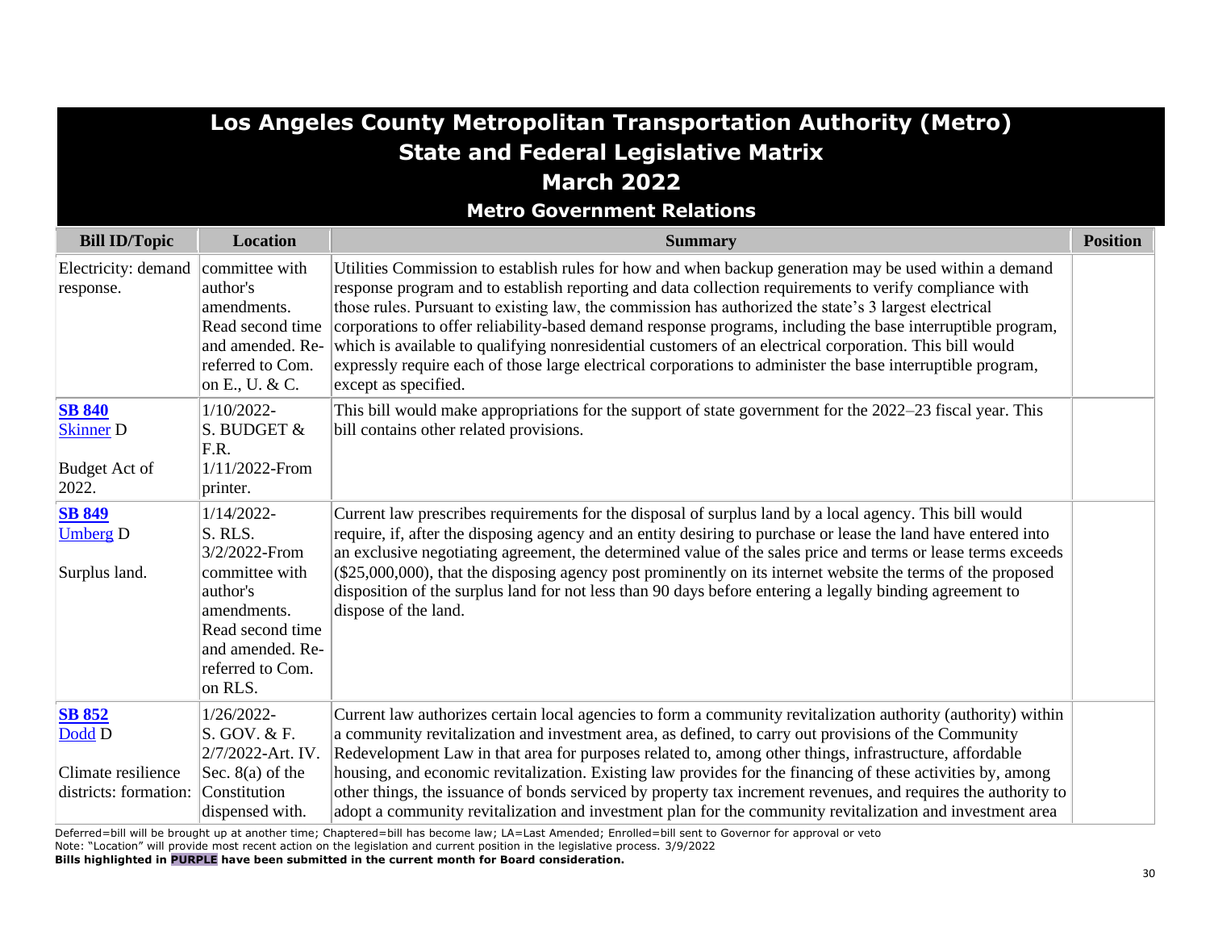# Los Angeles County Metropolitan Transportation Authority (Metro)
## State and Federal Legislative Matrix
## March 2022
### Metro Government Relations

| Bill ID/Topic | Location | Summary | Position |
|---|---|---|---|
| Electricity: demand response. | committee with author's amendments. Read second time and amended. Re-referred to Com. on E., U. & C. | Utilities Commission to establish rules for how and when backup generation may be used within a demand response program and to establish reporting and data collection requirements to verify compliance with those rules. Pursuant to existing law, the commission has authorized the state's 3 largest electrical corporations to offer reliability-based demand response programs, including the base interruptible program, which is available to qualifying nonresidential customers of an electrical corporation. This bill would expressly require each of those large electrical corporations to administer the base interruptible program, except as specified. | |
| **SB 840** Skinner D<br><br>Budget Act of 2022. | 1/10/2022-S. BUDGET & F.R.<br>1/11/2022-From printer. | This bill would make appropriations for the support of state government for the 2022–23 fiscal year. This bill contains other related provisions. | |
| **SB 849** Umberg D<br><br>Surplus land. | 1/14/2022-S. RLS.<br>3/2/2022-From committee with author's amendments. Read second time and amended. Re-referred to Com. on RLS. | Current law prescribes requirements for the disposal of surplus land by a local agency. This bill would require, if, after the disposing agency and an entity desiring to purchase or lease the land have entered into an exclusive negotiating agreement, the determined value of the sales price and terms or lease terms exceeds ($25,000,000), that the disposing agency post prominently on its internet website the terms of the proposed disposition of the surplus land for not less than 90 days before entering a legally binding agreement to dispose of the land. | |
| **SB 852** Dodd D<br><br>Climate resilience districts: formation: | 1/26/2022-S. GOV. & F.<br>2/7/2022-Art. IV. Sec. 8(a) of the Constitution dispensed with. | Current law authorizes certain local agencies to form a community revitalization authority (authority) within a community revitalization and investment area, as defined, to carry out provisions of the Community Redevelopment Law in that area for purposes related to, among other things, infrastructure, affordable housing, and economic revitalization. Existing law provides for the financing of these activities by, among other things, the issuance of bonds serviced by property tax increment revenues, and requires the authority to adopt a community revitalization and investment plan for the community revitalization and investment area | |

Deferred=bill will be brought up at another time; Chaptered=bill has become law; LA=Last Amended; Enrolled=bill sent to Governor for approval or veto
Note: "Location" will provide most recent action on the legislation and current position in the legislative process. 3/9/2022
**Bills highlighted in PURPLE have been submitted in the current month for Board consideration.**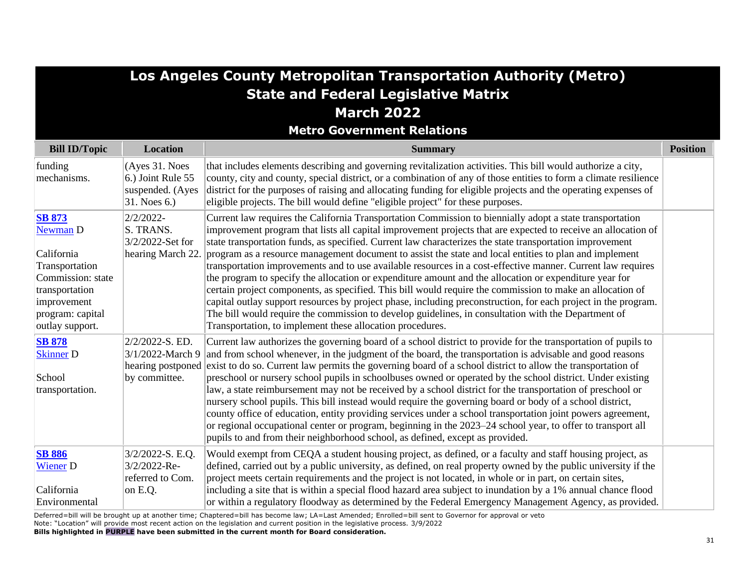# Los Angeles County Metropolitan Transportation Authority (Metro)
## State and Federal Legislative Matrix
## March 2022
### Metro Government Relations

| Bill ID/Topic | Location | Summary | Position |
|---|---|---|---|
| funding mechanisms. | (Ayes 31. Noes 6.) Joint Rule 55 suspended. (Ayes 31. Noes 6.) | that includes elements describing and governing revitalization activities. This bill would authorize a city, county, city and county, special district, or a combination of any of those entities to form a climate resilience district for the purposes of raising and allocating funding for eligible projects and the operating expenses of eligible projects. The bill would define "eligible project" for these purposes. | |
| **SB 873** Newman D<br><br>California Transportation Commission: state transportation improvement program: capital outlay support. | 2/2/2022- S. TRANS. 3/2/2022-Set for hearing March 22. | Current law requires the California Transportation Commission to biennially adopt a state transportation improvement program that lists all capital improvement projects that are expected to receive an allocation of state transportation funds, as specified. Current law characterizes the state transportation improvement program as a resource management document to assist the state and local entities to plan and implement transportation improvements and to use available resources in a cost-effective manner. Current law requires the program to specify the allocation or expenditure amount and the allocation or expenditure year for certain project components, as specified. This bill would require the commission to make an allocation of capital outlay support resources by project phase, including preconstruction, for each project in the program. The bill would require the commission to develop guidelines, in consultation with the Department of Transportation, to implement these allocation procedures. | |
| **SB 878** Skinner D<br><br>School transportation. | 2/2/2022-S. ED. 3/1/2022-March 9 hearing postponed by committee. | Current law authorizes the governing board of a school district to provide for the transportation of pupils to and from school whenever, in the judgment of the board, the transportation is advisable and good reasons exist to do so. Current law permits the governing board of a school district to allow the transportation of preschool or nursery school pupils in schoolbuses owned or operated by the school district. Under existing law, a state reimbursement may not be received by a school district for the transportation of preschool or nursery school pupils. This bill instead would require the governing board or body of a school district, county office of education, entity providing services under a school transportation joint powers agreement, or regional occupational center or program, beginning in the 2023–24 school year, to offer to transport all pupils to and from their neighborhood school, as defined, except as provided. | |
| **SB 886** Wiener D<br><br>California Environmental | 3/2/2022-S. E.Q. 3/2/2022-Re-referred to Com. on E.Q. | Would exempt from CEQA a student housing project, as defined, or a faculty and staff housing project, as defined, carried out by a public university, as defined, on real property owned by the public university if the project meets certain requirements and the project is not located, in whole or in part, on certain sites, including a site that is within a special flood hazard area subject to inundation by a 1% annual chance flood or within a regulatory floodway as determined by the Federal Emergency Management Agency, as provided. | |

Deferred=bill will be brought up at another time; Chaptered=bill has become law; LA=Last Amended; Enrolled=bill sent to Governor for approval or veto
Note: "Location" will provide most recent action on the legislation and current position in the legislative process. 3/9/2022
**Bills highlighted in PURPLE have been submitted in the current month for Board consideration.**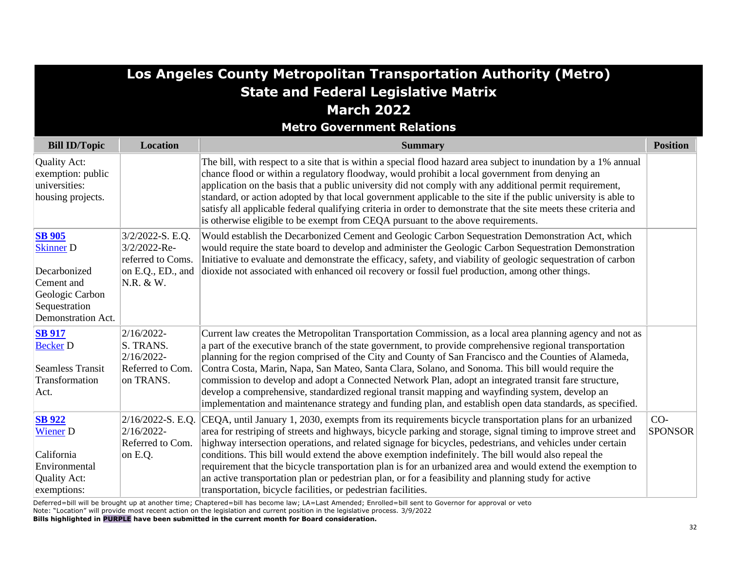# Los Angeles County Metropolitan Transportation Authority (Metro)
## State and Federal Legislative Matrix
## March 2022
### Metro Government Relations

| Bill ID/Topic | Location | Summary | Position |
|---|---|---|---|
| Quality Act: exemption: public universities: housing projects. | | The bill, with respect to a site that is within a special flood hazard area subject to inundation by a 1% annual chance flood or within a regulatory floodway, would prohibit a local government from denying an application on the basis that a public university did not comply with any additional permit requirement, standard, or action adopted by that local government applicable to the site if the public university is able to satisfy all applicable federal qualifying criteria in order to demonstrate that the site meets these criteria and is otherwise eligible to be exempt from CEQA pursuant to the above requirements. | |
| **SB 905** Skinner D<br><br>Decarbonized Cement and Geologic Carbon Sequestration Demonstration Act. | 3/2/2022-S. E.Q. 3/2/2022-Re-referred to Coms. on E.Q., ED., and N.R. & W. | Would establish the Decarbonized Cement and Geologic Carbon Sequestration Demonstration Act, which would require the state board to develop and administer the Geologic Carbon Sequestration Demonstration Initiative to evaluate and demonstrate the efficacy, safety, and viability of geologic sequestration of carbon dioxide not associated with enhanced oil recovery or fossil fuel production, among other things. | |
| **SB 917** Becker D<br><br>Seamless Transit Transformation Act. | 2/16/2022-S. TRANS. 2/16/2022-Referred to Com. on TRANS. | Current law creates the Metropolitan Transportation Commission, as a local area planning agency and not as a part of the executive branch of the state government, to provide comprehensive regional transportation planning for the region comprised of the City and County of San Francisco and the Counties of Alameda, Contra Costa, Marin, Napa, San Mateo, Santa Clara, Solano, and Sonoma. This bill would require the commission to develop and adopt a Connected Network Plan, adopt an integrated transit fare structure, develop a comprehensive, standardized regional transit mapping and wayfinding system, develop an implementation and maintenance strategy and funding plan, and establish open data standards, as specified. | |
| **SB 922** Wiener D<br><br>California Environmental Quality Act: exemptions: | 2/16/2022-S. E.Q. 2/16/2022-Referred to Com. on E.Q. | CEQA, until January 1, 2030, exempts from its requirements bicycle transportation plans for an urbanized area for restriping of streets and highways, bicycle parking and storage, signal timing to improve street and highway intersection operations, and related signage for bicycles, pedestrians, and vehicles under certain conditions. This bill would extend the above exemption indefinitely. The bill would also repeal the requirement that the bicycle transportation plan is for an urbanized area and would extend the exemption to an active transportation plan or pedestrian plan, or for a feasibility and planning study for active transportation, bicycle facilities, or pedestrian facilities. | CO-SPONSOR |

Deferred=bill will be brought up at another time; Chaptered=bill has become law; LA=Last Amended; Enrolled=bill sent to Governor for approval or veto
Note: "Location" will provide most recent action on the legislation and current position in the legislative process. 3/9/2022
**Bills highlighted in PURPLE have been submitted in the current month for Board consideration.**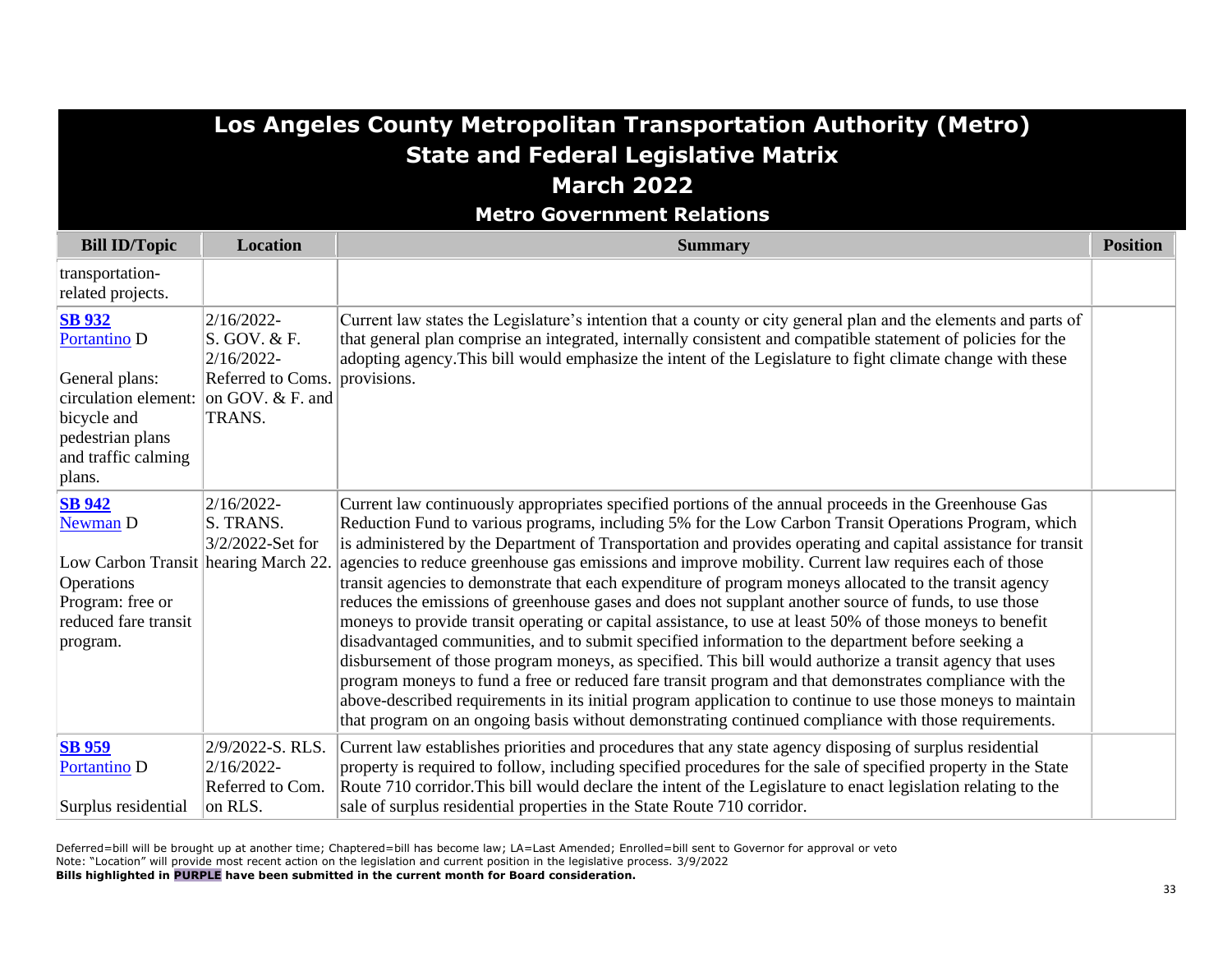# Los Angeles County Metropolitan Transportation Authority (Metro)
## State and Federal Legislative Matrix
## March 2022
### Metro Government Relations

| Bill ID/Topic | Location | Summary | Position |
|---|---|---|---|
| transportation-related projects. | | | |
| **SB 932** Portantino D<br><br>General plans: circulation element: bicycle and pedestrian plans and traffic calming plans. | 2/16/2022-S. GOV. & F. 2/16/2022-Referred to Coms. on GOV. & F. and TRANS. | Current law states the Legislature's intention that a county or city general plan and the elements and parts of that general plan comprise an integrated, internally consistent and compatible statement of policies for the adopting agency.This bill would emphasize the intent of the Legislature to fight climate change with these provisions. | |
| **SB 942** Newman D<br><br>Low Carbon Transit Operations Program: free or reduced fare transit program. | 2/16/2022-S. TRANS. 3/2/2022-Set for hearing March 22. | Current law continuously appropriates specified portions of the annual proceeds in the Greenhouse Gas Reduction Fund to various programs, including 5% for the Low Carbon Transit Operations Program, which is administered by the Department of Transportation and provides operating and capital assistance for transit agencies to reduce greenhouse gas emissions and improve mobility. Current law requires each of those transit agencies to demonstrate that each expenditure of program moneys allocated to the transit agency reduces the emissions of greenhouse gases and does not supplant another source of funds, to use those moneys to provide transit operating or capital assistance, to use at least 50% of those moneys to benefit disadvantaged communities, and to submit specified information to the department before seeking a disbursement of those program moneys, as specified. This bill would authorize a transit agency that uses program moneys to fund a free or reduced fare transit program and that demonstrates compliance with the above-described requirements in its initial program application to continue to use those moneys to maintain that program on an ongoing basis without demonstrating continued compliance with those requirements. | |
| **SB 959** Portantino D<br><br>Surplus residential | 2/9/2022-S. RLS. 2/16/2022-Referred to Com. on RLS. | Current law establishes priorities and procedures that any state agency disposing of surplus residential property is required to follow, including specified procedures for the sale of specified property in the State Route 710 corridor.This bill would declare the intent of the Legislature to enact legislation relating to the sale of surplus residential properties in the State Route 710 corridor. | |

Deferred=bill will be brought up at another time; Chaptered=bill has become law; LA=Last Amended; Enrolled=bill sent to Governor for approval or veto
Note: "Location" will provide most recent action on the legislation and current position in the legislative process. 3/9/2022
**Bills highlighted in PURPLE have been submitted in the current month for Board consideration.**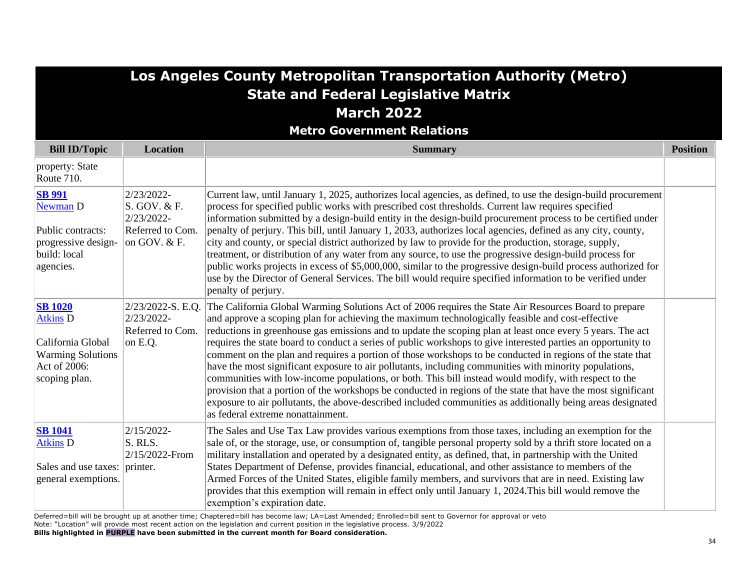# Los Angeles County Metropolitan Transportation Authority (Metro)
## State and Federal Legislative Matrix
## March 2022
### Metro Government Relations

| Bill ID/Topic | Location | Summary | Position |
|---|---|---|---|
| property: State Route 710. | | | |
| **SB 991** Newman D<br><br>Public contracts: progressive design-build: local agencies. | 2/23/2022-S. GOV. & F.<br>2/23/2022-Referred to Com. on GOV. & F. | Current law, until January 1, 2025, authorizes local agencies, as defined, to use the design-build procurement process for specified public works with prescribed cost thresholds. Current law requires specified information submitted by a design-build entity in the design-build procurement process to be certified under penalty of perjury. This bill, until January 1, 2033, authorizes local agencies, defined as any city, county, city and county, or special district authorized by law to provide for the production, storage, supply, treatment, or distribution of any water from any source, to use the progressive design-build process for public works projects in excess of $5,000,000, similar to the progressive design-build process authorized for use by the Director of General Services. The bill would require specified information to be verified under penalty of perjury. | |
| **SB 1020** Atkins D<br><br>California Global Warming Solutions Act of 2006: scoping plan. | 2/23/2022-S. E.Q.<br>2/23/2022-Referred to Com. on E.Q. | The California Global Warming Solutions Act of 2006 requires the State Air Resources Board to prepare and approve a scoping plan for achieving the maximum technologically feasible and cost-effective reductions in greenhouse gas emissions and to update the scoping plan at least once every 5 years. The act requires the state board to conduct a series of public workshops to give interested parties an opportunity to comment on the plan and requires a portion of those workshops to be conducted in regions of the state that have the most significant exposure to air pollutants, including communities with minority populations, communities with low-income populations, or both. This bill instead would modify, with respect to the provision that a portion of the workshops be conducted in regions of the state that have the most significant exposure to air pollutants, the above-described included communities as additionally being areas designated as federal extreme nonattainment. | |
| **SB 1041** Atkins D<br><br>Sales and use taxes: general exemptions. | 2/15/2022-S. RLS.<br>2/15/2022-From printer. | The Sales and Use Tax Law provides various exemptions from those taxes, including an exemption for the sale of, or the storage, use, or consumption of, tangible personal property sold by a thrift store located on a military installation and operated by a designated entity, as defined, that, in partnership with the United States Department of Defense, provides financial, educational, and other assistance to members of the Armed Forces of the United States, eligible family members, and survivors that are in need. Existing law provides that this exemption will remain in effect only until January 1, 2024.This bill would remove the exemption's expiration date. | |

Deferred=bill will be brought up at another time; Chaptered=bill has become law; LA=Last Amended; Enrolled=bill sent to Governor for approval or veto
Note: "Location" will provide most recent action on the legislation and current position in the legislative process. 3/9/2022
**Bills highlighted in PURPLE have been submitted in the current month for Board consideration.**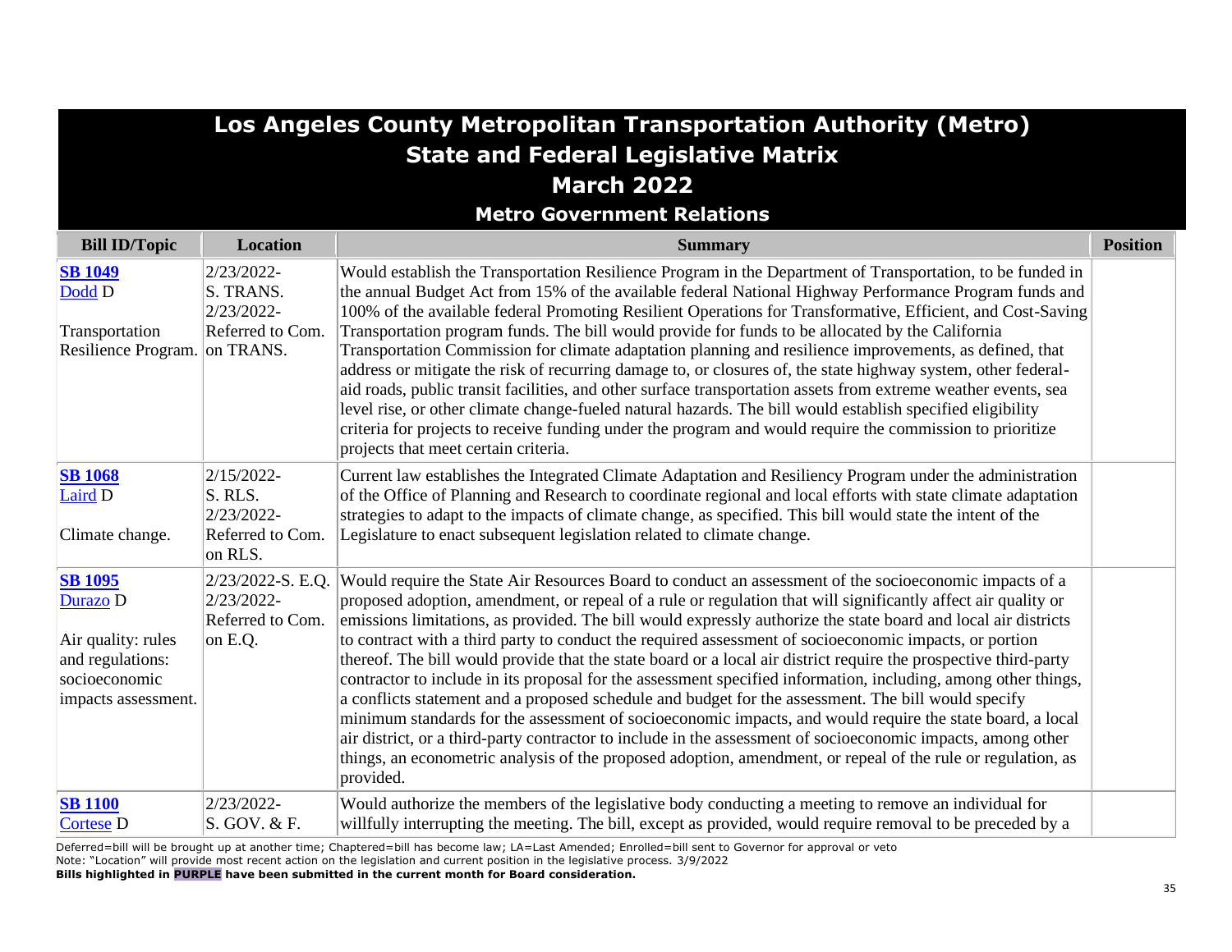# Los Angeles County Metropolitan Transportation Authority (Metro)
## State and Federal Legislative Matrix
## March 2022
### Metro Government Relations

| Bill ID/Topic | Location | Summary | Position |
|---|---|---|---|
| **SB 1049**<br>Dodd D<br><br>Transportation Resilience Program. | 2/23/2022-<br>S. TRANS.<br>2/23/2022-<br>Referred to Com. on TRANS. | Would establish the Transportation Resilience Program in the Department of Transportation, to be funded in the annual Budget Act from 15% of the available federal National Highway Performance Program funds and 100% of the available federal Promoting Resilient Operations for Transformative, Efficient, and Cost-Saving Transportation program funds. The bill would provide for funds to be allocated by the California Transportation Commission for climate adaptation planning and resilience improvements, as defined, that address or mitigate the risk of recurring damage to, or closures of, the state highway system, other federal-aid roads, public transit facilities, and other surface transportation assets from extreme weather events, sea level rise, or other climate change-fueled natural hazards. The bill would establish specified eligibility criteria for projects to receive funding under the program and would require the commission to prioritize projects that meet certain criteria. | |
| **SB 1068**<br>Laird D<br><br>Climate change. | 2/15/2022-<br>S. RLS.<br>2/23/2022-<br>Referred to Com. on RLS. | Current law establishes the Integrated Climate Adaptation and Resiliency Program under the administration of the Office of Planning and Research to coordinate regional and local efforts with state climate adaptation strategies to adapt to the impacts of climate change, as specified. This bill would state the intent of the Legislature to enact subsequent legislation related to climate change. | |
| **SB 1095**<br>Durazo D<br><br>Air quality: rules and regulations: socioeconomic impacts assessment. | 2/23/2022-S. E.Q.<br>2/23/2022-<br>Referred to Com. on E.Q. | Would require the State Air Resources Board to conduct an assessment of the socioeconomic impacts of a proposed adoption, amendment, or repeal of a rule or regulation that will significantly affect air quality or emissions limitations, as provided. The bill would expressly authorize the state board and local air districts to contract with a third party to conduct the required assessment of socioeconomic impacts, or portion thereof. The bill would provide that the state board or a local air district require the prospective third-party contractor to include in its proposal for the assessment specified information, including, among other things, a conflicts statement and a proposed schedule and budget for the assessment. The bill would specify minimum standards for the assessment of socioeconomic impacts, and would require the state board, a local air district, or a third-party contractor to include in the assessment of socioeconomic impacts, among other things, an econometric analysis of the proposed adoption, amendment, or repeal of the rule or regulation, as provided. | |
| **SB 1100**<br>Cortese D | 2/23/2022-<br>S. GOV. & F. | Would authorize the members of the legislative body conducting a meeting to remove an individual for willfully interrupting the meeting. The bill, except as provided, would require removal to be preceded by a | |

Deferred=bill will be brought up at another time; Chaptered=bill has become law; LA=Last Amended; Enrolled=bill sent to Governor for approval or veto
Note: "Location" will provide most recent action on the legislation and current position in the legislative process. 3/9/2022
**Bills highlighted in PURPLE have been submitted in the current month for Board consideration.**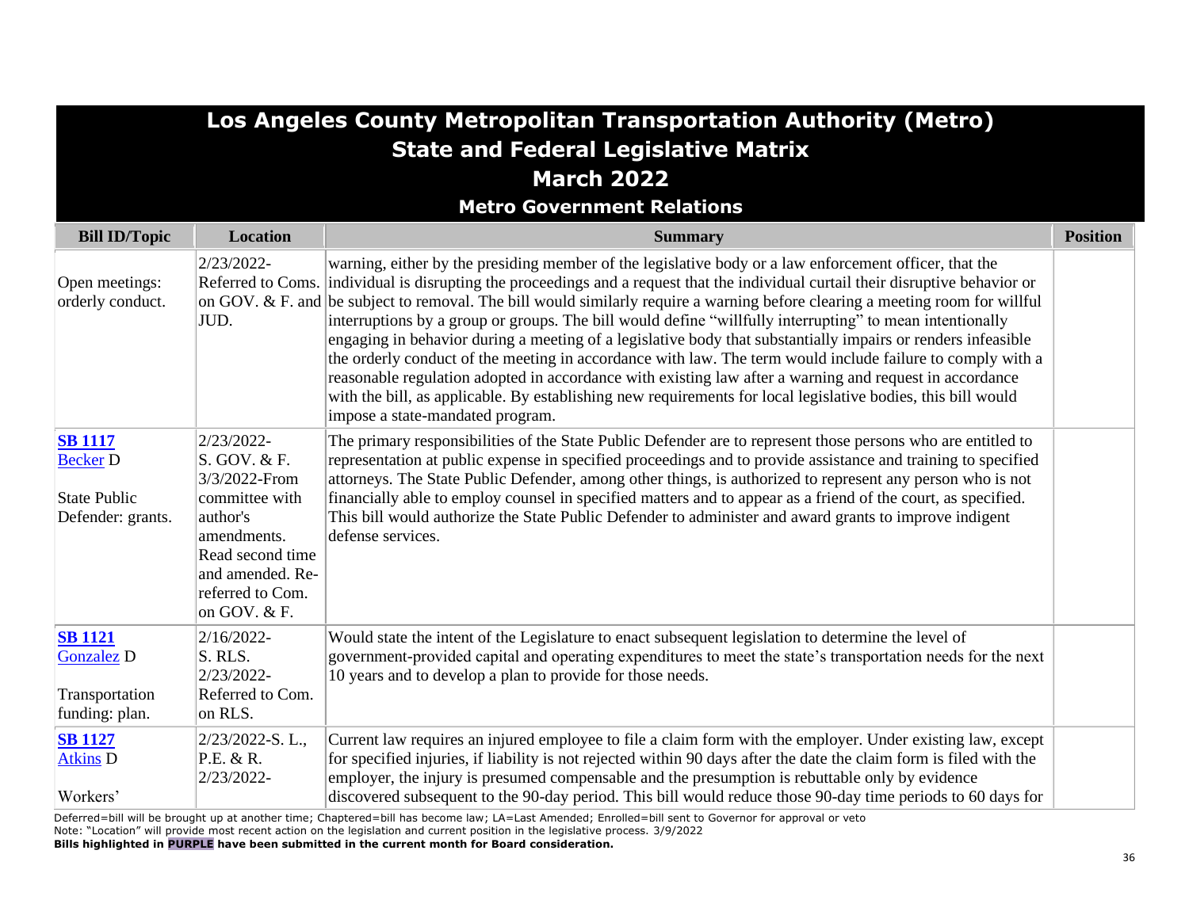# Los Angeles County Metropolitan Transportation Authority (Metro)
## State and Federal Legislative Matrix
## March 2022
### Metro Government Relations

| Bill ID/Topic | Location | Summary | Position |
|---|---|---|---|
| Open meetings: orderly conduct. | 2/23/2022- Referred to Coms. on GOV. & F. and JUD. | warning, either by the presiding member of the legislative body or a law enforcement officer, that the individual is disrupting the proceedings and a request that the individual curtail their disruptive behavior or be subject to removal. The bill would similarly require a warning before clearing a meeting room for willful interruptions by a group or groups. The bill would define "willfully interrupting" to mean intentionally engaging in behavior during a meeting of a legislative body that substantially impairs or renders infeasible the orderly conduct of the meeting in accordance with law. The term would include failure to comply with a reasonable regulation adopted in accordance with existing law after a warning and request in accordance with the bill, as applicable. By establishing new requirements for local legislative bodies, this bill would impose a state-mandated program. | |
| **SB 1117** Becker D<br><br>State Public Defender: grants. | 2/23/2022- S. GOV. & F. 3/3/2022-From committee with author's amendments. Read second time and amended. Re-referred to Com. on GOV. & F. | The primary responsibilities of the State Public Defender are to represent those persons who are entitled to representation at public expense in specified proceedings and to provide assistance and training to specified attorneys. The State Public Defender, among other things, is authorized to represent any person who is not financially able to employ counsel in specified matters and to appear as a friend of the court, as specified. This bill would authorize the State Public Defender to administer and award grants to improve indigent defense services. | |
| **SB 1121** Gonzalez D<br><br>Transportation funding: plan. | 2/16/2022- S. RLS. 2/23/2022- Referred to Com. on RLS. | Would state the intent of the Legislature to enact subsequent legislation to determine the level of government-provided capital and operating expenditures to meet the state's transportation needs for the next 10 years and to develop a plan to provide for those needs. | |
| **SB 1127** Atkins D<br><br>Workers' | 2/23/2022-S. L., P.E. & R. 2/23/2022- | Current law requires an injured employee to file a claim form with the employer. Under existing law, except for specified injuries, if liability is not rejected within 90 days after the date the claim form is filed with the employer, the injury is presumed compensable and the presumption is rebuttable only by evidence discovered subsequent to the 90-day period. This bill would reduce those 90-day time periods to 60 days for | |

Deferred=bill will be brought up at another time; Chaptered=bill has become law; LA=Last Amended; Enrolled=bill sent to Governor for approval or veto
Note: "Location" will provide most recent action on the legislation and current position in the legislative process. 3/9/2022
**Bills highlighted in PURPLE have been submitted in the current month for Board consideration.**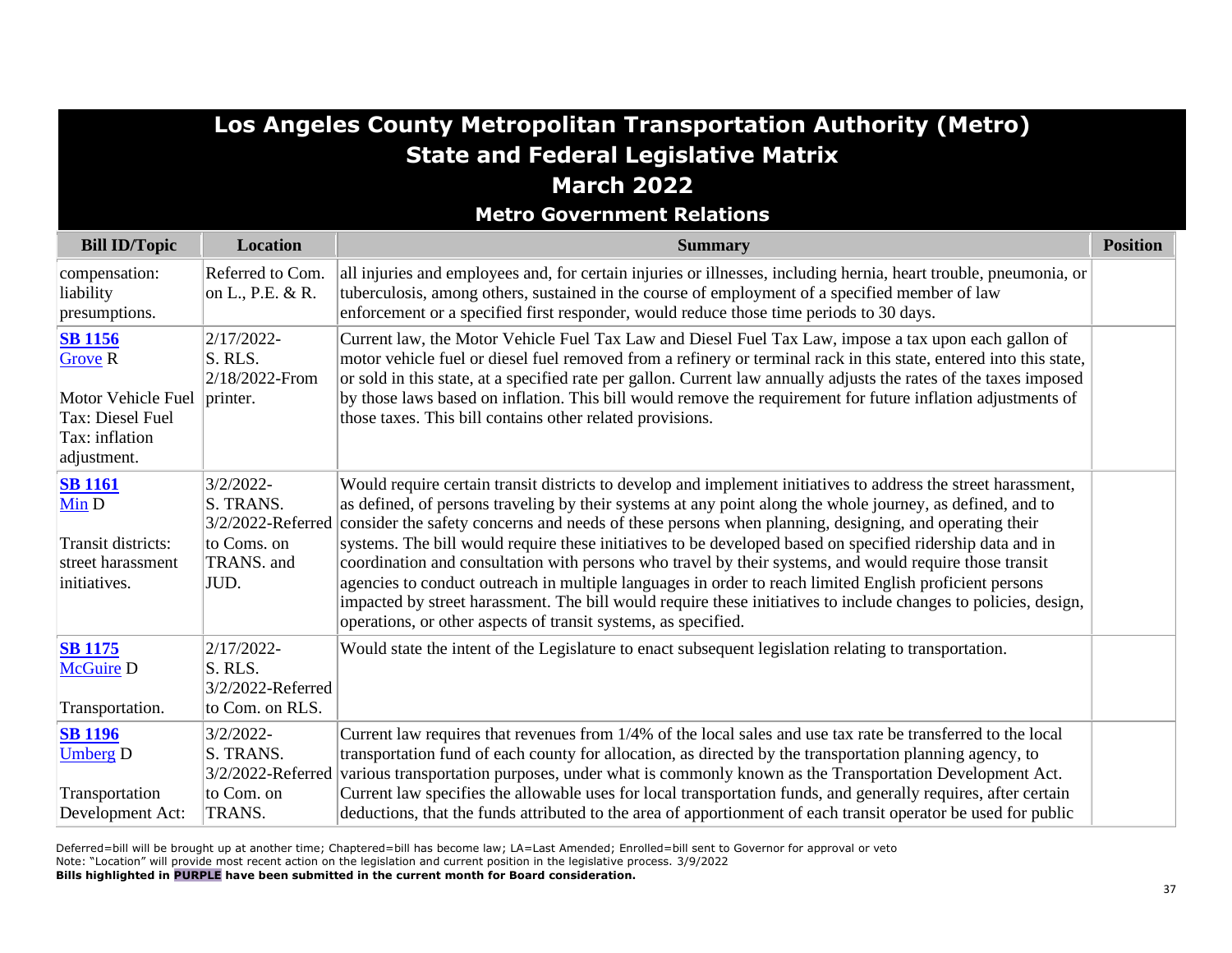# Los Angeles County Metropolitan Transportation Authority (Metro)
## State and Federal Legislative Matrix
## March 2022
### Metro Government Relations

| Bill ID/Topic | Location | Summary | Position |
|---|---|---|---|
| compensation: liability presumptions. | Referred to Com. on L., P.E. & R. | all injuries and employees and, for certain injuries or illnesses, including hernia, heart trouble, pneumonia, or tuberculosis, among others, sustained in the course of employment of a specified member of law enforcement or a specified first responder, would reduce those time periods to 30 days. | |
| **SB 1156** Grove R<br><br>Motor Vehicle Fuel Tax: Diesel Fuel Tax: inflation adjustment. | 2/17/2022- S. RLS. 2/18/2022-From printer. | Current law, the Motor Vehicle Fuel Tax Law and Diesel Fuel Tax Law, impose a tax upon each gallon of motor vehicle fuel or diesel fuel removed from a refinery or terminal rack in this state, entered into this state, or sold in this state, at a specified rate per gallon. Current law annually adjusts the rates of the taxes imposed by those laws based on inflation. This bill would remove the requirement for future inflation adjustments of those taxes. This bill contains other related provisions. | |
| **SB 1161** Min D<br><br>Transit districts: street harassment initiatives. | 3/2/2022- S. TRANS. 3/2/2022-Referred to Coms. on TRANS. and JUD. | Would require certain transit districts to develop and implement initiatives to address the street harassment, as defined, of persons traveling by their systems at any point along the whole journey, as defined, and to consider the safety concerns and needs of these persons when planning, designing, and operating their systems. The bill would require these initiatives to be developed based on specified ridership data and in coordination and consultation with persons who travel by their systems, and would require those transit agencies to conduct outreach in multiple languages in order to reach limited English proficient persons impacted by street harassment. The bill would require these initiatives to include changes to policies, design, operations, or other aspects of transit systems, as specified. | |
| **SB 1175** McGuire D<br><br>Transportation. | 2/17/2022- S. RLS. 3/2/2022-Referred to Com. on RLS. | Would state the intent of the Legislature to enact subsequent legislation relating to transportation. | |
| **SB 1196** Umberg D<br><br>Transportation Development Act: | 3/2/2022- S. TRANS. 3/2/2022-Referred to Com. on TRANS. | Current law requires that revenues from 1/4% of the local sales and use tax rate be transferred to the local transportation fund of each county for allocation, as directed by the transportation planning agency, to various transportation purposes, under what is commonly known as the Transportation Development Act. Current law specifies the allowable uses for local transportation funds, and generally requires, after certain deductions, that the funds attributed to the area of apportionment of each transit operator be used for public | |

Deferred=bill will be brought up at another time; Chaptered=bill has become law; LA=Last Amended; Enrolled=bill sent to Governor for approval or veto
Note: "Location" will provide most recent action on the legislation and current position in the legislative process. 3/9/2022
**Bills highlighted in PURPLE have been submitted in the current month for Board consideration.**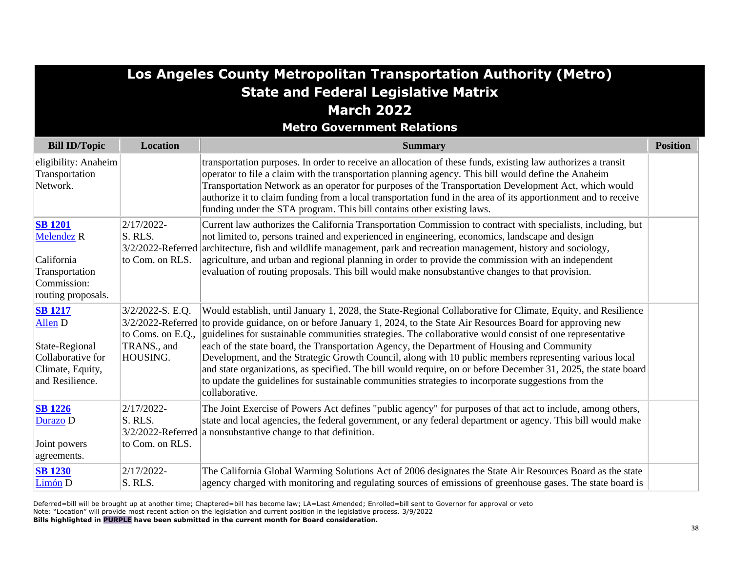# Los Angeles County Metropolitan Transportation Authority (Metro)
## State and Federal Legislative Matrix
## March 2022
### Metro Government Relations

| Bill ID/Topic | Location | Summary | Position |
|---|---|---|---|
| eligibility: Anaheim Transportation Network. | | transportation purposes. In order to receive an allocation of these funds, existing law authorizes a transit operator to file a claim with the transportation planning agency. This bill would define the Anaheim Transportation Network as an operator for purposes of the Transportation Development Act, which would authorize it to claim funding from a local transportation fund in the area of its apportionment and to receive funding under the STA program. This bill contains other existing laws. | |
| **SB 1201** Melendez R<br><br>California Transportation Commission: routing proposals. | 2/17/2022-S. RLS.<br>3/2/2022-Referred to Com. on RLS. | Current law authorizes the California Transportation Commission to contract with specialists, including, but not limited to, persons trained and experienced in engineering, economics, landscape and design architecture, fish and wildlife management, park and recreation management, history and sociology, agriculture, and urban and regional planning in order to provide the commission with an independent evaluation of routing proposals. This bill would make nonsubstantive changes to that provision. | |
| **SB 1217** Allen D<br><br>State-Regional Collaborative for Climate, Equity, and Resilience. | 3/2/2022-S. E.Q.<br>3/2/2022-Referred to Coms. on E.Q., TRANS., and HOUSING. | Would establish, until January 1, 2028, the State-Regional Collaborative for Climate, Equity, and Resilience to provide guidance, on or before January 1, 2024, to the State Air Resources Board for approving new guidelines for sustainable communities strategies. The collaborative would consist of one representative each of the state board, the Transportation Agency, the Department of Housing and Community Development, and the Strategic Growth Council, along with 10 public members representing various local and state organizations, as specified. The bill would require, on or before December 31, 2025, the state board to update the guidelines for sustainable communities strategies to incorporate suggestions from the collaborative. | |
| **SB 1226** Durazo D<br><br>Joint powers agreements. | 2/17/2022-S. RLS.<br>3/2/2022-Referred to Com. on RLS. | The Joint Exercise of Powers Act defines "public agency" for purposes of that act to include, among others, state and local agencies, the federal government, or any federal department or agency. This bill would make a nonsubstantive change to that definition. | |
| **SB 1230** Limón D | 2/17/2022-S. RLS. | The California Global Warming Solutions Act of 2006 designates the State Air Resources Board as the state agency charged with monitoring and regulating sources of emissions of greenhouse gases. The state board is | |

Deferred=bill will be brought up at another time; Chaptered=bill has become law; LA=Last Amended; Enrolled=bill sent to Governor for approval or veto
Note: "Location" will provide most recent action on the legislation and current position in the legislative process. 3/9/2022
**Bills highlighted in PURPLE have been submitted in the current month for Board consideration.**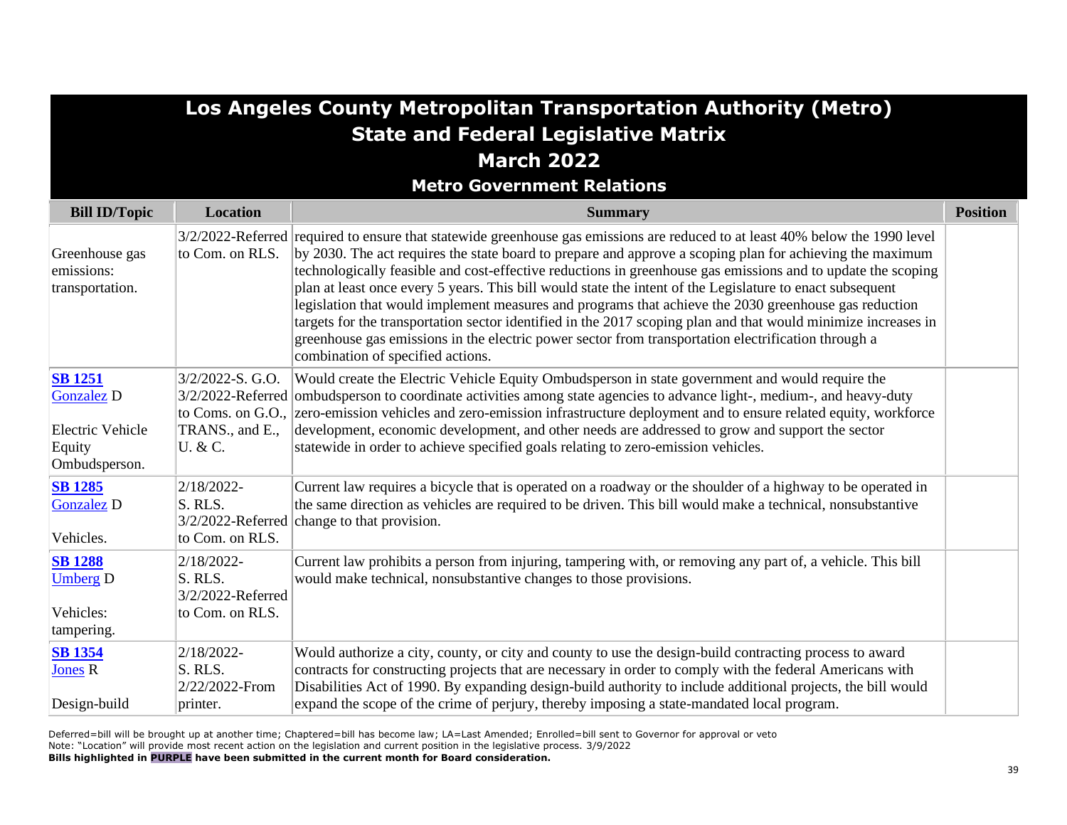# Los Angeles County Metropolitan Transportation Authority (Metro)
## State and Federal Legislative Matrix
## March 2022
### Metro Government Relations

| Bill ID/Topic | Location | Summary | Position |
|---|---|---|---|
| Greenhouse gas emissions: transportation. | 3/2/2022-Referred to Com. on RLS. | required to ensure that statewide greenhouse gas emissions are reduced to at least 40% below the 1990 level by 2030. The act requires the state board to prepare and approve a scoping plan for achieving the maximum technologically feasible and cost-effective reductions in greenhouse gas emissions and to update the scoping plan at least once every 5 years. This bill would state the intent of the Legislature to enact subsequent legislation that would implement measures and programs that achieve the 2030 greenhouse gas reduction targets for the transportation sector identified in the 2017 scoping plan and that would minimize increases in greenhouse gas emissions in the electric power sector from transportation electrification through a combination of specified actions. | |
| **SB 1251** Gonzalez D<br><br>Electric Vehicle Equity Ombudsperson. | 3/2/2022-S. G.O.<br>3/2/2022-Referred to Coms. on G.O., TRANS., and E., U. & C. | Would create the Electric Vehicle Equity Ombudsperson in state government and would require the ombudsperson to coordinate activities among state agencies to advance light-, medium-, and heavy-duty zero-emission vehicles and zero-emission infrastructure deployment and to ensure related equity, workforce development, economic development, and other needs are addressed to grow and support the sector statewide in order to achieve specified goals relating to zero-emission vehicles. | |
| **SB 1285** Gonzalez D<br><br>Vehicles. | 2/18/2022-S. RLS.<br>3/2/2022-Referred to Com. on RLS. | Current law requires a bicycle that is operated on a roadway or the shoulder of a highway to be operated in the same direction as vehicles are required to be driven. This bill would make a technical, nonsubstantive change to that provision. | |
| **SB 1288** Umberg D<br><br>Vehicles: tampering. | 2/18/2022-S. RLS.<br>3/2/2022-Referred to Com. on RLS. | Current law prohibits a person from injuring, tampering with, or removing any part of, a vehicle. This bill would make technical, nonsubstantive changes to those provisions. | |
| **SB 1354** Jones R<br><br>Design-build | 2/18/2022-S. RLS.<br>2/22/2022-From printer. | Would authorize a city, county, or city and county to use the design-build contracting process to award contracts for constructing projects that are necessary in order to comply with the federal Americans with Disabilities Act of 1990. By expanding design-build authority to include additional projects, the bill would expand the scope of the crime of perjury, thereby imposing a state-mandated local program. | |

Deferred=bill will be brought up at another time; Chaptered=bill has become law; LA=Last Amended; Enrolled=bill sent to Governor for approval or veto
Note: "Location" will provide most recent action on the legislation and current position in the legislative process. 3/9/2022
**Bills highlighted in PURPLE have been submitted in the current month for Board consideration.**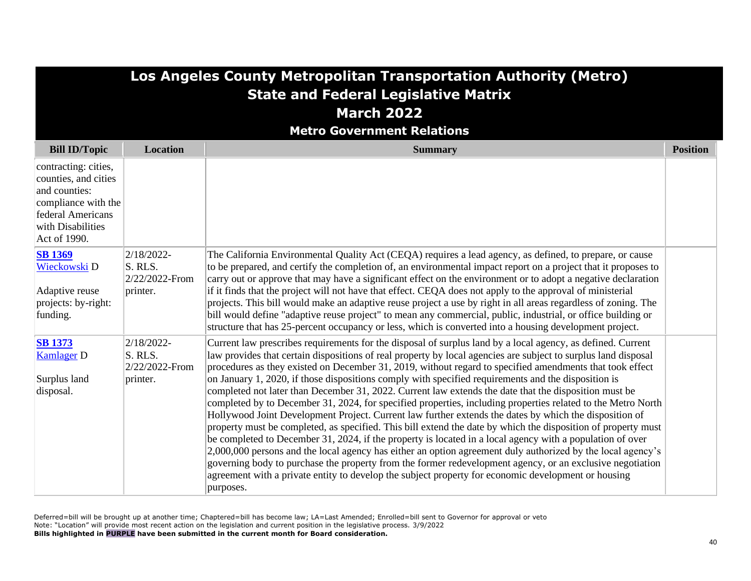# Los Angeles County Metropolitan Transportation Authority (Metro)
## State and Federal Legislative Matrix
## March 2022
### Metro Government Relations

| Bill ID/Topic | Location | Summary | Position |
|---|---|---|---|
| contracting: cities, counties, and cities and counties: compliance with the federal Americans with Disabilities Act of 1990. | | | |
| **SB 1369** Wieckowski D<br><br>Adaptive reuse projects: by-right: funding. | 2/18/2022-S. RLS. 2/22/2022-From printer. | The California Environmental Quality Act (CEQA) requires a lead agency, as defined, to prepare, or cause to be prepared, and certify the completion of, an environmental impact report on a project that it proposes to carry out or approve that may have a significant effect on the environment or to adopt a negative declaration if it finds that the project will not have that effect. CEQA does not apply to the approval of ministerial projects. This bill would make an adaptive reuse project a use by right in all areas regardless of zoning. The bill would define "adaptive reuse project" to mean any commercial, public, industrial, or office building or structure that has 25-percent occupancy or less, which is converted into a housing development project. | |
| **SB 1373** Kamlager D<br><br>Surplus land disposal. | 2/18/2022-S. RLS. 2/22/2022-From printer. | Current law prescribes requirements for the disposal of surplus land by a local agency, as defined. Current law provides that certain dispositions of real property by local agencies are subject to surplus land disposal procedures as they existed on December 31, 2019, without regard to specified amendments that took effect on January 1, 2020, if those dispositions comply with specified requirements and the disposition is completed not later than December 31, 2022. Current law extends the date that the disposition must be completed by to December 31, 2024, for specified properties, including properties related to the Metro North Hollywood Joint Development Project. Current law further extends the dates by which the disposition of property must be completed, as specified. This bill extend the date by which the disposition of property must be completed to December 31, 2024, if the property is located in a local agency with a population of over 2,000,000 persons and the local agency has either an option agreement duly authorized by the local agency's governing body to purchase the property from the former redevelopment agency, or an exclusive negotiation agreement with a private entity to develop the subject property for economic development or housing purposes. | |

Deferred=bill will be brought up at another time; Chaptered=bill has become law; LA=Last Amended; Enrolled=bill sent to Governor for approval or veto
Note: "Location" will provide most recent action on the legislation and current position in the legislative process. 3/9/2022
**Bills highlighted in PURPLE have been submitted in the current month for Board consideration.**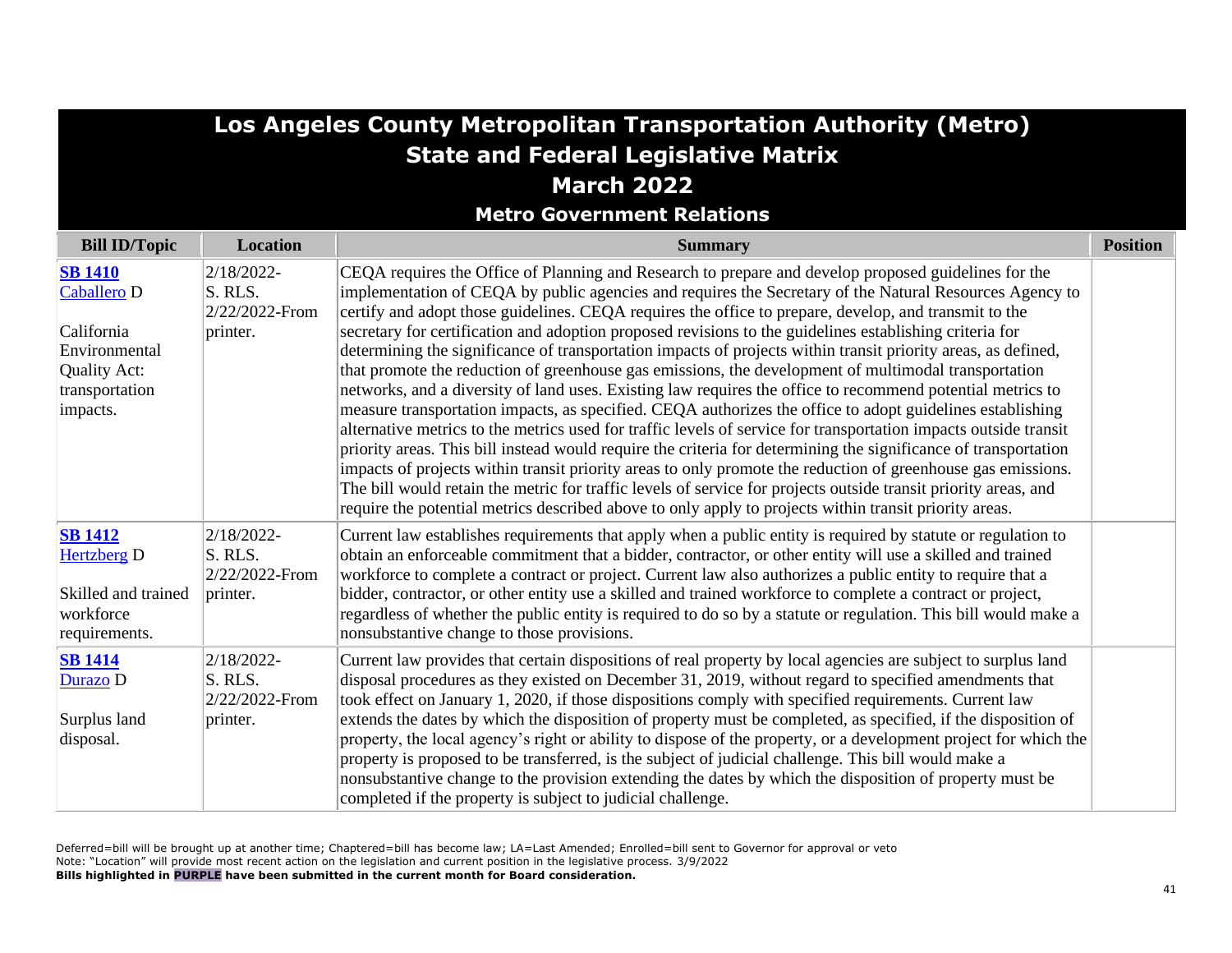# Los Angeles County Metropolitan Transportation Authority (Metro)
## State and Federal Legislative Matrix
## March 2022
### Metro Government Relations

| Bill ID/Topic | Location | Summary | Position |
|---|---|---|---|
| **SB 1410** Caballero D<br><br>California Environmental Quality Act: transportation impacts. | 2/18/2022-S. RLS. 2/22/2022-From printer. | CEQA requires the Office of Planning and Research to prepare and develop proposed guidelines for the implementation of CEQA by public agencies and requires the Secretary of the Natural Resources Agency to certify and adopt those guidelines. CEQA requires the office to prepare, develop, and transmit to the secretary for certification and adoption proposed revisions to the guidelines establishing criteria for determining the significance of transportation impacts of projects within transit priority areas, as defined, that promote the reduction of greenhouse gas emissions, the development of multimodal transportation networks, and a diversity of land uses. Existing law requires the office to recommend potential metrics to measure transportation impacts, as specified. CEQA authorizes the office to adopt guidelines establishing alternative metrics to the metrics used for traffic levels of service for transportation impacts outside transit priority areas. This bill instead would require the criteria for determining the significance of transportation impacts of projects within transit priority areas to only promote the reduction of greenhouse gas emissions. The bill would retain the metric for traffic levels of service for projects outside transit priority areas, and require the potential metrics described above to only apply to projects within transit priority areas. | |
| **SB 1412** Hertzberg D<br><br>Skilled and trained workforce requirements. | 2/18/2022-S. RLS. 2/22/2022-From printer. | Current law establishes requirements that apply when a public entity is required by statute or regulation to obtain an enforceable commitment that a bidder, contractor, or other entity will use a skilled and trained workforce to complete a contract or project. Current law also authorizes a public entity to require that a bidder, contractor, or other entity use a skilled and trained workforce to complete a contract or project, regardless of whether the public entity is required to do so by a statute or regulation. This bill would make a nonsubstantive change to those provisions. | |
| **SB 1414** Durazo D<br><br>Surplus land disposal. | 2/18/2022-S. RLS. 2/22/2022-From printer. | Current law provides that certain dispositions of real property by local agencies are subject to surplus land disposal procedures as they existed on December 31, 2019, without regard to specified amendments that took effect on January 1, 2020, if those dispositions comply with specified requirements. Current law extends the dates by which the disposition of property must be completed, as specified, if the disposition of property, the local agency's right or ability to dispose of the property, or a development project for which the property is proposed to be transferred, is the subject of judicial challenge. This bill would make a nonsubstantive change to the provision extending the dates by which the disposition of property must be completed if the property is subject to judicial challenge. | |

Deferred=bill will be brought up at another time; Chaptered=bill has become law; LA=Last Amended; Enrolled=bill sent to Governor for approval or veto
Note: "Location" will provide most recent action on the legislation and current position in the legislative process. 3/9/2022
**Bills highlighted in PURPLE have been submitted in the current month for Board consideration.**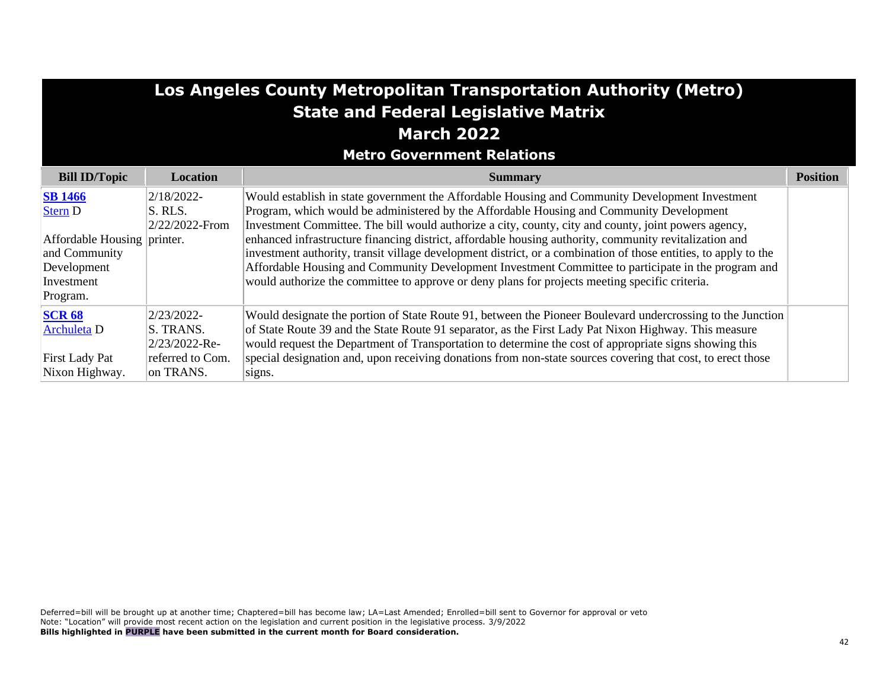# Los Angeles County Metropolitan Transportation Authority (Metro)
## State and Federal Legislative Matrix
## March 2022
### Metro Government Relations

| Bill ID/Topic | Location | Summary | Position |
|---|---|---|---|
| **SB 1466**<br>Stern D<br><br>Affordable Housing and Community Development Investment Program. | 2/18/2022-<br>S. RLS.<br>2/22/2022-From printer. | Would establish in state government the Affordable Housing and Community Development Investment Program, which would be administered by the Affordable Housing and Community Development Investment Committee. The bill would authorize a city, county, city and county, joint powers agency, enhanced infrastructure financing district, affordable housing authority, community revitalization and investment authority, transit village development district, or a combination of those entities, to apply to the Affordable Housing and Community Development Investment Committee to participate in the program and would authorize the committee to approve or deny plans for projects meeting specific criteria. | |
| **SCR 68**<br>Archuleta D<br><br>First Lady Pat Nixon Highway. | 2/23/2022-<br>S. TRANS.<br>2/23/2022-Re-referred to Com. on TRANS. | Would designate the portion of State Route 91, between the Pioneer Boulevard undercrossing to the Junction of State Route 39 and the State Route 91 separator, as the First Lady Pat Nixon Highway. This measure would request the Department of Transportation to determine the cost of appropriate signs showing this special designation and, upon receiving donations from non-state sources covering that cost, to erect those signs. | |

Deferred=bill will be brought up at another time; Chaptered=bill has become law; LA=Last Amended; Enrolled=bill sent to Governor for approval or veto
Note: "Location" will provide most recent action on the legislation and current position in the legislative process. 3/9/2022
**Bills highlighted in PURPLE have been submitted in the current month for Board consideration.**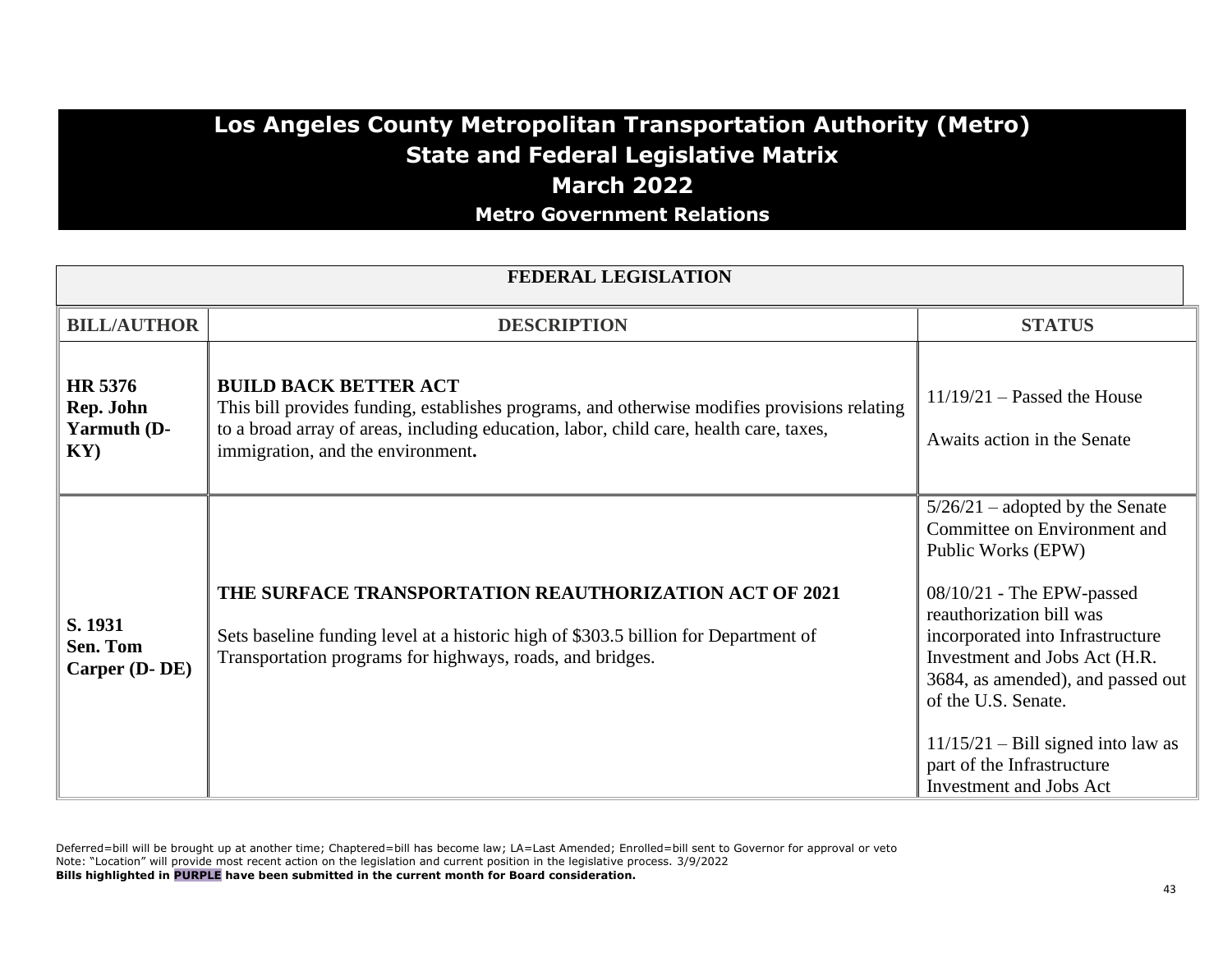# Los Angeles County Metropolitan Transportation Authority (Metro)
# State and Federal Legislative Matrix
# March 2022
## Metro Government Relations

## FEDERAL LEGISLATION

| BILL/AUTHOR | DESCRIPTION | STATUS |
|---|---|---|
| **HR 5376 Rep. John Yarmuth (D-KY)** | **BUILD BACK BETTER ACT** This bill provides funding, establishes programs, and otherwise modifies provisions relating to a broad array of areas, including education, labor, child care, health care, taxes, immigration, and the environment**.** | 11/19/21 – Passed the House<br><br>Awaits action in the Senate |
| **S. 1931 Sen. Tom Carper (D- DE)** | **THE SURFACE TRANSPORTATION REAUTHORIZATION ACT OF 2021**<br><br>Sets baseline funding level at a historic high of $303.5 billion for Department of Transportation programs for highways, roads, and bridges. | 5/26/21 – adopted by the Senate Committee on Environment and Public Works (EPW)<br><br>08/10/21 - The EPW-passed reauthorization bill was incorporated into Infrastructure Investment and Jobs Act (H.R. 3684, as amended), and passed out of the U.S. Senate.<br><br>11/15/21 – Bill signed into law as part of the Infrastructure Investment and Jobs Act |

Deferred=bill will be brought up at another time; Chaptered=bill has become law; LA=Last Amended; Enrolled=bill sent to Governor for approval or veto
Note: "Location" will provide most recent action on the legislation and current position in the legislative process. 3/9/2022
**Bills highlighted in PURPLE have been submitted in the current month for Board consideration.**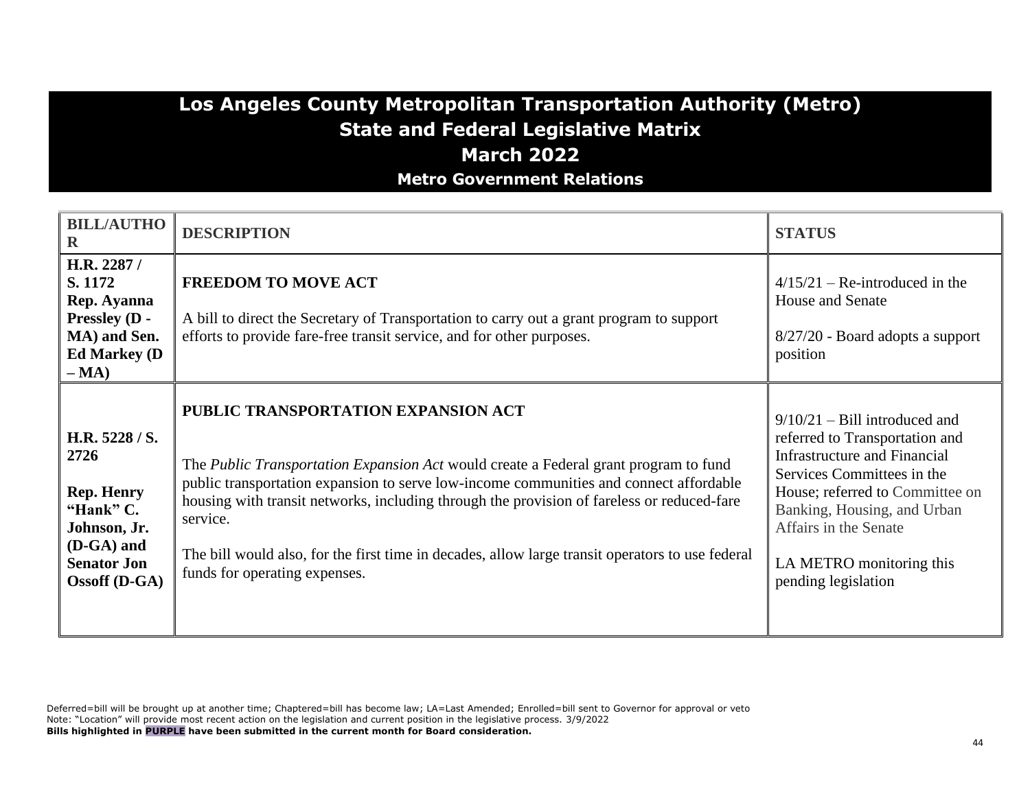# Los Angeles County Metropolitan Transportation Authority (Metro)
## State and Federal Legislative Matrix
## March 2022
### Metro Government Relations

| BILL/AUTHOR | DESCRIPTION | STATUS |
|---|---|---|
| **H.R. 2287 / S. 1172 Rep. Ayanna Pressley (D - MA) and Sen. Ed Markey (D – MA)** | **FREEDOM TO MOVE ACT**<br><br>A bill to direct the Secretary of Transportation to carry out a grant program to support efforts to provide fare-free transit service, and for other purposes. | 4/15/21 – Re-introduced in the House and Senate<br><br>8/27/20 - Board adopts a support position |
| **H.R. 5228 / S. 2726**<br><br>**Rep. Henry "Hank" C. Johnson, Jr. (D-GA) and Senator Jon Ossoff (D-GA)** | **PUBLIC TRANSPORTATION EXPANSION ACT**<br><br>The *Public Transportation Expansion Act* would create a Federal grant program to fund public transportation expansion to serve low-income communities and connect affordable housing with transit networks, including through the provision of fareless or reduced-fare service.<br><br>The bill would also, for the first time in decades, allow large transit operators to use federal funds for operating expenses. | 9/10/21 – Bill introduced and referred to Transportation and Infrastructure and Financial Services Committees in the House; referred to Committee on Banking, Housing, and Urban Affairs in the Senate<br><br>LA METRO monitoring this pending legislation |

Deferred=bill will be brought up at another time; Chaptered=bill has become law; LA=Last Amended; Enrolled=bill sent to Governor for approval or veto
Note: "Location" will provide most recent action on the legislation and current position in the legislative process. 3/9/2022
**Bills highlighted in PURPLE have been submitted in the current month for Board consideration.**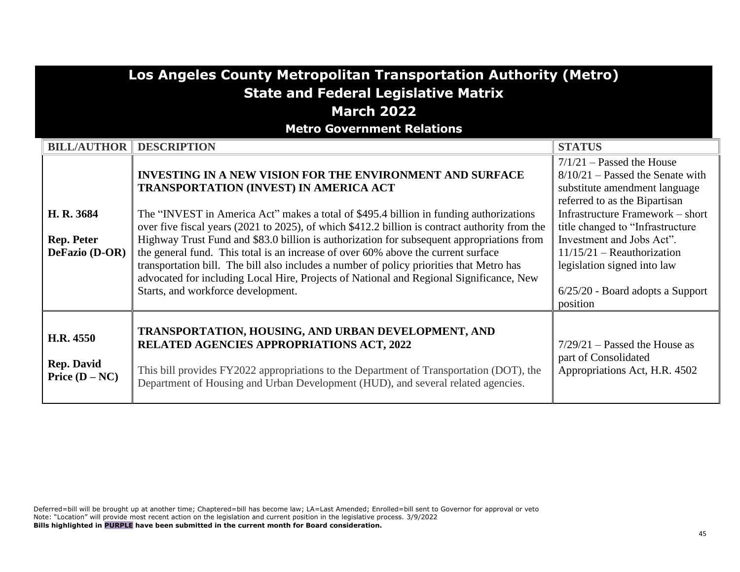# Los Angeles County Metropolitan Transportation Authority (Metro)
## State and Federal Legislative Matrix
## March 2022
### Metro Government Relations

| BILL/AUTHOR | DESCRIPTION | STATUS |
|---|---|---|
| **H. R. 3684**<br><br>**Rep. Peter DeFazio (D-OR)** | **INVESTING IN A NEW VISION FOR THE ENVIRONMENT AND SURFACE TRANSPORTATION (INVEST) IN AMERICA ACT**<br><br>The "INVEST in America Act" makes a total of $495.4 billion in funding authorizations over five fiscal years (2021 to 2025), of which $412.2 billion is contract authority from the Highway Trust Fund and $83.0 billion is authorization for subsequent appropriations from the general fund. This total is an increase of over 60% above the current surface transportation bill. The bill also includes a number of policy priorities that Metro has advocated for including Local Hire, Projects of National and Regional Significance, New Starts, and workforce development. | 7/1/21 – Passed the House<br>8/10/21 – Passed the Senate with substitute amendment language referred to as the Bipartisan Infrastructure Framework – short title changed to "Infrastructure Investment and Jobs Act".<br>11/15/21 – Reauthorization legislation signed into law<br><br>6/25/20 - Board adopts a Support position |
| **H.R. 4550**<br><br>**Rep. David Price (D – NC)** | **TRANSPORTATION, HOUSING, AND URBAN DEVELOPMENT, AND RELATED AGENCIES APPROPRIATIONS ACT, 2022**<br><br>This bill provides FY2022 appropriations to the Department of Transportation (DOT), the Department of Housing and Urban Development (HUD), and several related agencies. | 7/29/21 – Passed the House as part of Consolidated Appropriations Act, H.R. 4502 |

Deferred=bill will be brought up at another time; Chaptered=bill has become law; LA=Last Amended; Enrolled=bill sent to Governor for approval or veto
Note: "Location" will provide most recent action on the legislation and current position in the legislative process. 3/9/2022
**Bills highlighted in PURPLE have been submitted in the current month for Board consideration.**